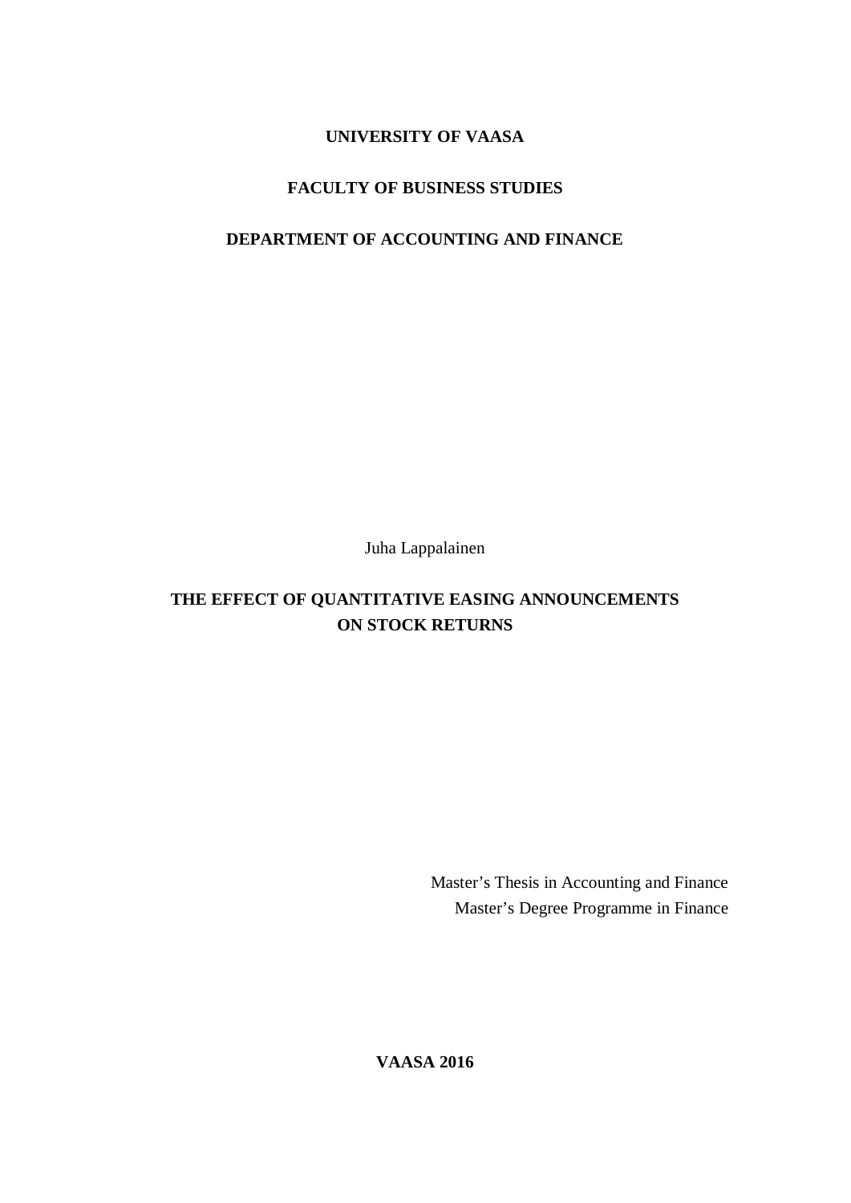**UNIVERSITY OF VAASA**

**FACULTY OF BUSINESS STUDIES**

**DEPARTMENT OF ACCOUNTING AND FINANCE**

Juha Lappalainen

# THE EFFECT OF QUANTITATIVE EASING ANNOUNCEMENTS ON STOCK RETURNS

Master's Thesis in Accounting and Finance

Master's Degree Programme in Finance

**VAASA 2016**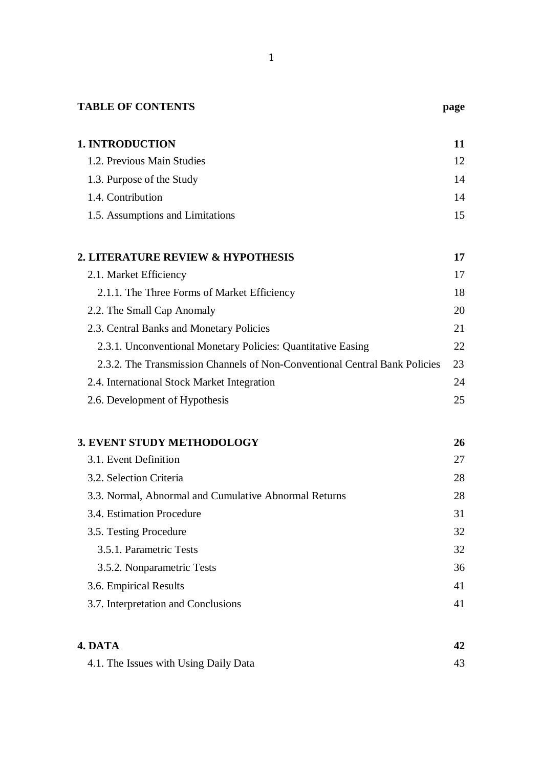**TABLE OF CONTENTS** **page**

| | |
|---|---|
| **1. INTRODUCTION** | **11** |
| 1.2. Previous Main Studies | 12 |
| 1.3. Purpose of the Study | 14 |
| 1.4. Contribution | 14 |
| 1.5. Assumptions and Limitations | 15 |
| | |
| **2. LITERATURE REVIEW & HYPOTHESIS** | **17** |
| 2.1. Market Efficiency | 17 |
| 2.1.1. The Three Forms of Market Efficiency | 18 |
| 2.2. The Small Cap Anomaly | 20 |
| 2.3. Central Banks and Monetary Policies | 21 |
| 2.3.1. Unconventional Monetary Policies: Quantitative Easing | 22 |
| 2.3.2. The Transmission Channels of Non-Conventional Central Bank Policies | 23 |
| 2.4. International Stock Market Integration | 24 |
| 2.6. Development of Hypothesis | 25 |
| | |
| **3. EVENT STUDY METHODOLOGY** | **26** |
| 3.1. Event Definition | 27 |
| 3.2. Selection Criteria | 28 |
| 3.3. Normal, Abnormal and Cumulative Abnormal Returns | 28 |
| 3.4. Estimation Procedure | 31 |
| 3.5. Testing Procedure | 32 |
| 3.5.1. Parametric Tests | 32 |
| 3.5.2. Nonparametric Tests | 36 |
| 3.6. Empirical Results | 41 |
| 3.7. Interpretation and Conclusions | 41 |
| | |
| **4. DATA** | **42** |
| 4.1. The Issues with Using Daily Data | 43 |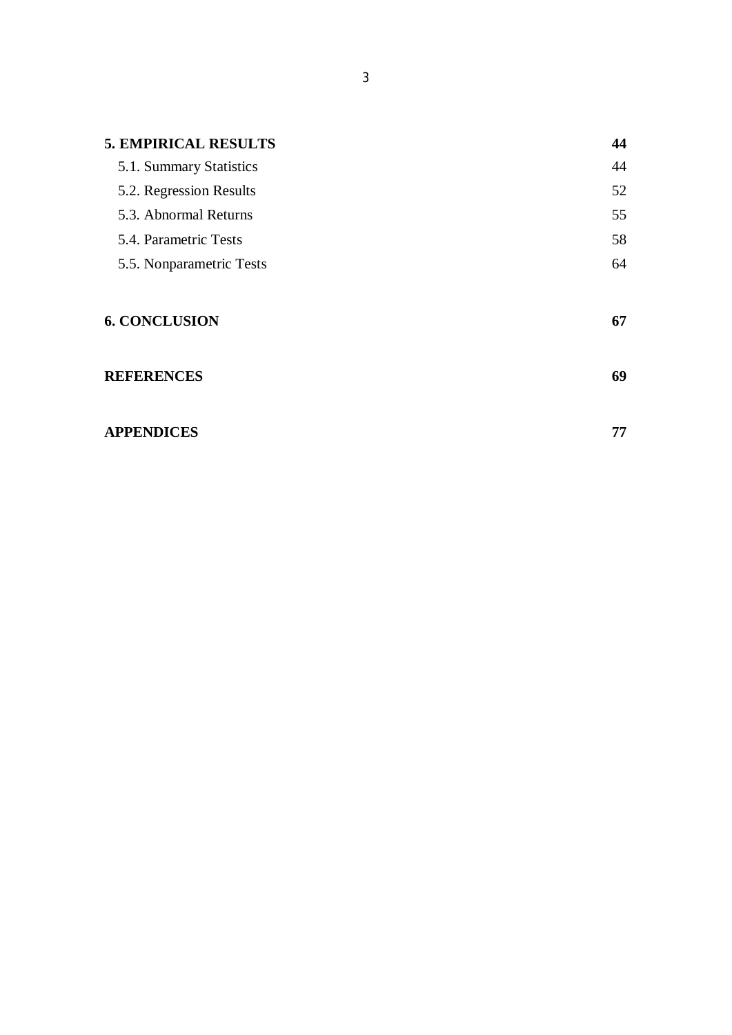| | |
|---|---|
| **5. EMPIRICAL RESULTS** | **44** |
| 5.1. Summary Statistics | 44 |
| 5.2. Regression Results | 52 |
| 5.3. Abnormal Returns | 55 |
| 5.4. Parametric Tests | 58 |
| 5.5. Nonparametric Tests | 64 |
| **6. CONCLUSION** | **67** |
| **REFERENCES** | **69** |
| **APPENDICES** | **77** |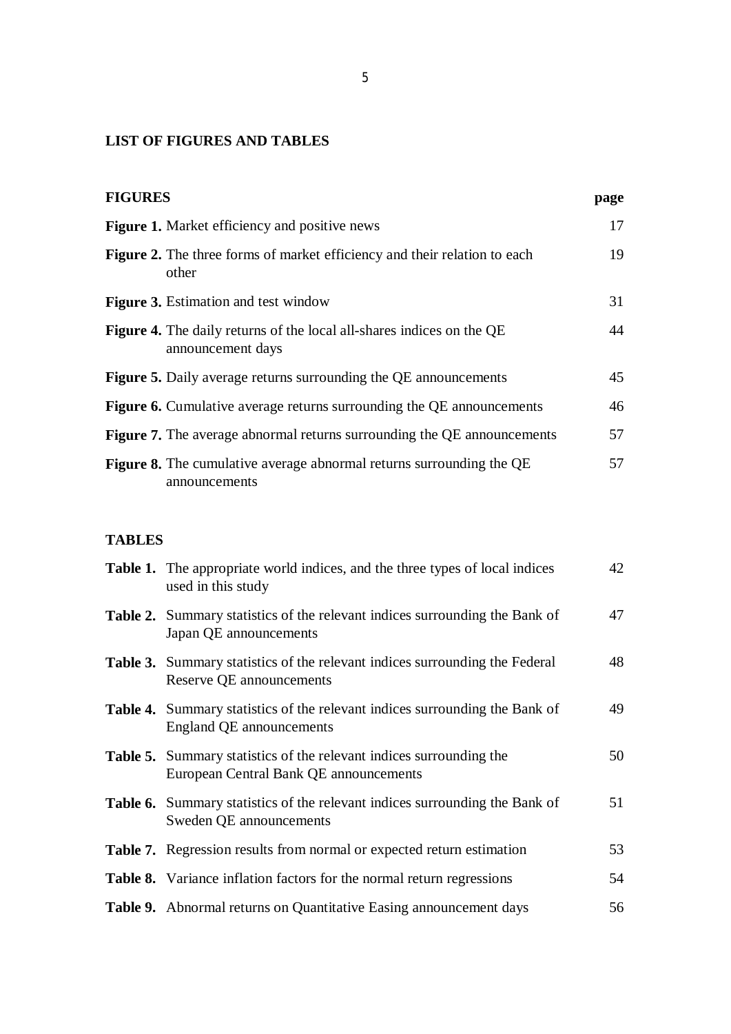## LIST OF FIGURES AND TABLES

| FIGURES | | page |
|---|---|---|
| **Figure 1.** | Market efficiency and positive news | 17 |
| **Figure 2.** | The three forms of market efficiency and their relation to each other | 19 |
| **Figure 3.** | Estimation and test window | 31 |
| **Figure 4.** | The daily returns of the local all-shares indices on the QE announcement days | 44 |
| **Figure 5.** | Daily average returns surrounding the QE announcements | 45 |
| **Figure 6.** | Cumulative average returns surrounding the QE announcements | 46 |
| **Figure 7.** | The average abnormal returns surrounding the QE announcements | 57 |
| **Figure 8.** | The cumulative average abnormal returns surrounding the QE announcements | 57 |

| TABLES | | |
|---|---|---|
| **Table 1.** | The appropriate world indices, and the three types of local indices used in this study | 42 |
| **Table 2.** | Summary statistics of the relevant indices surrounding the Bank of Japan QE announcements | 47 |
| **Table 3.** | Summary statistics of the relevant indices surrounding the Federal Reserve QE announcements | 48 |
| **Table 4.** | Summary statistics of the relevant indices surrounding the Bank of England QE announcements | 49 |
| **Table 5.** | Summary statistics of the relevant indices surrounding the European Central Bank QE announcements | 50 |
| **Table 6.** | Summary statistics of the relevant indices surrounding the Bank of Sweden QE announcements | 51 |
| **Table 7.** | Regression results from normal or expected return estimation | 53 |
| **Table 8.** | Variance inflation factors for the normal return regressions | 54 |
| **Table 9.** | Abnormal returns on Quantitative Easing announcement days | 56 |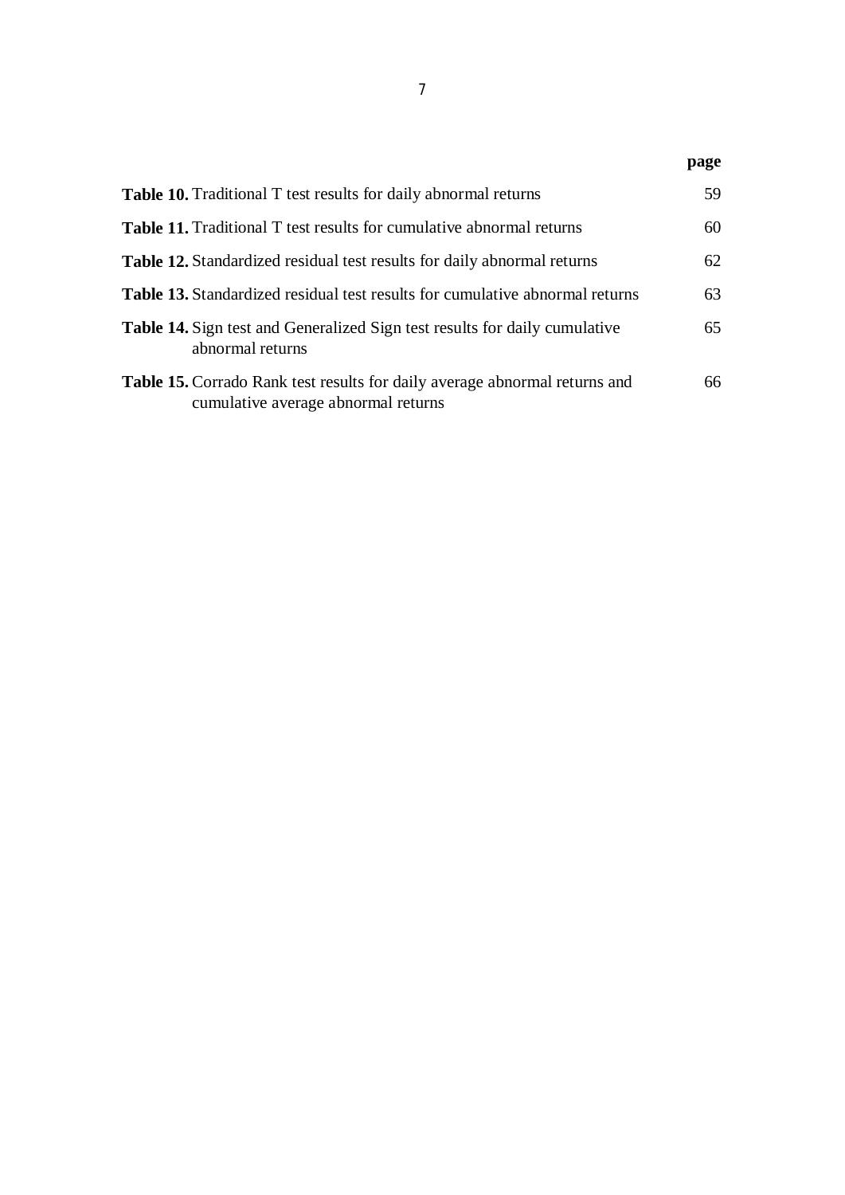| | | page |
|---|---|---|
| **Table 10.** | Traditional T test results for daily abnormal returns | 59 |
| **Table 11.** | Traditional T test results for cumulative abnormal returns | 60 |
| **Table 12.** | Standardized residual test results for daily abnormal returns | 62 |
| **Table 13.** | Standardized residual test results for cumulative abnormal returns | 63 |
| **Table 14.** | Sign test and Generalized Sign test results for daily cumulative abnormal returns | 65 |
| **Table 15.** | Corrado Rank test results for daily average abnormal returns and cumulative average abnormal returns | 66 |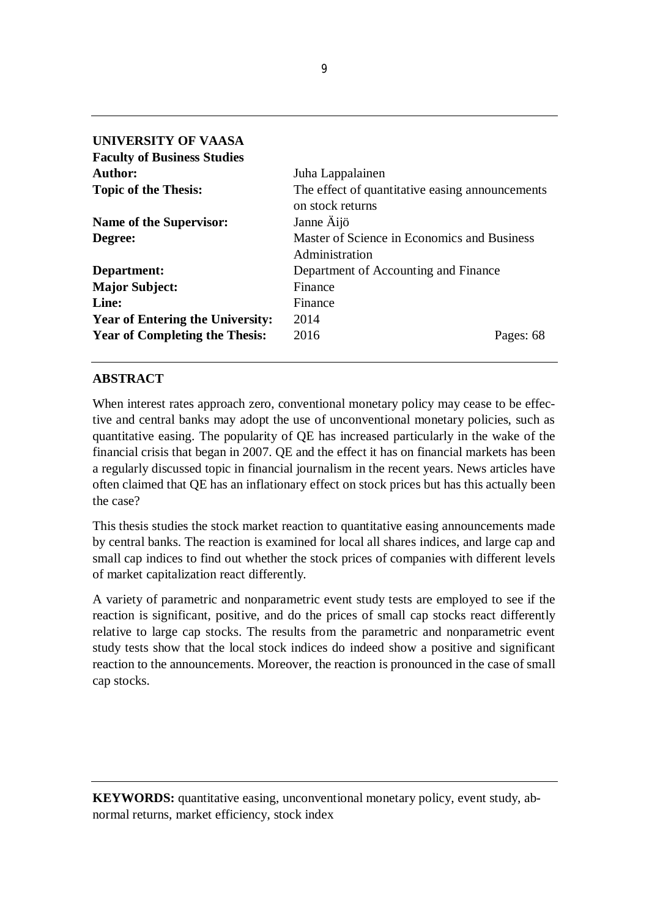**UNIVERSITY OF VAASA**
**Faculty of Business Studies**

| | |
|---|---|
| **Author:** | Juha Lappalainen |
| **Topic of the Thesis:** | The effect of quantitative easing announcements on stock returns |
| **Name of the Supervisor:** | Janne Äijö |
| **Degree:** | Master of Science in Economics and Business Administration |
| **Department:** | Department of Accounting and Finance |
| **Major Subject:** | Finance |
| **Line:** | Finance |
| **Year of Entering the University:** | 2014 |
| **Year of Completing the Thesis:** | 2016 Pages: 68 |

## ABSTRACT

When interest rates approach zero, conventional monetary policy may cease to be effective and central banks may adopt the use of unconventional monetary policies, such as quantitative easing. The popularity of QE has increased particularly in the wake of the financial crisis that began in 2007. QE and the effect it has on financial markets has been a regularly discussed topic in financial journalism in the recent years. News articles have often claimed that QE has an inflationary effect on stock prices but has this actually been the case?

This thesis studies the stock market reaction to quantitative easing announcements made by central banks. The reaction is examined for local all shares indices, and large cap and small cap indices to find out whether the stock prices of companies with different levels of market capitalization react differently.

A variety of parametric and nonparametric event study tests are employed to see if the reaction is significant, positive, and do the prices of small cap stocks react differently relative to large cap stocks. The results from the parametric and nonparametric event study tests show that the local stock indices do indeed show a positive and significant reaction to the announcements. Moreover, the reaction is pronounced in the case of small cap stocks.

**KEYWORDS:** quantitative easing, unconventional monetary policy, event study, abnormal returns, market efficiency, stock index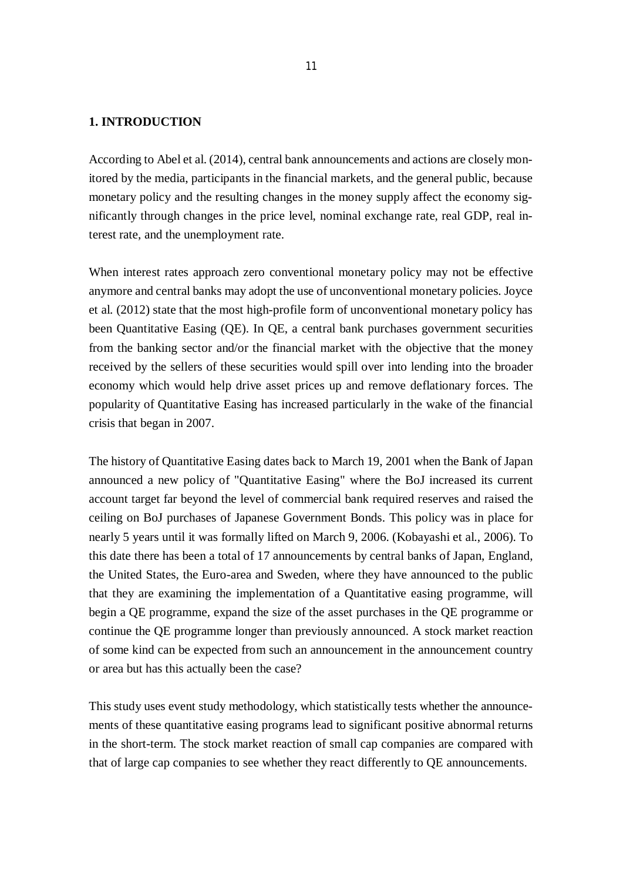# 1. INTRODUCTION

According to Abel et al. (2014), central bank announcements and actions are closely monitored by the media, participants in the financial markets, and the general public, because monetary policy and the resulting changes in the money supply affect the economy significantly through changes in the price level, nominal exchange rate, real GDP, real interest rate, and the unemployment rate.

When interest rates approach zero conventional monetary policy may not be effective anymore and central banks may adopt the use of unconventional monetary policies. Joyce et al. (2012) state that the most high-profile form of unconventional monetary policy has been Quantitative Easing (QE). In QE, a central bank purchases government securities from the banking sector and/or the financial market with the objective that the money received by the sellers of these securities would spill over into lending into the broader economy which would help drive asset prices up and remove deflationary forces. The popularity of Quantitative Easing has increased particularly in the wake of the financial crisis that began in 2007.

The history of Quantitative Easing dates back to March 19, 2001 when the Bank of Japan announced a new policy of "Quantitative Easing" where the BoJ increased its current account target far beyond the level of commercial bank required reserves and raised the ceiling on BoJ purchases of Japanese Government Bonds. This policy was in place for nearly 5 years until it was formally lifted on March 9, 2006. (Kobayashi et al., 2006). To this date there has been a total of 17 announcements by central banks of Japan, England, the United States, the Euro-area and Sweden, where they have announced to the public that they are examining the implementation of a Quantitative easing programme, will begin a QE programme, expand the size of the asset purchases in the QE programme or continue the QE programme longer than previously announced. A stock market reaction of some kind can be expected from such an announcement in the announcement country or area but has this actually been the case?

This study uses event study methodology, which statistically tests whether the announcements of these quantitative easing programs lead to significant positive abnormal returns in the short-term. The stock market reaction of small cap companies are compared with that of large cap companies to see whether they react differently to QE announcements.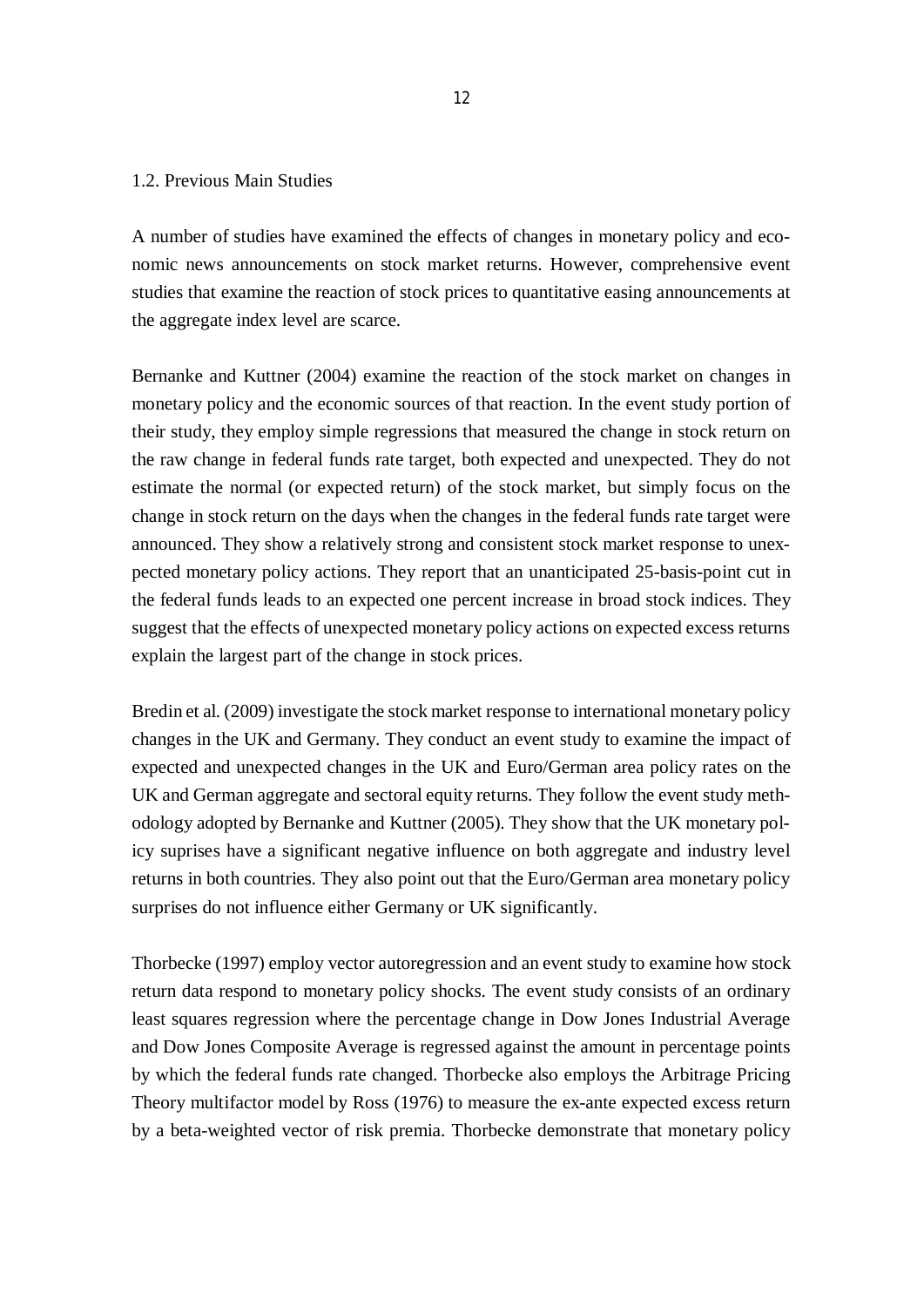## 1.2. Previous Main Studies

A number of studies have examined the effects of changes in monetary policy and economic news announcements on stock market returns. However, comprehensive event studies that examine the reaction of stock prices to quantitative easing announcements at the aggregate index level are scarce.

Bernanke and Kuttner (2004) examine the reaction of the stock market on changes in monetary policy and the economic sources of that reaction. In the event study portion of their study, they employ simple regressions that measured the change in stock return on the raw change in federal funds rate target, both expected and unexpected. They do not estimate the normal (or expected return) of the stock market, but simply focus on the change in stock return on the days when the changes in the federal funds rate target were announced. They show a relatively strong and consistent stock market response to unexpected monetary policy actions. They report that an unanticipated 25-basis-point cut in the federal funds leads to an expected one percent increase in broad stock indices. They suggest that the effects of unexpected monetary policy actions on expected excess returns explain the largest part of the change in stock prices.

Bredin et al. (2009) investigate the stock market response to international monetary policy changes in the UK and Germany. They conduct an event study to examine the impact of expected and unexpected changes in the UK and Euro/German area policy rates on the UK and German aggregate and sectoral equity returns. They follow the event study methodology adopted by Bernanke and Kuttner (2005). They show that the UK monetary policy suprises have a significant negative influence on both aggregate and industry level returns in both countries. They also point out that the Euro/German area monetary policy surprises do not influence either Germany or UK significantly.

Thorbecke (1997) employ vector autoregression and an event study to examine how stock return data respond to monetary policy shocks. The event study consists of an ordinary least squares regression where the percentage change in Dow Jones Industrial Average and Dow Jones Composite Average is regressed against the amount in percentage points by which the federal funds rate changed. Thorbecke also employs the Arbitrage Pricing Theory multifactor model by Ross (1976) to measure the ex-ante expected excess return by a beta-weighted vector of risk premia. Thorbecke demonstrate that monetary policy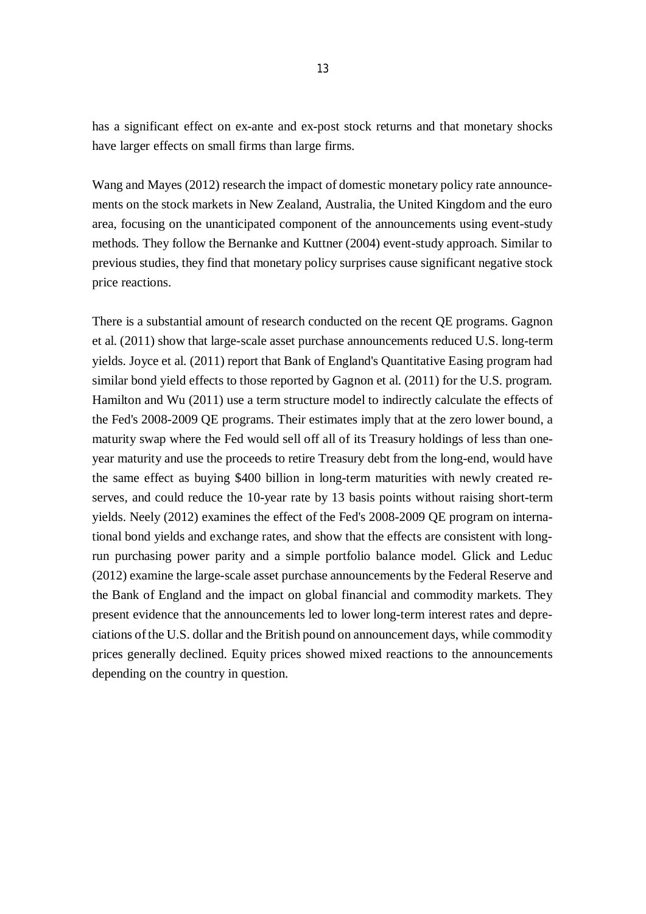has a significant effect on ex-ante and ex-post stock returns and that monetary shocks have larger effects on small firms than large firms.

Wang and Mayes (2012) research the impact of domestic monetary policy rate announcements on the stock markets in New Zealand, Australia, the United Kingdom and the euro area, focusing on the unanticipated component of the announcements using event-study methods. They follow the Bernanke and Kuttner (2004) event-study approach. Similar to previous studies, they find that monetary policy surprises cause significant negative stock price reactions.

There is a substantial amount of research conducted on the recent QE programs. Gagnon et al. (2011) show that large-scale asset purchase announcements reduced U.S. long-term yields. Joyce et al. (2011) report that Bank of England's Quantitative Easing program had similar bond yield effects to those reported by Gagnon et al. (2011) for the U.S. program. Hamilton and Wu (2011) use a term structure model to indirectly calculate the effects of the Fed's 2008-2009 QE programs. Their estimates imply that at the zero lower bound, a maturity swap where the Fed would sell off all of its Treasury holdings of less than one-year maturity and use the proceeds to retire Treasury debt from the long-end, would have the same effect as buying $400 billion in long-term maturities with newly created reserves, and could reduce the 10-year rate by 13 basis points without raising short-term yields. Neely (2012) examines the effect of the Fed's 2008-2009 QE program on international bond yields and exchange rates, and show that the effects are consistent with long-run purchasing power parity and a simple portfolio balance model. Glick and Leduc (2012) examine the large-scale asset purchase announcements by the Federal Reserve and the Bank of England and the impact on global financial and commodity markets. They present evidence that the announcements led to lower long-term interest rates and depreciations of the U.S. dollar and the British pound on announcement days, while commodity prices generally declined. Equity prices showed mixed reactions to the announcements depending on the country in question.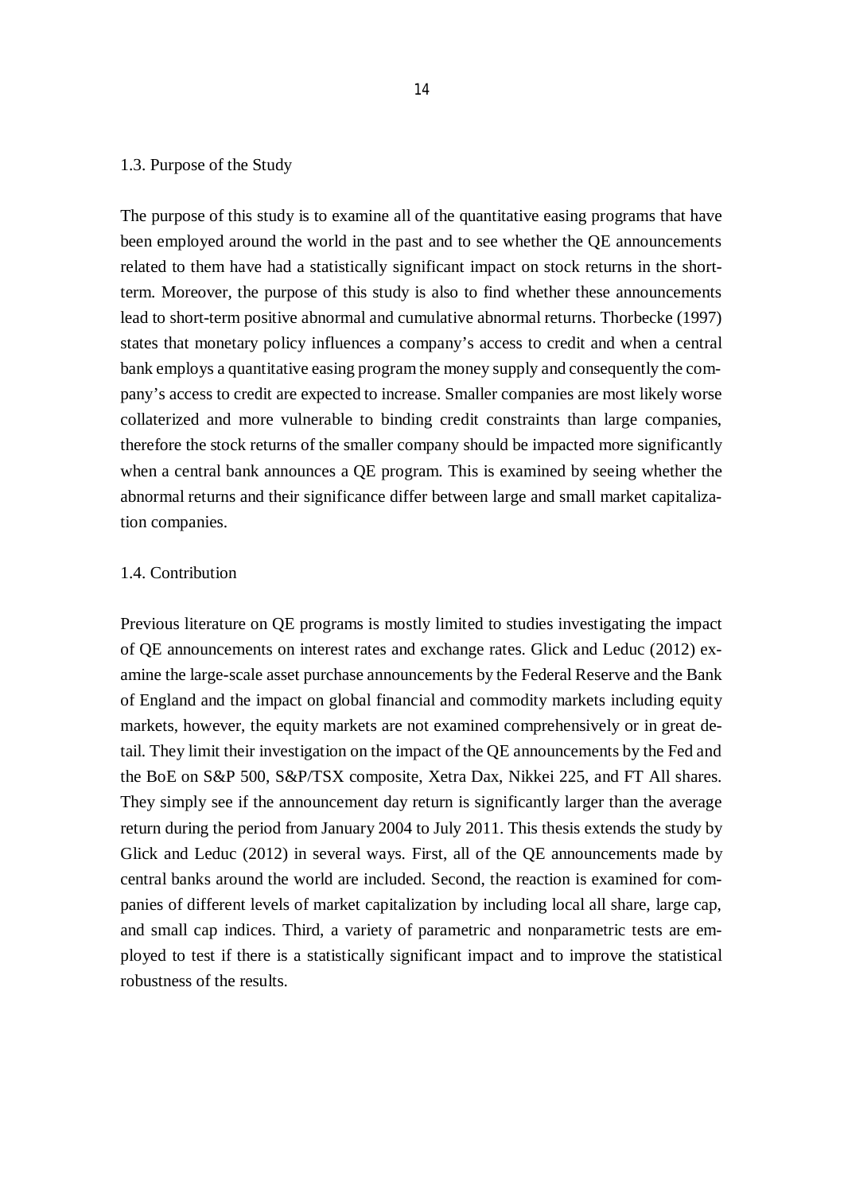## 1.3. Purpose of the Study

The purpose of this study is to examine all of the quantitative easing programs that have been employed around the world in the past and to see whether the QE announcements related to them have had a statistically significant impact on stock returns in the short-term. Moreover, the purpose of this study is also to find whether these announcements lead to short-term positive abnormal and cumulative abnormal returns. Thorbecke (1997) states that monetary policy influences a company's access to credit and when a central bank employs a quantitative easing program the money supply and consequently the company's access to credit are expected to increase. Smaller companies are most likely worse collaterized and more vulnerable to binding credit constraints than large companies, therefore the stock returns of the smaller company should be impacted more significantly when a central bank announces a QE program. This is examined by seeing whether the abnormal returns and their significance differ between large and small market capitalization companies.

## 1.4. Contribution

Previous literature on QE programs is mostly limited to studies investigating the impact of QE announcements on interest rates and exchange rates. Glick and Leduc (2012) examine the large-scale asset purchase announcements by the Federal Reserve and the Bank of England and the impact on global financial and commodity markets including equity markets, however, the equity markets are not examined comprehensively or in great detail. They limit their investigation on the impact of the QE announcements by the Fed and the BoE on S&P 500, S&P/TSX composite, Xetra Dax, Nikkei 225, and FT All shares. They simply see if the announcement day return is significantly larger than the average return during the period from January 2004 to July 2011. This thesis extends the study by Glick and Leduc (2012) in several ways. First, all of the QE announcements made by central banks around the world are included. Second, the reaction is examined for companies of different levels of market capitalization by including local all share, large cap, and small cap indices. Third, a variety of parametric and nonparametric tests are employed to test if there is a statistically significant impact and to improve the statistical robustness of the results.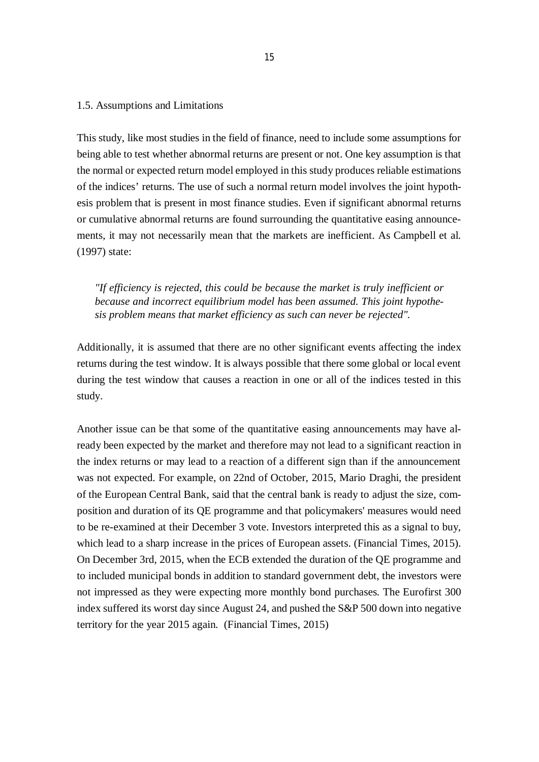## 1.5. Assumptions and Limitations

This study, like most studies in the field of finance, need to include some assumptions for being able to test whether abnormal returns are present or not. One key assumption is that the normal or expected return model employed in this study produces reliable estimations of the indices' returns. The use of such a normal return model involves the joint hypothesis problem that is present in most finance studies. Even if significant abnormal returns or cumulative abnormal returns are found surrounding the quantitative easing announcements, it may not necessarily mean that the markets are inefficient. As Campbell et al. (1997) state:

> *"If efficiency is rejected, this could be because the market is truly inefficient or because and incorrect equilibrium model has been assumed. This joint hypothesis problem means that market efficiency as such can never be rejected".*

Additionally, it is assumed that there are no other significant events affecting the index returns during the test window. It is always possible that there some global or local event during the test window that causes a reaction in one or all of the indices tested in this study.

Another issue can be that some of the quantitative easing announcements may have already been expected by the market and therefore may not lead to a significant reaction in the index returns or may lead to a reaction of a different sign than if the announcement was not expected. For example, on 22nd of October, 2015, Mario Draghi, the president of the European Central Bank, said that the central bank is ready to adjust the size, composition and duration of its QE programme and that policymakers' measures would need to be re-examined at their December 3 vote. Investors interpreted this as a signal to buy, which lead to a sharp increase in the prices of European assets. (Financial Times, 2015). On December 3rd, 2015, when the ECB extended the duration of the QE programme and to included municipal bonds in addition to standard government debt, the investors were not impressed as they were expecting more monthly bond purchases. The Eurofirst 300 index suffered its worst day since August 24, and pushed the S&P 500 down into negative territory for the year 2015 again. (Financial Times, 2015)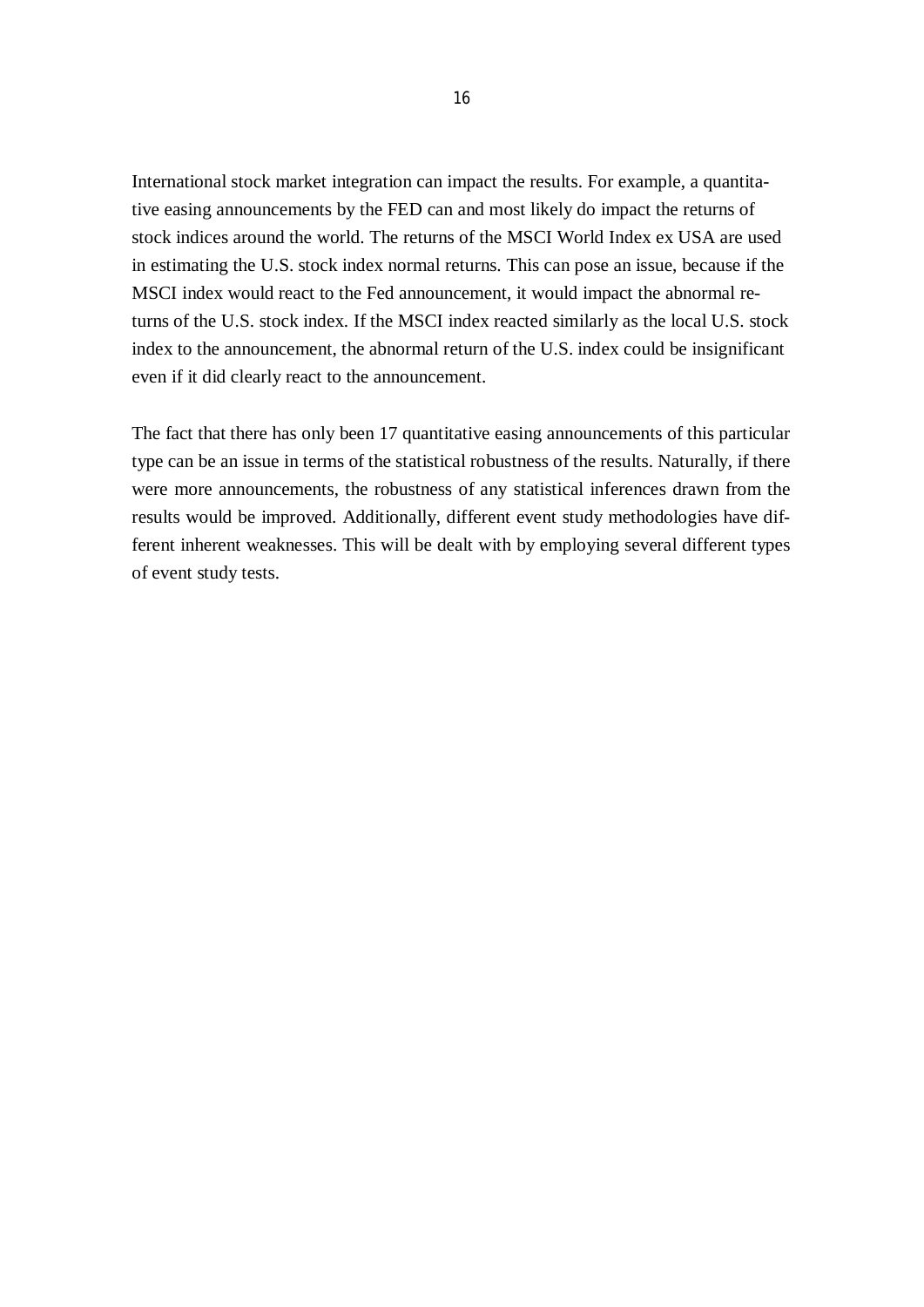International stock market integration can impact the results. For example, a quantitative easing announcements by the FED can and most likely do impact the returns of stock indices around the world. The returns of the MSCI World Index ex USA are used in estimating the U.S. stock index normal returns. This can pose an issue, because if the MSCI index would react to the Fed announcement, it would impact the abnormal returns of the U.S. stock index. If the MSCI index reacted similarly as the local U.S. stock index to the announcement, the abnormal return of the U.S. index could be insignificant even if it did clearly react to the announcement.

The fact that there has only been 17 quantitative easing announcements of this particular type can be an issue in terms of the statistical robustness of the results. Naturally, if there were more announcements, the robustness of any statistical inferences drawn from the results would be improved. Additionally, different event study methodologies have different inherent weaknesses. This will be dealt with by employing several different types of event study tests.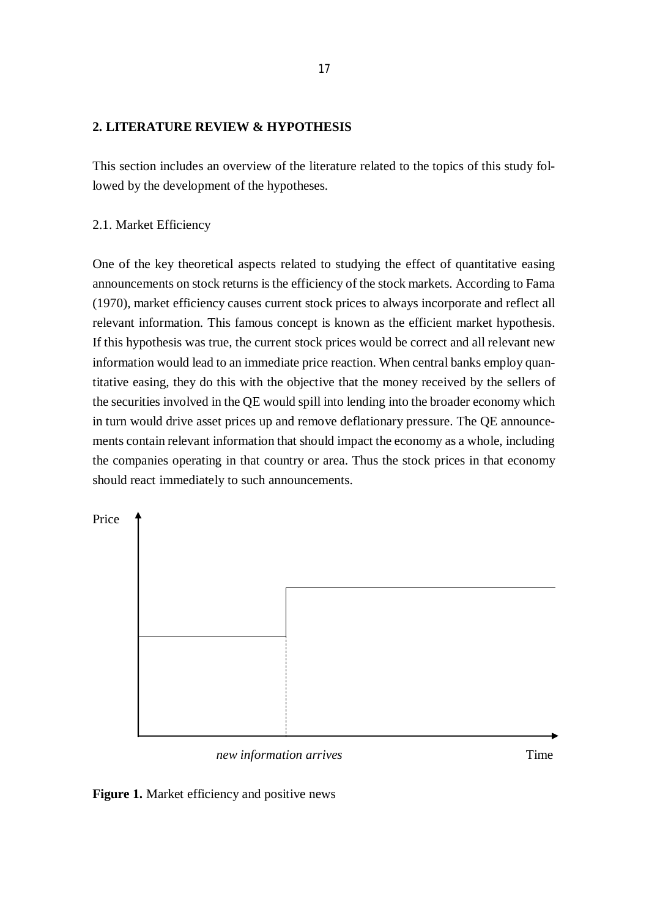## 2. LITERATURE REVIEW & HYPOTHESIS

This section includes an overview of the literature related to the topics of this study followed by the development of the hypotheses.

### 2.1. Market Efficiency

One of the key theoretical aspects related to studying the effect of quantitative easing announcements on stock returns is the efficiency of the stock markets. According to Fama (1970), market efficiency causes current stock prices to always incorporate and reflect all relevant information. This famous concept is known as the efficient market hypothesis. If this hypothesis was true, the current stock prices would be correct and all relevant new information would lead to an immediate price reaction. When central banks employ quantitative easing, they do this with the objective that the money received by the sellers of the securities involved in the QE would spill into lending into the broader economy which in turn would drive asset prices up and remove deflationary pressure. The QE announcements contain relevant information that should impact the economy as a whole, including the companies operating in that country or area. Thus the stock prices in that economy should react immediately to such announcements.

Price

*new information arrives*

Time

**Figure 1.** Market efficiency and positive news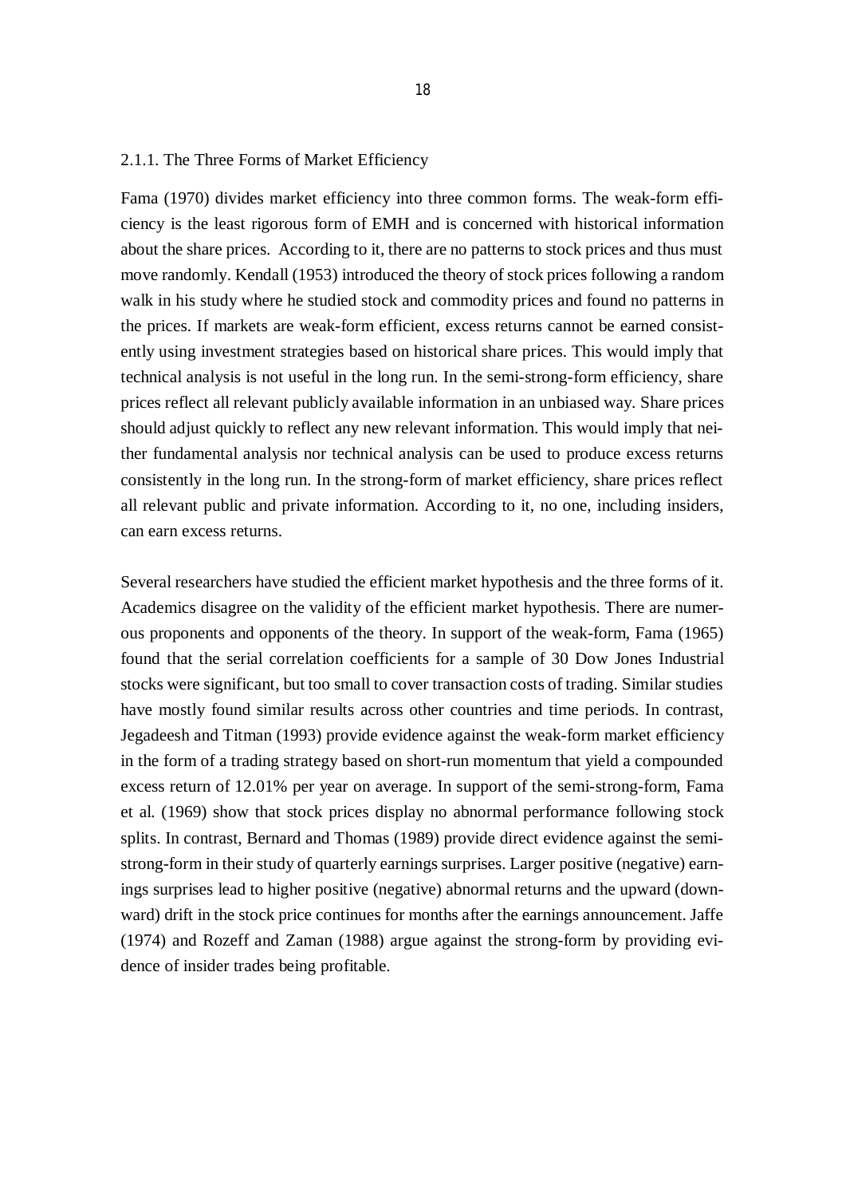### 2.1.1. The Three Forms of Market Efficiency

Fama (1970) divides market efficiency into three common forms. The weak-form efficiency is the least rigorous form of EMH and is concerned with historical information about the share prices. According to it, there are no patterns to stock prices and thus must move randomly. Kendall (1953) introduced the theory of stock prices following a random walk in his study where he studied stock and commodity prices and found no patterns in the prices. If markets are weak-form efficient, excess returns cannot be earned consistently using investment strategies based on historical share prices. This would imply that technical analysis is not useful in the long run. In the semi-strong-form efficiency, share prices reflect all relevant publicly available information in an unbiased way. Share prices should adjust quickly to reflect any new relevant information. This would imply that neither fundamental analysis nor technical analysis can be used to produce excess returns consistently in the long run. In the strong-form of market efficiency, share prices reflect all relevant public and private information. According to it, no one, including insiders, can earn excess returns.

Several researchers have studied the efficient market hypothesis and the three forms of it. Academics disagree on the validity of the efficient market hypothesis. There are numerous proponents and opponents of the theory. In support of the weak-form, Fama (1965) found that the serial correlation coefficients for a sample of 30 Dow Jones Industrial stocks were significant, but too small to cover transaction costs of trading. Similar studies have mostly found similar results across other countries and time periods. In contrast, Jegadeesh and Titman (1993) provide evidence against the weak-form market efficiency in the form of a trading strategy based on short-run momentum that yield a compounded excess return of 12.01% per year on average. In support of the semi-strong-form, Fama et al. (1969) show that stock prices display no abnormal performance following stock splits. In contrast, Bernard and Thomas (1989) provide direct evidence against the semi-strong-form in their study of quarterly earnings surprises. Larger positive (negative) earnings surprises lead to higher positive (negative) abnormal returns and the upward (downward) drift in the stock price continues for months after the earnings announcement. Jaffe (1974) and Rozeff and Zaman (1988) argue against the strong-form by providing evidence of insider trades being profitable.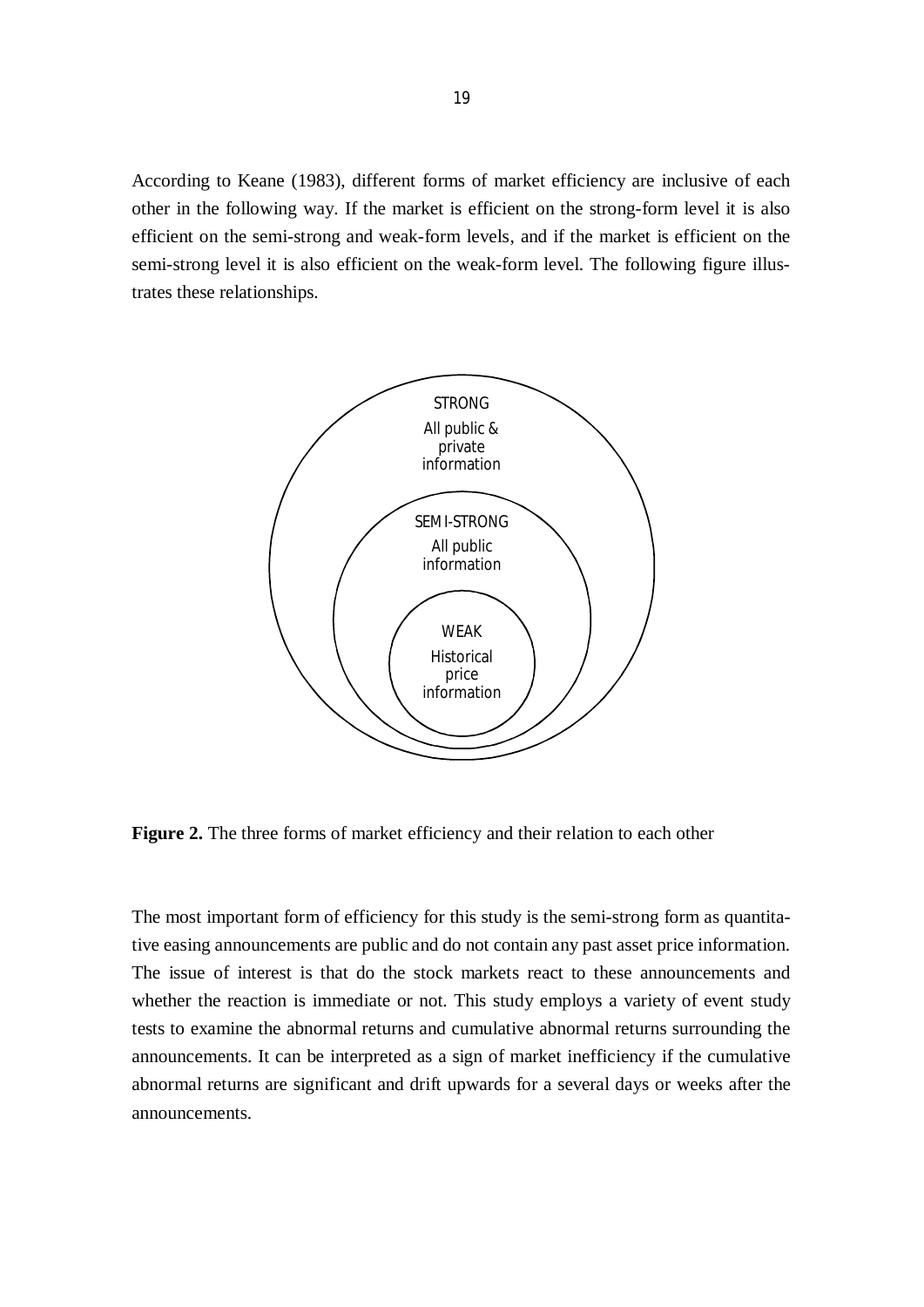According to Keane (1983), different forms of market efficiency are inclusive of each other in the following way. If the market is efficient on the strong-form level it is also efficient on the semi-strong and weak-form levels, and if the market is efficient on the semi-strong level it is also efficient on the weak-form level. The following figure illustrates these relationships.

STRONG
All public & private information

SEMI-STRONG
All public information

WEAK
Historical price information

**Figure 2.** The three forms of market efficiency and their relation to each other

The most important form of efficiency for this study is the semi-strong form as quantitative easing announcements are public and do not contain any past asset price information. The issue of interest is that do the stock markets react to these announcements and whether the reaction is immediate or not. This study employs a variety of event study tests to examine the abnormal returns and cumulative abnormal returns surrounding the announcements. It can be interpreted as a sign of market inefficiency if the cumulative abnormal returns are significant and drift upwards for a several days or weeks after the announcements.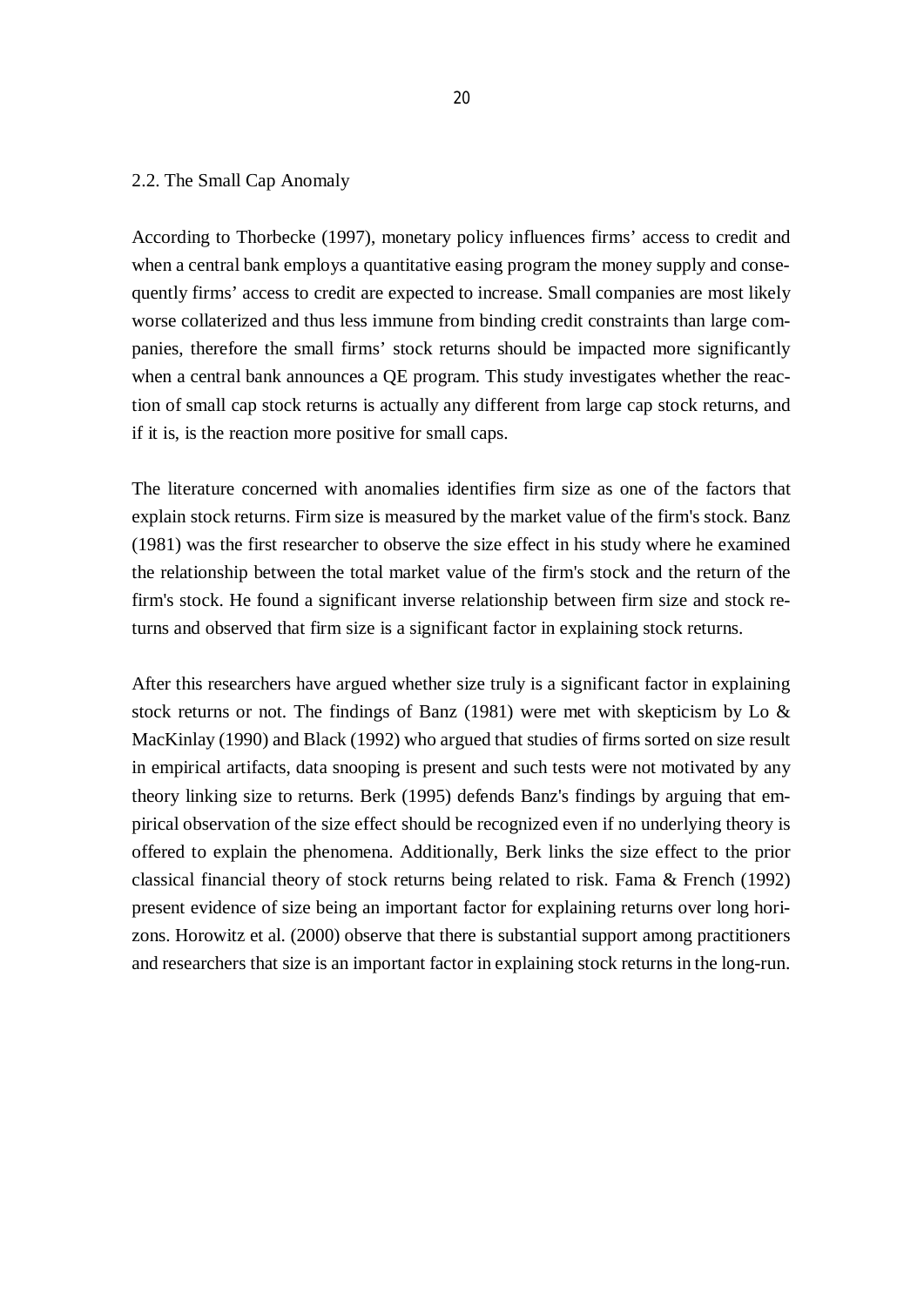## 2.2. The Small Cap Anomaly

According to Thorbecke (1997), monetary policy influences firms' access to credit and when a central bank employs a quantitative easing program the money supply and consequently firms' access to credit are expected to increase. Small companies are most likely worse collaterized and thus less immune from binding credit constraints than large companies, therefore the small firms' stock returns should be impacted more significantly when a central bank announces a QE program. This study investigates whether the reaction of small cap stock returns is actually any different from large cap stock returns, and if it is, is the reaction more positive for small caps.

The literature concerned with anomalies identifies firm size as one of the factors that explain stock returns. Firm size is measured by the market value of the firm's stock. Banz (1981) was the first researcher to observe the size effect in his study where he examined the relationship between the total market value of the firm's stock and the return of the firm's stock. He found a significant inverse relationship between firm size and stock returns and observed that firm size is a significant factor in explaining stock returns.

After this researchers have argued whether size truly is a significant factor in explaining stock returns or not. The findings of Banz (1981) were met with skepticism by Lo & MacKinlay (1990) and Black (1992) who argued that studies of firms sorted on size result in empirical artifacts, data snooping is present and such tests were not motivated by any theory linking size to returns. Berk (1995) defends Banz's findings by arguing that empirical observation of the size effect should be recognized even if no underlying theory is offered to explain the phenomena. Additionally, Berk links the size effect to the prior classical financial theory of stock returns being related to risk. Fama & French (1992) present evidence of size being an important factor for explaining returns over long horizons. Horowitz et al. (2000) observe that there is substantial support among practitioners and researchers that size is an important factor in explaining stock returns in the long-run.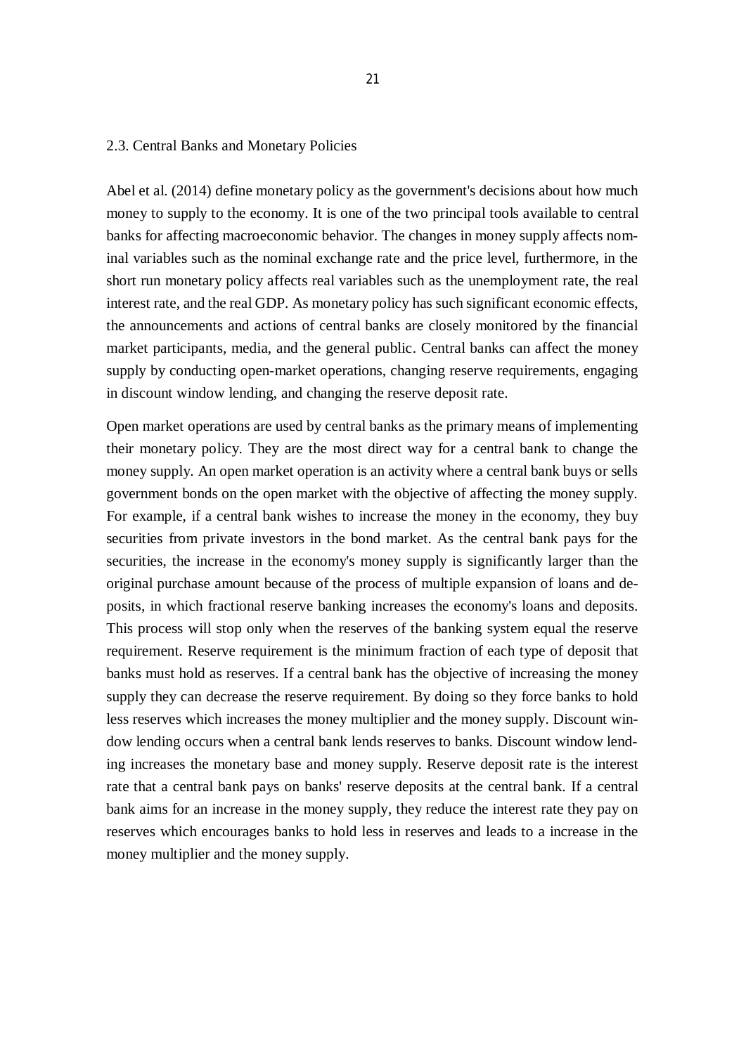## 2.3. Central Banks and Monetary Policies

Abel et al. (2014) define monetary policy as the government's decisions about how much money to supply to the economy. It is one of the two principal tools available to central banks for affecting macroeconomic behavior. The changes in money supply affects nominal variables such as the nominal exchange rate and the price level, furthermore, in the short run monetary policy affects real variables such as the unemployment rate, the real interest rate, and the real GDP. As monetary policy has such significant economic effects, the announcements and actions of central banks are closely monitored by the financial market participants, media, and the general public. Central banks can affect the money supply by conducting open-market operations, changing reserve requirements, engaging in discount window lending, and changing the reserve deposit rate.

Open market operations are used by central banks as the primary means of implementing their monetary policy. They are the most direct way for a central bank to change the money supply. An open market operation is an activity where a central bank buys or sells government bonds on the open market with the objective of affecting the money supply. For example, if a central bank wishes to increase the money in the economy, they buy securities from private investors in the bond market. As the central bank pays for the securities, the increase in the economy's money supply is significantly larger than the original purchase amount because of the process of multiple expansion of loans and deposits, in which fractional reserve banking increases the economy's loans and deposits. This process will stop only when the reserves of the banking system equal the reserve requirement. Reserve requirement is the minimum fraction of each type of deposit that banks must hold as reserves. If a central bank has the objective of increasing the money supply they can decrease the reserve requirement. By doing so they force banks to hold less reserves which increases the money multiplier and the money supply. Discount window lending occurs when a central bank lends reserves to banks. Discount window lending increases the monetary base and money supply. Reserve deposit rate is the interest rate that a central bank pays on banks' reserve deposits at the central bank. If a central bank aims for an increase in the money supply, they reduce the interest rate they pay on reserves which encourages banks to hold less in reserves and leads to a increase in the money multiplier and the money supply.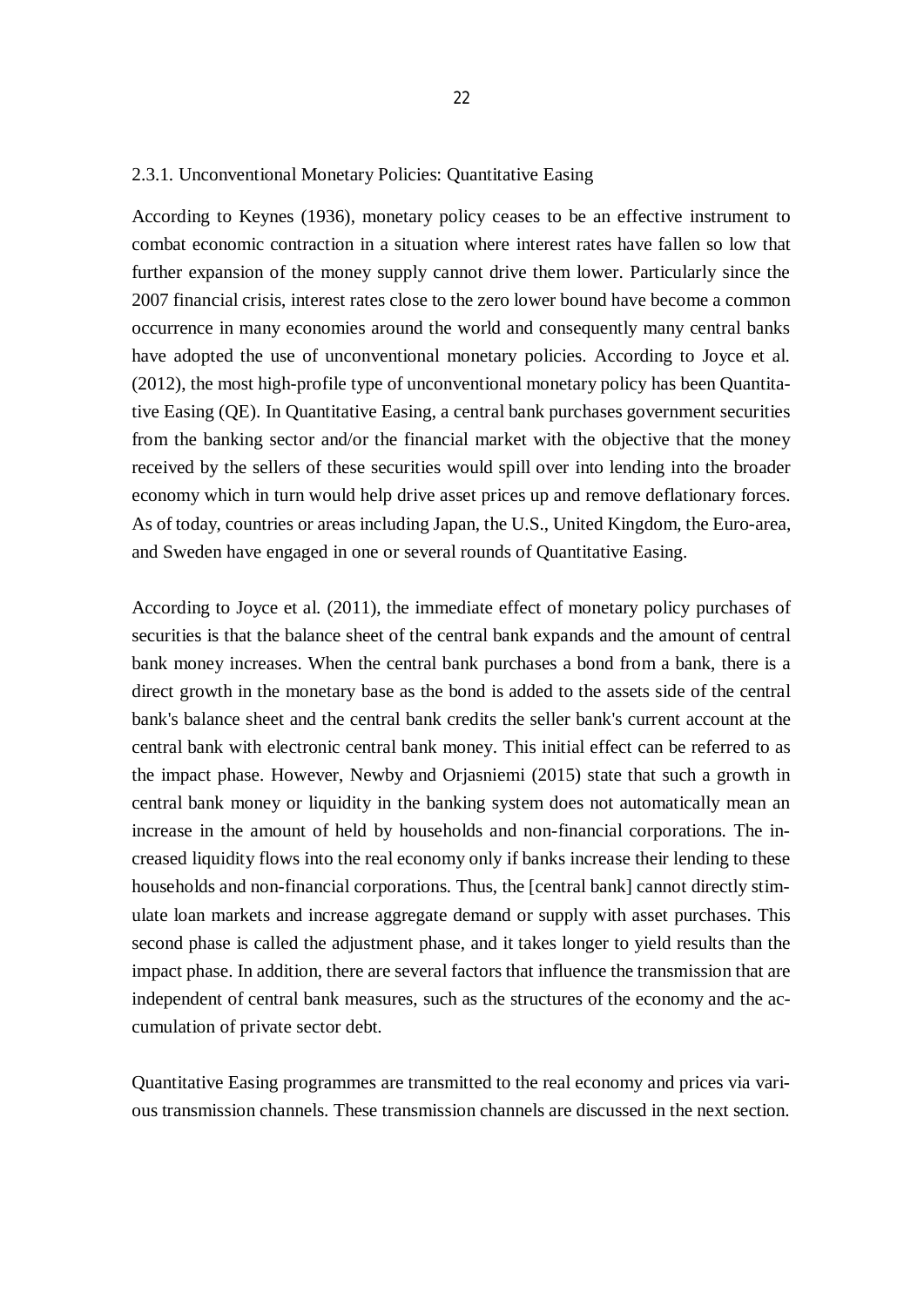### 2.3.1. Unconventional Monetary Policies: Quantitative Easing

According to Keynes (1936), monetary policy ceases to be an effective instrument to combat economic contraction in a situation where interest rates have fallen so low that further expansion of the money supply cannot drive them lower. Particularly since the 2007 financial crisis, interest rates close to the zero lower bound have become a common occurrence in many economies around the world and consequently many central banks have adopted the use of unconventional monetary policies. According to Joyce et al. (2012), the most high-profile type of unconventional monetary policy has been Quantitative Easing (QE). In Quantitative Easing, a central bank purchases government securities from the banking sector and/or the financial market with the objective that the money received by the sellers of these securities would spill over into lending into the broader economy which in turn would help drive asset prices up and remove deflationary forces. As of today, countries or areas including Japan, the U.S., United Kingdom, the Euro-area, and Sweden have engaged in one or several rounds of Quantitative Easing.

According to Joyce et al. (2011), the immediate effect of monetary policy purchases of securities is that the balance sheet of the central bank expands and the amount of central bank money increases. When the central bank purchases a bond from a bank, there is a direct growth in the monetary base as the bond is added to the assets side of the central bank's balance sheet and the central bank credits the seller bank's current account at the central bank with electronic central bank money. This initial effect can be referred to as the impact phase. However, Newby and Orjasniemi (2015) state that such a growth in central bank money or liquidity in the banking system does not automatically mean an increase in the amount of held by households and non-financial corporations. The increased liquidity flows into the real economy only if banks increase their lending to these households and non-financial corporations. Thus, the [central bank] cannot directly stimulate loan markets and increase aggregate demand or supply with asset purchases. This second phase is called the adjustment phase, and it takes longer to yield results than the impact phase. In addition, there are several factors that influence the transmission that are independent of central bank measures, such as the structures of the economy and the accumulation of private sector debt.

Quantitative Easing programmes are transmitted to the real economy and prices via various transmission channels. These transmission channels are discussed in the next section.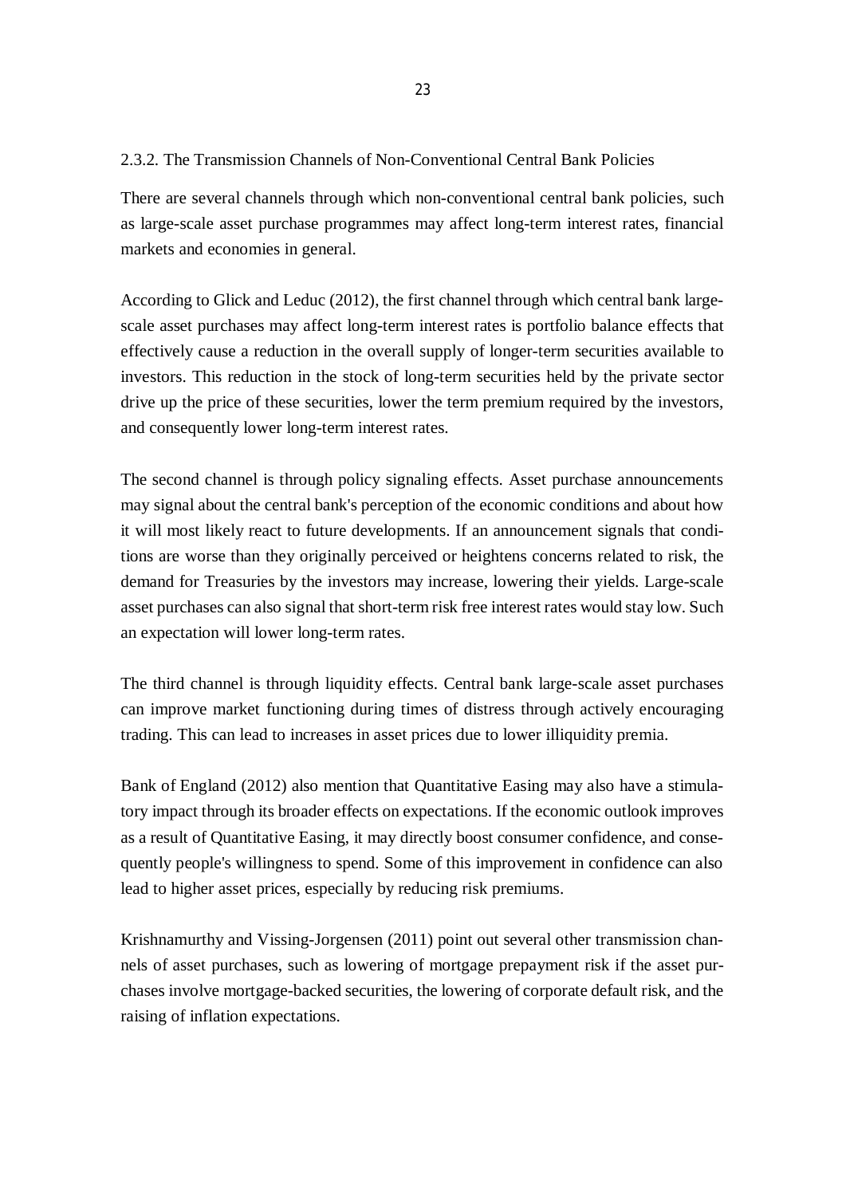### 2.3.2. The Transmission Channels of Non-Conventional Central Bank Policies

There are several channels through which non-conventional central bank policies, such as large-scale asset purchase programmes may affect long-term interest rates, financial markets and economies in general.

According to Glick and Leduc (2012), the first channel through which central bank large-scale asset purchases may affect long-term interest rates is portfolio balance effects that effectively cause a reduction in the overall supply of longer-term securities available to investors. This reduction in the stock of long-term securities held by the private sector drive up the price of these securities, lower the term premium required by the investors, and consequently lower long-term interest rates.

The second channel is through policy signaling effects. Asset purchase announcements may signal about the central bank's perception of the economic conditions and about how it will most likely react to future developments. If an announcement signals that conditions are worse than they originally perceived or heightens concerns related to risk, the demand for Treasuries by the investors may increase, lowering their yields. Large-scale asset purchases can also signal that short-term risk free interest rates would stay low. Such an expectation will lower long-term rates.

The third channel is through liquidity effects. Central bank large-scale asset purchases can improve market functioning during times of distress through actively encouraging trading. This can lead to increases in asset prices due to lower illiquidity premia.

Bank of England (2012) also mention that Quantitative Easing may also have a stimulatory impact through its broader effects on expectations. If the economic outlook improves as a result of Quantitative Easing, it may directly boost consumer confidence, and consequently people's willingness to spend. Some of this improvement in confidence can also lead to higher asset prices, especially by reducing risk premiums.

Krishnamurthy and Vissing-Jorgensen (2011) point out several other transmission channels of asset purchases, such as lowering of mortgage prepayment risk if the asset purchases involve mortgage-backed securities, the lowering of corporate default risk, and the raising of inflation expectations.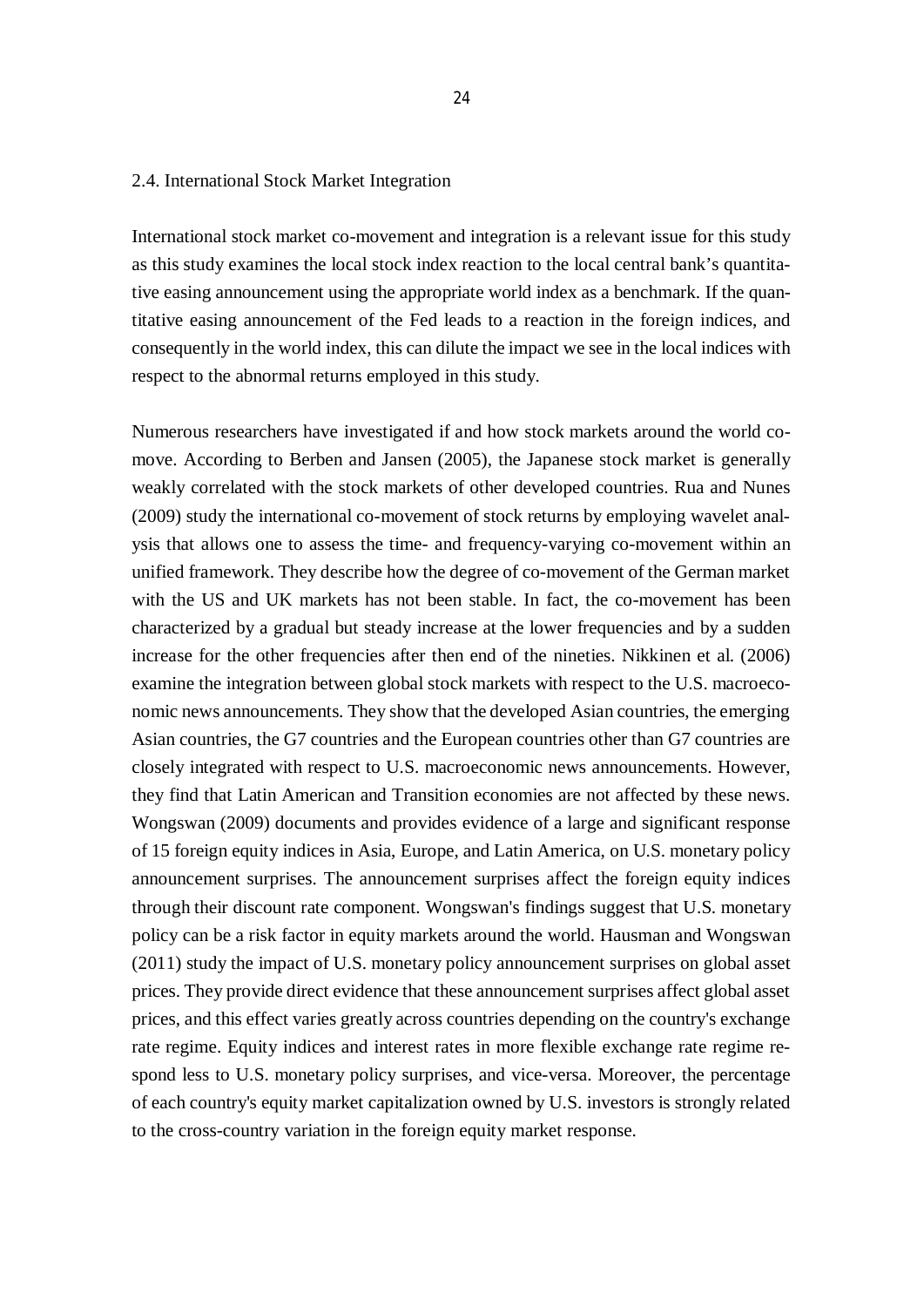## 2.4. International Stock Market Integration

International stock market co-movement and integration is a relevant issue for this study as this study examines the local stock index reaction to the local central bank's quantitative easing announcement using the appropriate world index as a benchmark. If the quantitative easing announcement of the Fed leads to a reaction in the foreign indices, and consequently in the world index, this can dilute the impact we see in the local indices with respect to the abnormal returns employed in this study.

Numerous researchers have investigated if and how stock markets around the world co-move. According to Berben and Jansen (2005), the Japanese stock market is generally weakly correlated with the stock markets of other developed countries. Rua and Nunes (2009) study the international co-movement of stock returns by employing wavelet analysis that allows one to assess the time- and frequency-varying co-movement within an unified framework. They describe how the degree of co-movement of the German market with the US and UK markets has not been stable. In fact, the co-movement has been characterized by a gradual but steady increase at the lower frequencies and by a sudden increase for the other frequencies after then end of the nineties. Nikkinen et al. (2006) examine the integration between global stock markets with respect to the U.S. macroeconomic news announcements. They show that the developed Asian countries, the emerging Asian countries, the G7 countries and the European countries other than G7 countries are closely integrated with respect to U.S. macroeconomic news announcements. However, they find that Latin American and Transition economies are not affected by these news. Wongswan (2009) documents and provides evidence of a large and significant response of 15 foreign equity indices in Asia, Europe, and Latin America, on U.S. monetary policy announcement surprises. The announcement surprises affect the foreign equity indices through their discount rate component. Wongswan's findings suggest that U.S. monetary policy can be a risk factor in equity markets around the world. Hausman and Wongswan (2011) study the impact of U.S. monetary policy announcement surprises on global asset prices. They provide direct evidence that these announcement surprises affect global asset prices, and this effect varies greatly across countries depending on the country's exchange rate regime. Equity indices and interest rates in more flexible exchange rate regime respond less to U.S. monetary policy surprises, and vice-versa. Moreover, the percentage of each country's equity market capitalization owned by U.S. investors is strongly related to the cross-country variation in the foreign equity market response.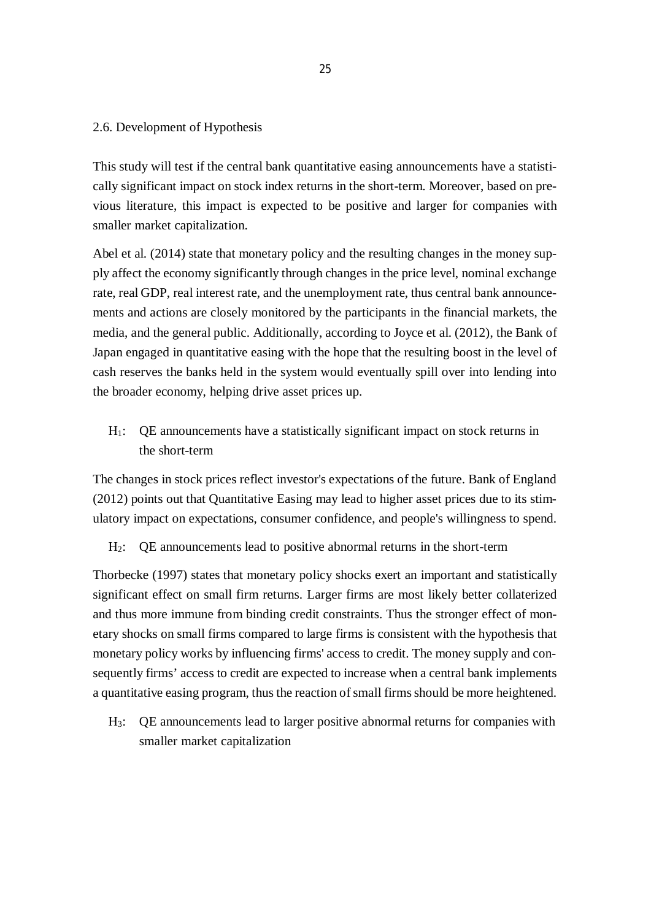## 2.6. Development of Hypothesis

This study will test if the central bank quantitative easing announcements have a statistically significant impact on stock index returns in the short-term. Moreover, based on previous literature, this impact is expected to be positive and larger for companies with smaller market capitalization.

Abel et al. (2014) state that monetary policy and the resulting changes in the money supply affect the economy significantly through changes in the price level, nominal exchange rate, real GDP, real interest rate, and the unemployment rate, thus central bank announcements and actions are closely monitored by the participants in the financial markets, the media, and the general public. Additionally, according to Joyce et al. (2012), the Bank of Japan engaged in quantitative easing with the hope that the resulting boost in the level of cash reserves the banks held in the system would eventually spill over into lending into the broader economy, helping drive asset prices up.

> $H_1$: QE announcements have a statistically significant impact on stock returns in the short-term

The changes in stock prices reflect investor's expectations of the future. Bank of England (2012) points out that Quantitative Easing may lead to higher asset prices due to its stimulatory impact on expectations, consumer confidence, and people's willingness to spend.

> $H_2$: QE announcements lead to positive abnormal returns in the short-term

Thorbecke (1997) states that monetary policy shocks exert an important and statistically significant effect on small firm returns. Larger firms are most likely better collaterized and thus more immune from binding credit constraints. Thus the stronger effect of monetary shocks on small firms compared to large firms is consistent with the hypothesis that monetary policy works by influencing firms' access to credit. The money supply and consequently firms' access to credit are expected to increase when a central bank implements a quantitative easing program, thus the reaction of small firms should be more heightened.

> $H_3$: QE announcements lead to larger positive abnormal returns for companies with smaller market capitalization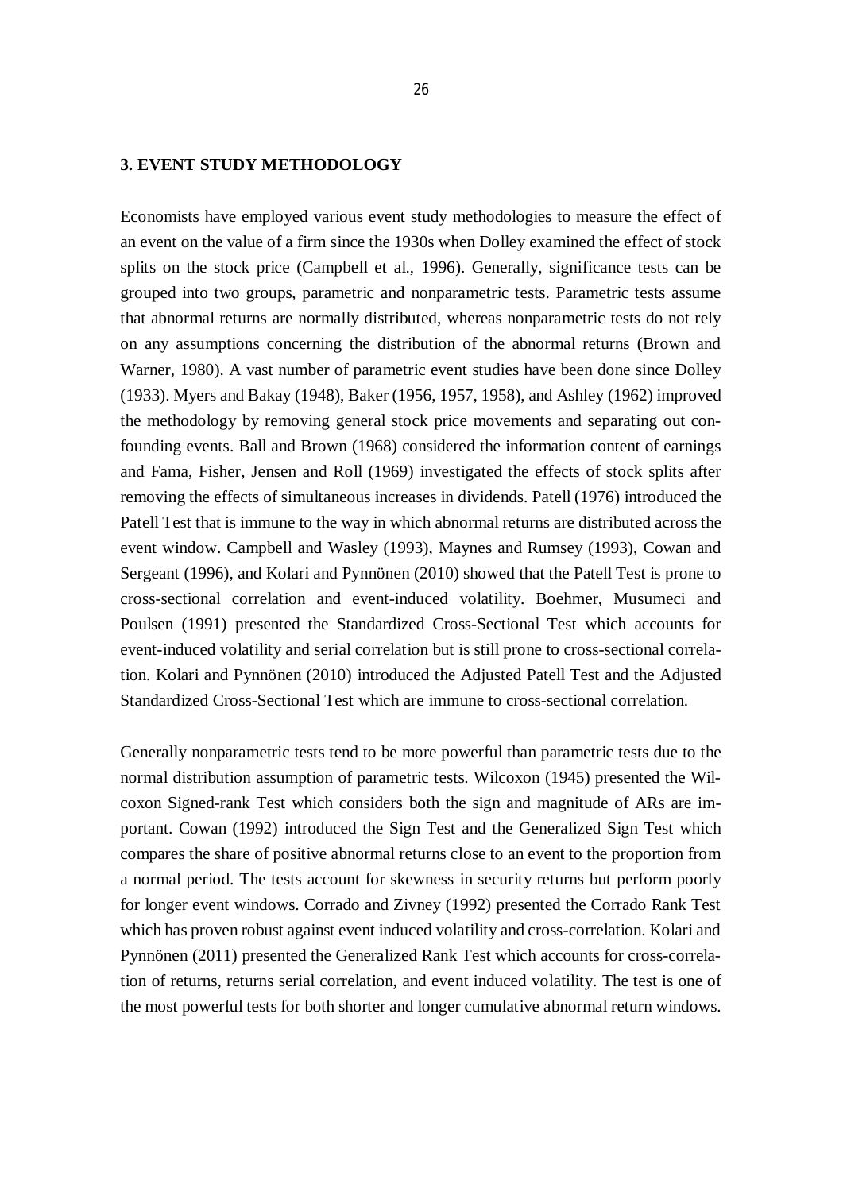## 3. EVENT STUDY METHODOLOGY

Economists have employed various event study methodologies to measure the effect of an event on the value of a firm since the 1930s when Dolley examined the effect of stock splits on the stock price (Campbell et al., 1996). Generally, significance tests can be grouped into two groups, parametric and nonparametric tests. Parametric tests assume that abnormal returns are normally distributed, whereas nonparametric tests do not rely on any assumptions concerning the distribution of the abnormal returns (Brown and Warner, 1980). A vast number of parametric event studies have been done since Dolley (1933). Myers and Bakay (1948), Baker (1956, 1957, 1958), and Ashley (1962) improved the methodology by removing general stock price movements and separating out confounding events. Ball and Brown (1968) considered the information content of earnings and Fama, Fisher, Jensen and Roll (1969) investigated the effects of stock splits after removing the effects of simultaneous increases in dividends. Patell (1976) introduced the Patell Test that is immune to the way in which abnormal returns are distributed across the event window. Campbell and Wasley (1993), Maynes and Rumsey (1993), Cowan and Sergeant (1996), and Kolari and Pynnönen (2010) showed that the Patell Test is prone to cross-sectional correlation and event-induced volatility. Boehmer, Musumeci and Poulsen (1991) presented the Standardized Cross-Sectional Test which accounts for event-induced volatility and serial correlation but is still prone to cross-sectional correlation. Kolari and Pynnönen (2010) introduced the Adjusted Patell Test and the Adjusted Standardized Cross-Sectional Test which are immune to cross-sectional correlation.

Generally nonparametric tests tend to be more powerful than parametric tests due to the normal distribution assumption of parametric tests. Wilcoxon (1945) presented the Wilcoxon Signed-rank Test which considers both the sign and magnitude of ARs are important. Cowan (1992) introduced the Sign Test and the Generalized Sign Test which compares the share of positive abnormal returns close to an event to the proportion from a normal period. The tests account for skewness in security returns but perform poorly for longer event windows. Corrado and Zivney (1992) presented the Corrado Rank Test which has proven robust against event induced volatility and cross-correlation. Kolari and Pynnönen (2011) presented the Generalized Rank Test which accounts for cross-correlation of returns, returns serial correlation, and event induced volatility. The test is one of the most powerful tests for both shorter and longer cumulative abnormal return windows.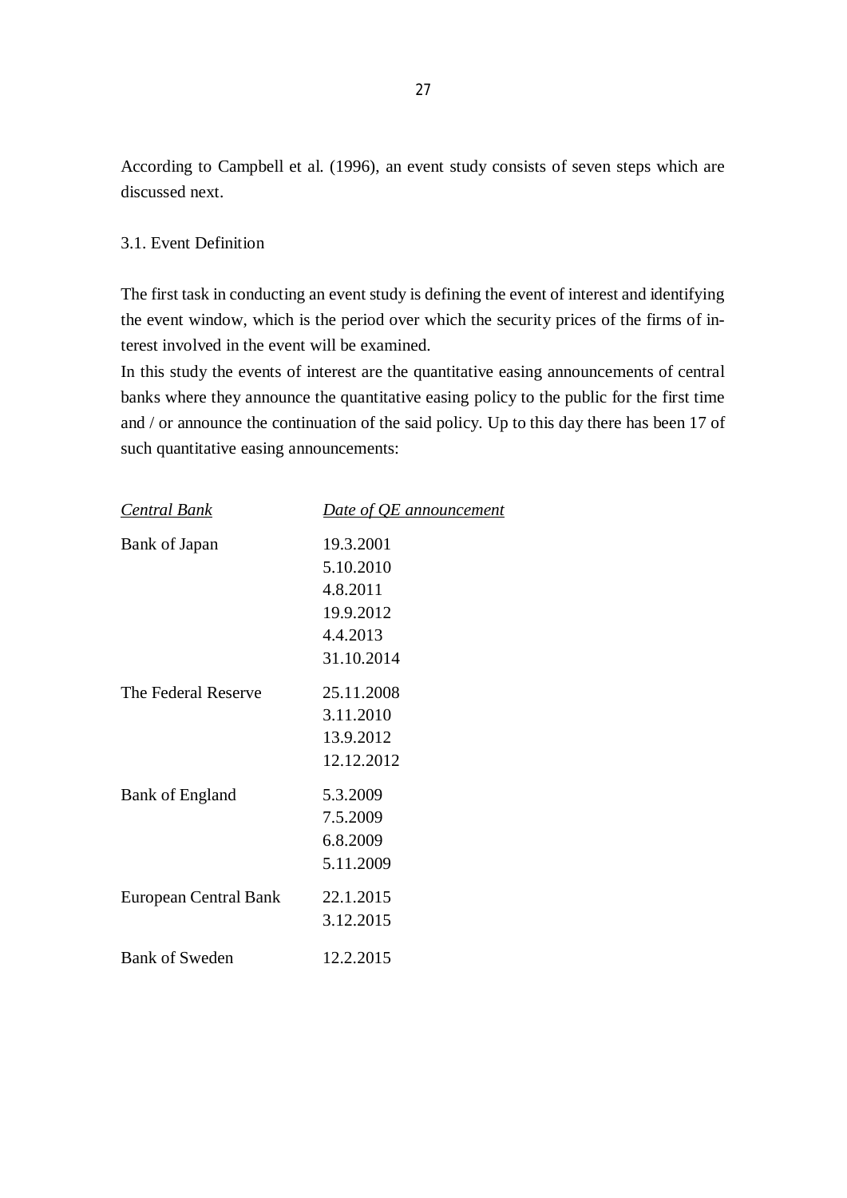According to Campbell et al. (1996), an event study consists of seven steps which are discussed next.

## 3.1. Event Definition

The first task in conducting an event study is defining the event of interest and identifying the event window, which is the period over which the security prices of the firms of interest involved in the event will be examined.

In this study the events of interest are the quantitative easing announcements of central banks where they announce the quantitative easing policy to the public for the first time and / or announce the continuation of the said policy. Up to this day there has been 17 of such quantitative easing announcements:

| *Central Bank* | *Date of QE announcement* |
| --- | --- |
| Bank of Japan | 19.3.2001 |
| | 5.10.2010 |
| | 4.8.2011 |
| | 19.9.2012 |
| | 4.4.2013 |
| | 31.10.2014 |
| The Federal Reserve | 25.11.2008 |
| | 3.11.2010 |
| | 13.9.2012 |
| | 12.12.2012 |
| Bank of England | 5.3.2009 |
| | 7.5.2009 |
| | 6.8.2009 |
| | 5.11.2009 |
| European Central Bank | 22.1.2015 |
| | 3.12.2015 |
| Bank of Sweden | 12.2.2015 |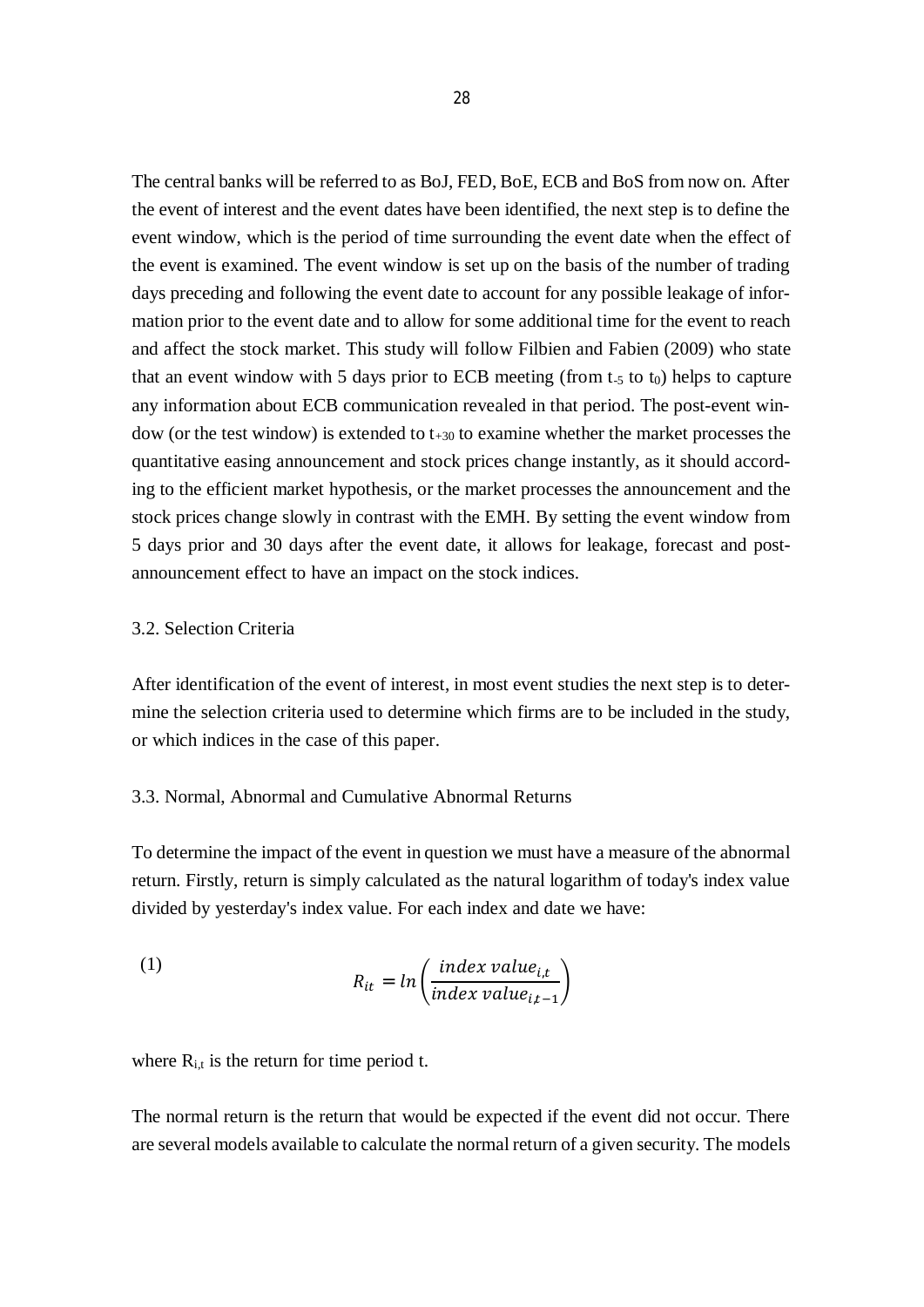The central banks will be referred to as BoJ, FED, BoE, ECB and BoS from now on. After the event of interest and the event dates have been identified, the next step is to define the event window, which is the period of time surrounding the event date when the effect of the event is examined. The event window is set up on the basis of the number of trading days preceding and following the event date to account for any possible leakage of information prior to the event date and to allow for some additional time for the event to reach and affect the stock market. This study will follow Filbien and Fabien (2009) who state that an event window with 5 days prior to ECB meeting (from $t_{-5}$ to $t_0$) helps to capture any information about ECB communication revealed in that period. The post-event window (or the test window) is extended to $t_{+30}$ to examine whether the market processes the quantitative easing announcement and stock prices change instantly, as it should according to the efficient market hypothesis, or the market processes the announcement and the stock prices change slowly in contrast with the EMH. By setting the event window from 5 days prior and 30 days after the event date, it allows for leakage, forecast and post-announcement effect to have an impact on the stock indices.

### 3.2. Selection Criteria

After identification of the event of interest, in most event studies the next step is to determine the selection criteria used to determine which firms are to be included in the study, or which indices in the case of this paper.

### 3.3. Normal, Abnormal and Cumulative Abnormal Returns

To determine the impact of the event in question we must have a measure of the abnormal return. Firstly, return is simply calculated as the natural logarithm of today's index value divided by yesterday's index value. For each index and date we have:

$$R_{it} = ln\left(\frac{index\ value_{i,t}}{index\ value_{i,t-1}}\right) \tag{1}$$

where $R_{i,t}$ is the return for time period t.

The normal return is the return that would be expected if the event did not occur. There are several models available to calculate the normal return of a given security. The models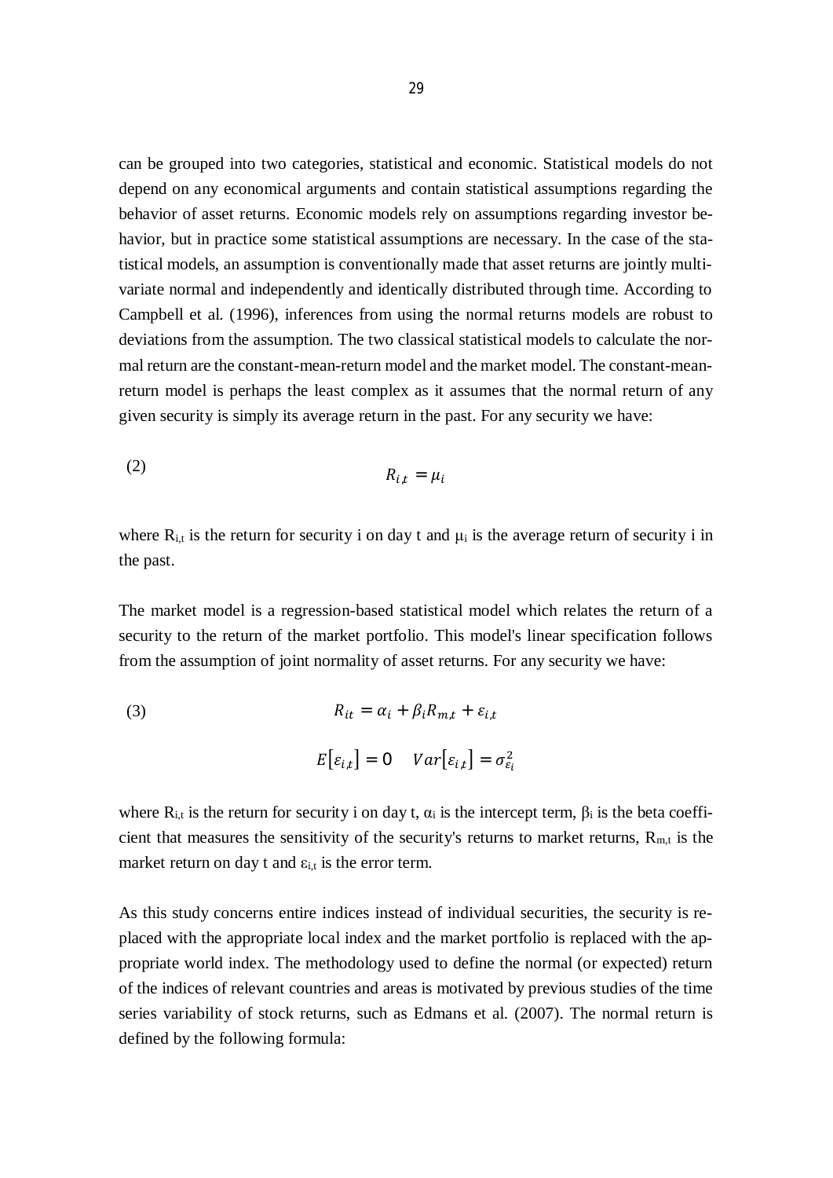can be grouped into two categories, statistical and economic. Statistical models do not depend on any economical arguments and contain statistical assumptions regarding the behavior of asset returns. Economic models rely on assumptions regarding investor behavior, but in practice some statistical assumptions are necessary. In the case of the statistical models, an assumption is conventionally made that asset returns are jointly multivariate normal and independently and identically distributed through time. According to Campbell et al. (1996), inferences from using the normal returns models are robust to deviations from the assumption. The two classical statistical models to calculate the normal return are the constant-mean-return model and the market model. The constant-mean-return model is perhaps the least complex as it assumes that the normal return of any given security is simply its average return in the past. For any security we have:

$$R_{i,t} = \mu_i \tag{2}$$

where $R_{i,t}$ is the return for security i on day t and $\mu_i$ is the average return of security i in the past.

The market model is a regression-based statistical model which relates the return of a security to the return of the market portfolio. This model's linear specification follows from the assumption of joint normality of asset returns. For any security we have:

$$R_{it} = \alpha_i + \beta_i R_{m,t} + \varepsilon_{i,t} \tag{3}$$

$$E[\varepsilon_{i,t}] = 0 \quad Var[\varepsilon_{i,t}] = \sigma_{\varepsilon_i}^2$$

where $R_{i,t}$ is the return for security i on day t, $\alpha_i$ is the intercept term, $\beta_i$ is the beta coefficient that measures the sensitivity of the security's returns to market returns, $R_{m,t}$ is the market return on day t and $\varepsilon_{i,t}$ is the error term.

As this study concerns entire indices instead of individual securities, the security is replaced with the appropriate local index and the market portfolio is replaced with the appropriate world index. The methodology used to define the normal (or expected) return of the indices of relevant countries and areas is motivated by previous studies of the time series variability of stock returns, such as Edmans et al. (2007). The normal return is defined by the following formula: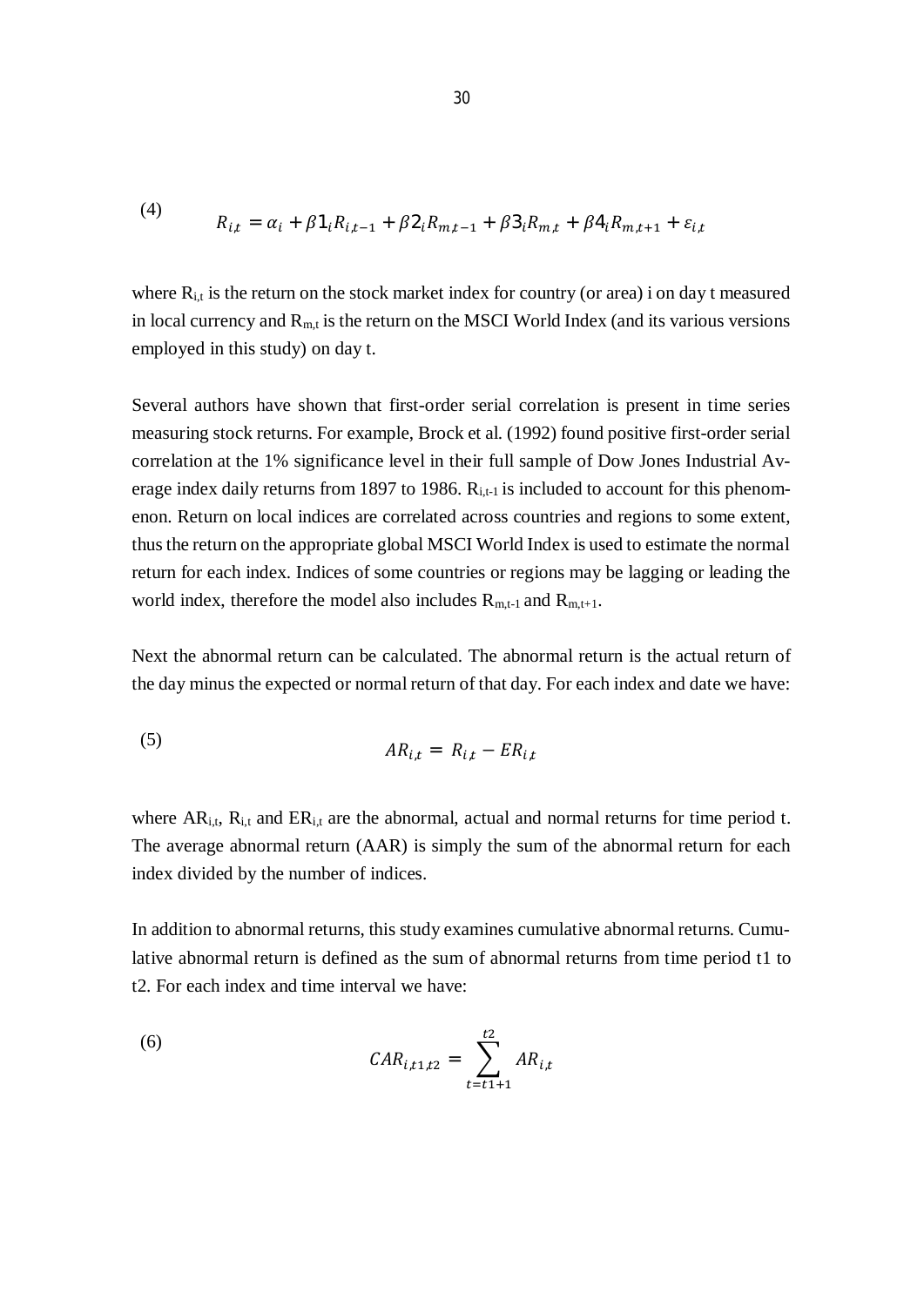(4)

$$R_{i,t} = \alpha_i + \beta 1_i R_{i,t-1} + \beta 2_i R_{m,t-1} + \beta 3_i R_{m,t} + \beta 4_i R_{m,t+1} + \varepsilon_{i,t}$$

where $R_{i,t}$ is the return on the stock market index for country (or area) i on day t measured in local currency and $R_{m,t}$ is the return on the MSCI World Index (and its various versions employed in this study) on day t.

Several authors have shown that first-order serial correlation is present in time series measuring stock returns. For example, Brock et al. (1992) found positive first-order serial correlation at the 1% significance level in their full sample of Dow Jones Industrial Average index daily returns from 1897 to 1986. $R_{i,t-1}$ is included to account for this phenomenon. Return on local indices are correlated across countries and regions to some extent, thus the return on the appropriate global MSCI World Index is used to estimate the normal return for each index. Indices of some countries or regions may be lagging or leading the world index, therefore the model also includes $R_{m,t-1}$ and $R_{m,t+1}$.

Next the abnormal return can be calculated. The abnormal return is the actual return of the day minus the expected or normal return of that day. For each index and date we have:

(5)

$$AR_{i,t} = R_{i,t} - ER_{i,t}$$

where $AR_{i,t}$, $R_{i,t}$ and $ER_{i,t}$ are the abnormal, actual and normal returns for time period t. The average abnormal return (AAR) is simply the sum of the abnormal return for each index divided by the number of indices.

In addition to abnormal returns, this study examines cumulative abnormal returns. Cumulative abnormal return is defined as the sum of abnormal returns from time period t1 to t2. For each index and time interval we have:

(6)

$$CAR_{i,t1,t2} = \sum_{t=t1+1}^{t2} AR_{i,t}$$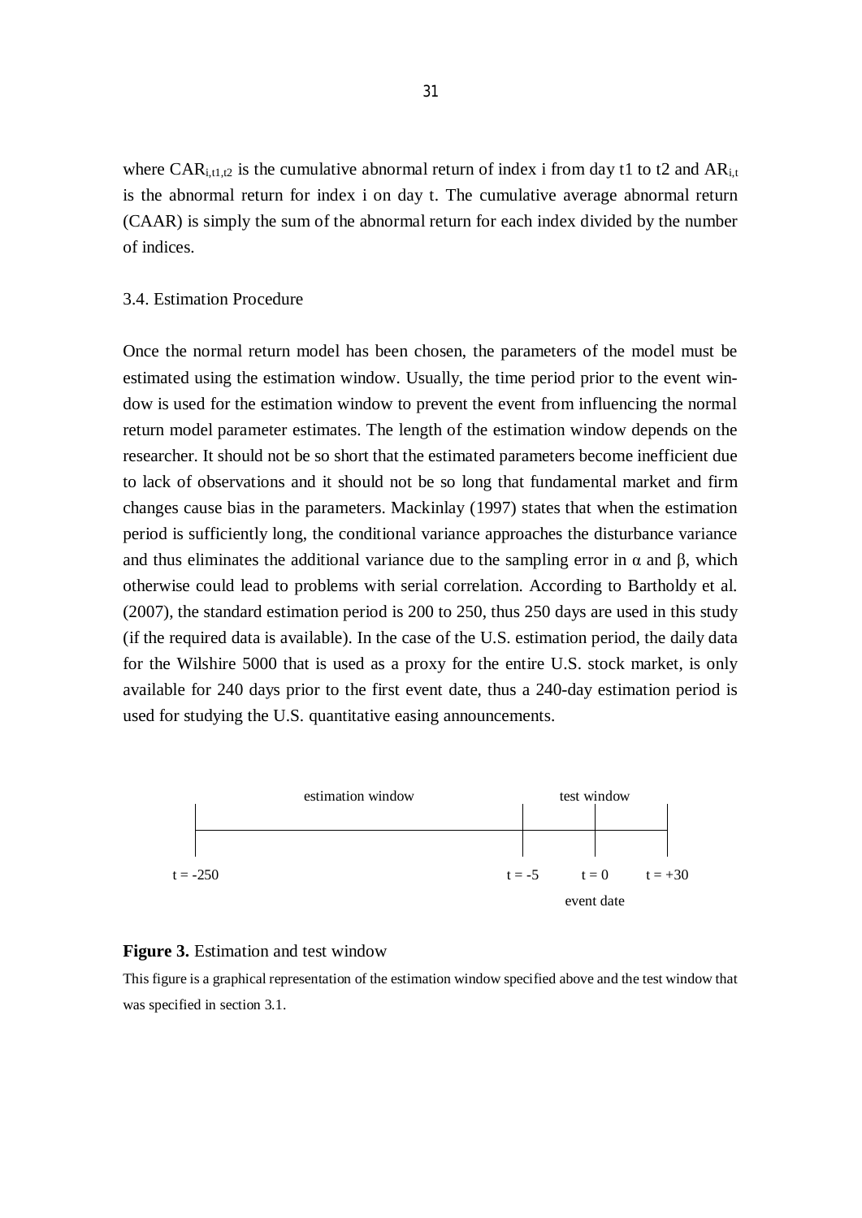where $CAR_{i,t1,t2}$ is the cumulative abnormal return of index i from day t1 to t2 and $AR_{i,t}$ is the abnormal return for index i on day t. The cumulative average abnormal return (CAAR) is simply the sum of the abnormal return for each index divided by the number of indices.

### 3.4. Estimation Procedure

Once the normal return model has been chosen, the parameters of the model must be estimated using the estimation window. Usually, the time period prior to the event window is used for the estimation window to prevent the event from influencing the normal return model parameter estimates. The length of the estimation window depends on the researcher. It should not be so short that the estimated parameters become inefficient due to lack of observations and it should not be so long that fundamental market and firm changes cause bias in the parameters. Mackinlay (1997) states that when the estimation period is sufficiently long, the conditional variance approaches the disturbance variance and thus eliminates the additional variance due to the sampling error in $\alpha$ and $\beta$, which otherwise could lead to problems with serial correlation. According to Bartholdy et al. (2007), the standard estimation period is 200 to 250, thus 250 days are used in this study (if the required data is available). In the case of the U.S. estimation period, the daily data for the Wilshire 5000 that is used as a proxy for the entire U.S. stock market, is only available for 240 days prior to the first event date, thus a 240-day estimation period is used for studying the U.S. quantitative easing announcements.

estimation window | test window

t = -250 | t = -5 | t = 0 (event date) | t = +30

**Figure 3.** Estimation and test window

This figure is a graphical representation of the estimation window specified above and the test window that was specified in section 3.1.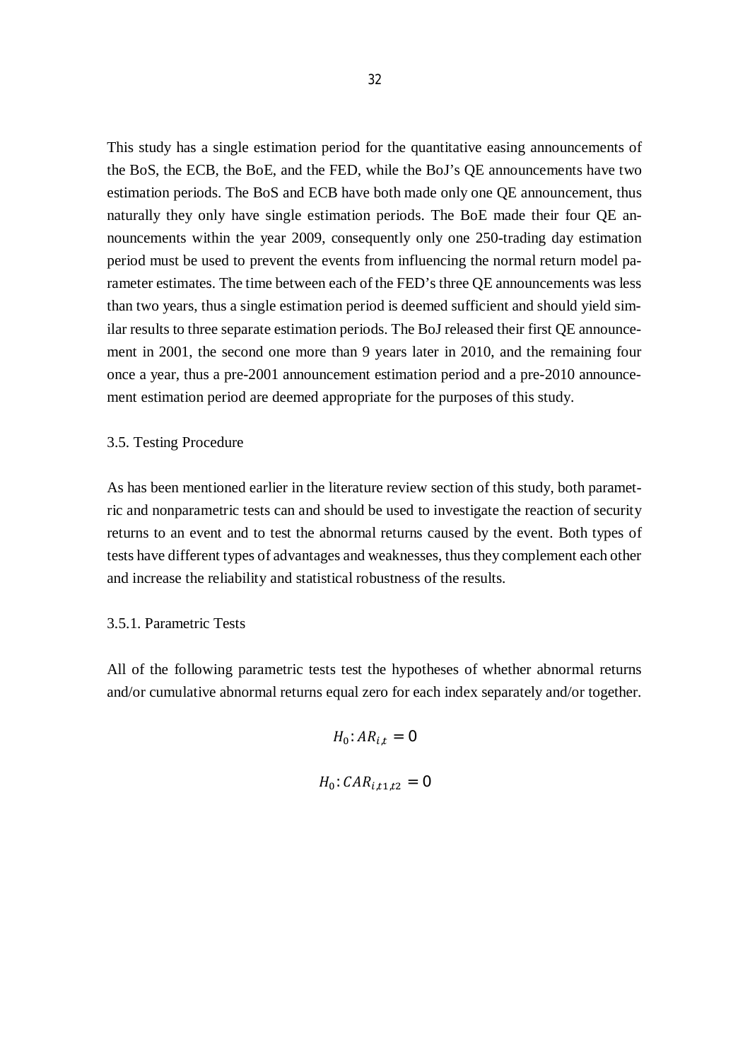This study has a single estimation period for the quantitative easing announcements of the BoS, the ECB, the BoE, and the FED, while the BoJ's QE announcements have two estimation periods. The BoS and ECB have both made only one QE announcement, thus naturally they only have single estimation periods. The BoE made their four QE announcements within the year 2009, consequently only one 250-trading day estimation period must be used to prevent the events from influencing the normal return model parameter estimates. The time between each of the FED's three QE announcements was less than two years, thus a single estimation period is deemed sufficient and should yield similar results to three separate estimation periods. The BoJ released their first QE announcement in 2001, the second one more than 9 years later in 2010, and the remaining four once a year, thus a pre-2001 announcement estimation period and a pre-2010 announcement estimation period are deemed appropriate for the purposes of this study.

### 3.5. Testing Procedure

As has been mentioned earlier in the literature review section of this study, both parametric and nonparametric tests can and should be used to investigate the reaction of security returns to an event and to test the abnormal returns caused by the event. Both types of tests have different types of advantages and weaknesses, thus they complement each other and increase the reliability and statistical robustness of the results.

#### 3.5.1. Parametric Tests

All of the following parametric tests test the hypotheses of whether abnormal returns and/or cumulative abnormal returns equal zero for each index separately and/or together.

$$H_0: AR_{i,t} = 0$$

$$H_0: CAR_{i,t1,t2} = 0$$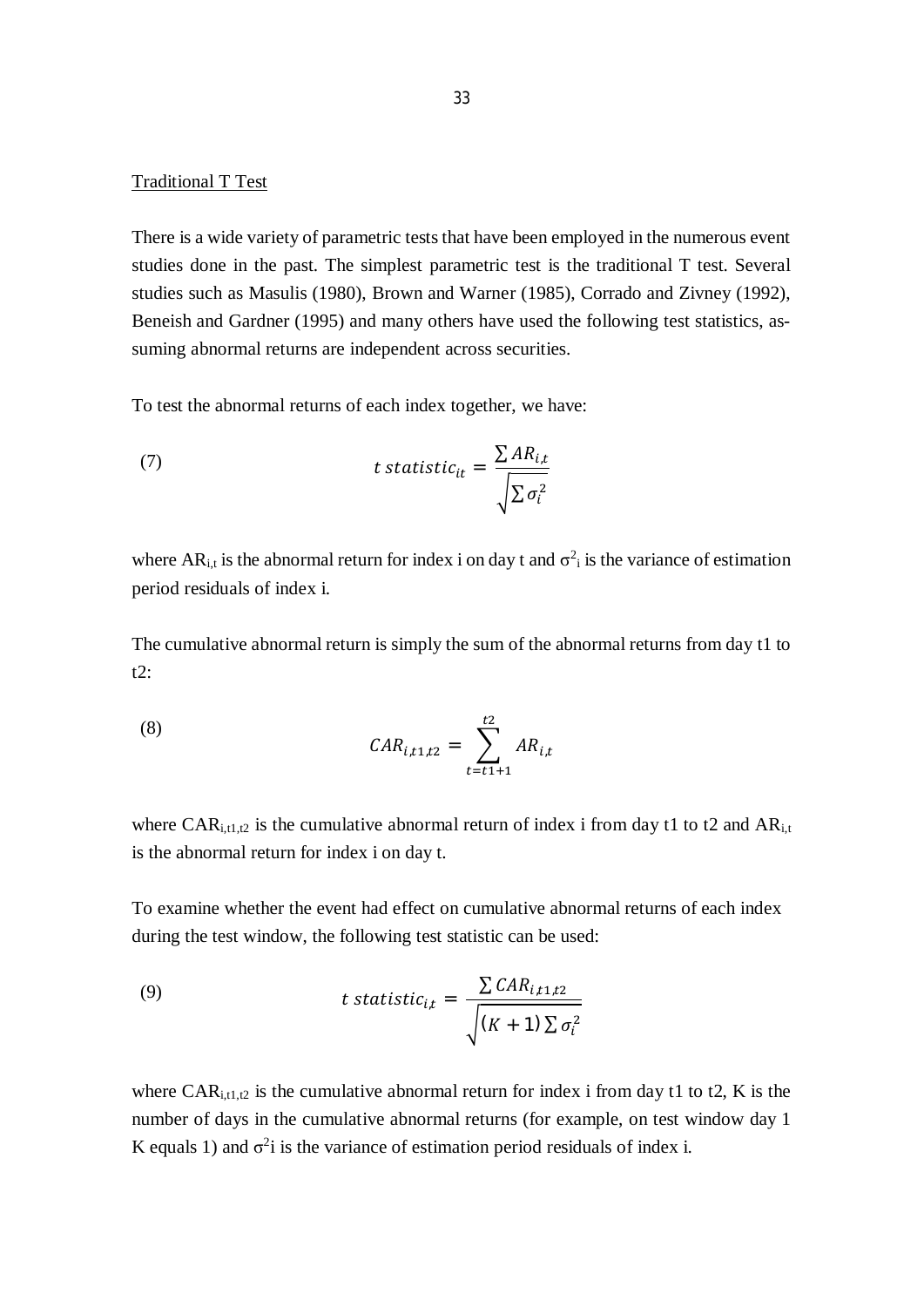Traditional T Test

There is a wide variety of parametric tests that have been employed in the numerous event studies done in the past. The simplest parametric test is the traditional T test. Several studies such as Masulis (1980), Brown and Warner (1985), Corrado and Zivney (1992), Beneish and Gardner (1995) and many others have used the following test statistics, assuming abnormal returns are independent across securities.

To test the abnormal returns of each index together, we have:

(7)
$$t\ statistic_{it} = \frac{\sum AR_{i,t}}{\sqrt{\sum \sigma_i^2}}$$

where $AR_{i,t}$ is the abnormal return for index i on day t and $\sigma^2_i$ is the variance of estimation period residuals of index i.

The cumulative abnormal return is simply the sum of the abnormal returns from day t1 to t2:

(8)
$$CAR_{i,t1,t2} = \sum_{t=t1+1}^{t2} AR_{i,t}$$

where $CAR_{i,t1,t2}$ is the cumulative abnormal return of index i from day t1 to t2 and $AR_{i,t}$ is the abnormal return for index i on day t.

To examine whether the event had effect on cumulative abnormal returns of each index during the test window, the following test statistic can be used:

(9)
$$t\ statistic_{i,t} = \frac{\sum CAR_{i,t1,t2}}{\sqrt{(K+1)\sum \sigma_i^2}}$$

where $CAR_{i,t1,t2}$ is the cumulative abnormal return for index i from day t1 to t2, K is the number of days in the cumulative abnormal returns (for example, on test window day 1 K equals 1) and $\sigma^2$i is the variance of estimation period residuals of index i.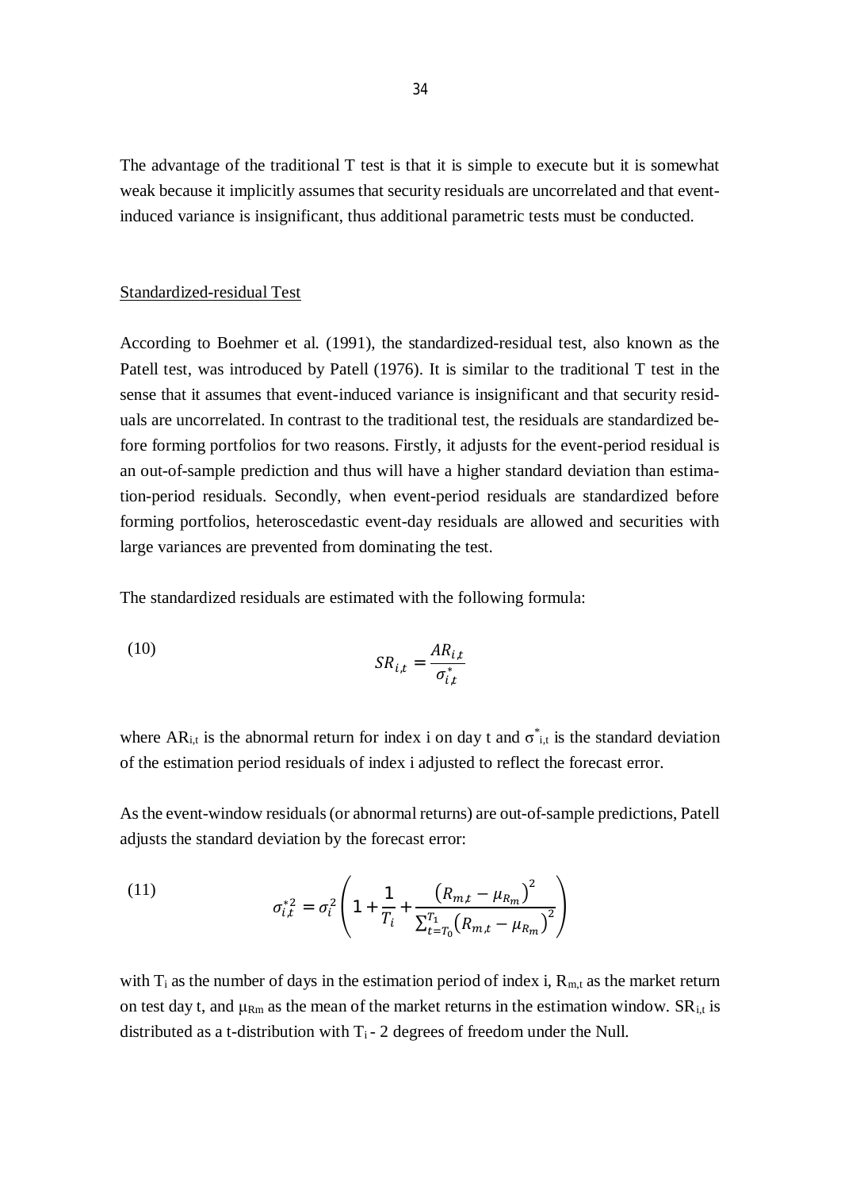The advantage of the traditional T test is that it is simple to execute but it is somewhat weak because it implicitly assumes that security residuals are uncorrelated and that event-induced variance is insignificant, thus additional parametric tests must be conducted.

## Standardized-residual Test

According to Boehmer et al. (1991), the standardized-residual test, also known as the Patell test, was introduced by Patell (1976). It is similar to the traditional T test in the sense that it assumes that event-induced variance is insignificant and that security residuals are uncorrelated. In contrast to the traditional test, the residuals are standardized before forming portfolios for two reasons. Firstly, it adjusts for the event-period residual is an out-of-sample prediction and thus will have a higher standard deviation than estimation-period residuals. Secondly, when event-period residuals are standardized before forming portfolios, heteroscedastic event-day residuals are allowed and securities with large variances are prevented from dominating the test.

The standardized residuals are estimated with the following formula:

$$SR_{i,t} = \frac{AR_{i,t}}{\sigma^*_{i,t}} \tag{10}$$

where $AR_{i,t}$ is the abnormal return for index i on day t and $\sigma^*_{i,t}$ is the standard deviation of the estimation period residuals of index i adjusted to reflect the forecast error.

As the event-window residuals (or abnormal returns) are out-of-sample predictions, Patell adjusts the standard deviation by the forecast error:

$$\sigma^{*2}_{i,t} = \sigma^2_i \left( 1 + \frac{1}{T_i} + \frac{\left(R_{m,t} - \mu_{R_m}\right)^2}{\sum_{t=T_0}^{T_1}\left(R_{m,t} - \mu_{R_m}\right)^2} \right) \tag{11}$$

with $T_i$ as the number of days in the estimation period of index i, $R_{m,t}$ as the market return on test day t, and $\mu_{Rm}$ as the mean of the market returns in the estimation window. $SR_{i,t}$ is distributed as a t-distribution with $T_i - 2$ degrees of freedom under the Null.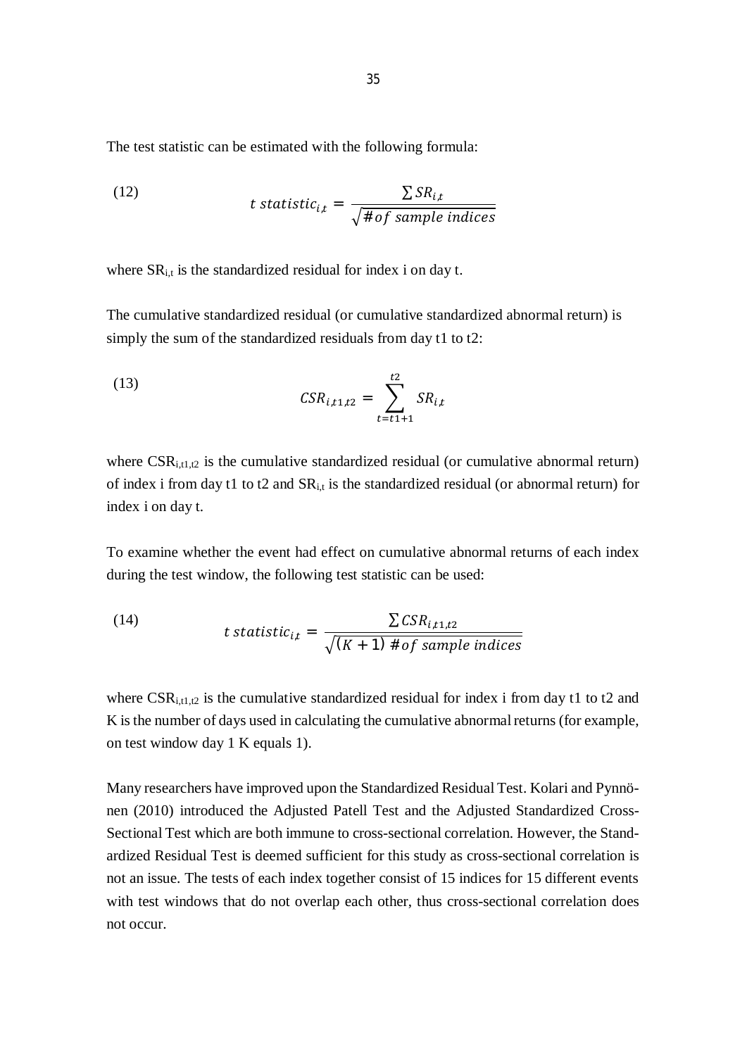The test statistic can be estimated with the following formula:

$$t\ statistic_{i,t} = \frac{\sum SR_{i,t}}{\sqrt{\#of\ sample\ indices}} \tag{12}$$

where $SR_{i,t}$ is the standardized residual for index i on day t.

The cumulative standardized residual (or cumulative standardized abnormal return) is simply the sum of the standardized residuals from day t1 to t2:

$$CSR_{i,t1,t2} = \sum_{t=t1+1}^{t2} SR_{i,t} \tag{13}$$

where $CSR_{i,t1,t2}$ is the cumulative standardized residual (or cumulative abnormal return) of index i from day t1 to t2 and $SR_{i,t}$ is the standardized residual (or abnormal return) for index i on day t.

To examine whether the event had effect on cumulative abnormal returns of each index during the test window, the following test statistic can be used:

$$t\ statistic_{i,t} = \frac{\sum CSR_{i,t1,t2}}{\sqrt{(K+1)\ \#of\ sample\ indices}} \tag{14}$$

where $CSR_{i,t1,t2}$ is the cumulative standardized residual for index i from day t1 to t2 and K is the number of days used in calculating the cumulative abnormal returns (for example, on test window day 1 K equals 1).

Many researchers have improved upon the Standardized Residual Test. Kolari and Pynnönen (2010) introduced the Adjusted Patell Test and the Adjusted Standardized Cross-Sectional Test which are both immune to cross-sectional correlation. However, the Standardized Residual Test is deemed sufficient for this study as cross-sectional correlation is not an issue. The tests of each index together consist of 15 indices for 15 different events with test windows that do not overlap each other, thus cross-sectional correlation does not occur.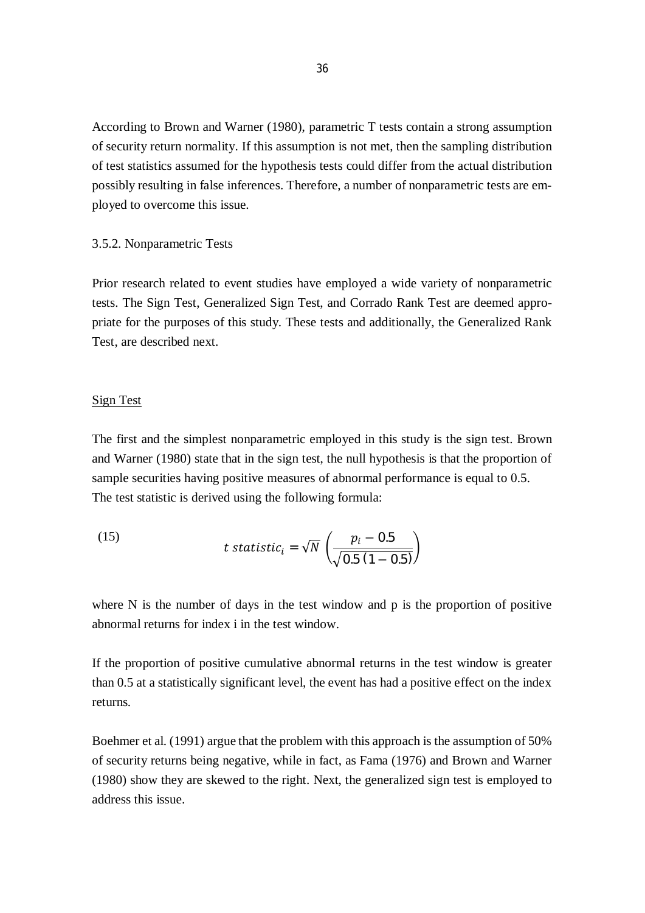According to Brown and Warner (1980), parametric T tests contain a strong assumption of security return normality. If this assumption is not met, then the sampling distribution of test statistics assumed for the hypothesis tests could differ from the actual distribution possibly resulting in false inferences. Therefore, a number of nonparametric tests are employed to overcome this issue.

### 3.5.2. Nonparametric Tests

Prior research related to event studies have employed a wide variety of nonparametric tests. The Sign Test, Generalized Sign Test, and Corrado Rank Test are deemed appropriate for the purposes of this study. These tests and additionally, the Generalized Rank Test, are described next.

<u>Sign Test</u>

The first and the simplest nonparametric employed in this study is the sign test. Brown and Warner (1980) state that in the sign test, the null hypothesis is that the proportion of sample securities having positive measures of abnormal performance is equal to 0.5. The test statistic is derived using the following formula:

$$t\ statistic_i = \sqrt{N}\left(\frac{p_i - 0.5}{\sqrt{0.5\,(1-0.5)}}\right) \tag{15}$$

where N is the number of days in the test window and p is the proportion of positive abnormal returns for index i in the test window.

If the proportion of positive cumulative abnormal returns in the test window is greater than 0.5 at a statistically significant level, the event has had a positive effect on the index returns.

Boehmer et al. (1991) argue that the problem with this approach is the assumption of 50% of security returns being negative, while in fact, as Fama (1976) and Brown and Warner (1980) show they are skewed to the right. Next, the generalized sign test is employed to address this issue.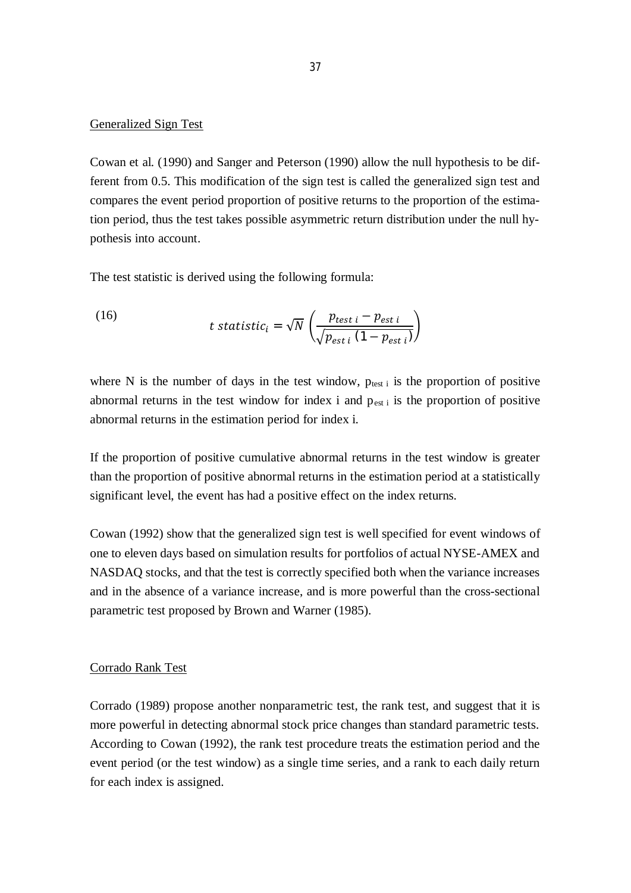Generalized Sign Test

Cowan et al. (1990) and Sanger and Peterson (1990) allow the null hypothesis to be different from 0.5. This modification of the sign test is called the generalized sign test and compares the event period proportion of positive returns to the proportion of the estimation period, thus the test takes possible asymmetric return distribution under the null hypothesis into account.

The test statistic is derived using the following formula:

$$t\ statistic_i = \sqrt{N}\left(\frac{p_{test\ i} - p_{est\ i}}{\sqrt{p_{est\ i}\,(1 - p_{est\ i})}}\right) \tag{16}$$

where N is the number of days in the test window, $p_{test\ i}$ is the proportion of positive abnormal returns in the test window for index i and $p_{est\ i}$ is the proportion of positive abnormal returns in the estimation period for index i.

If the proportion of positive cumulative abnormal returns in the test window is greater than the proportion of positive abnormal returns in the estimation period at a statistically significant level, the event has had a positive effect on the index returns.

Cowan (1992) show that the generalized sign test is well specified for event windows of one to eleven days based on simulation results for portfolios of actual NYSE-AMEX and NASDAQ stocks, and that the test is correctly specified both when the variance increases and in the absence of a variance increase, and is more powerful than the cross-sectional parametric test proposed by Brown and Warner (1985).

Corrado Rank Test

Corrado (1989) propose another nonparametric test, the rank test, and suggest that it is more powerful in detecting abnormal stock price changes than standard parametric tests. According to Cowan (1992), the rank test procedure treats the estimation period and the event period (or the test window) as a single time series, and a rank to each daily return for each index is assigned.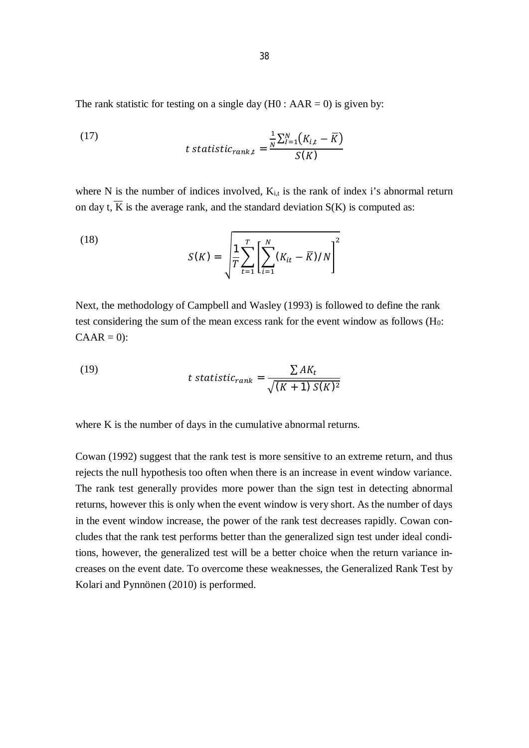The rank statistic for testing on a single day (H0 : AAR = 0) is given by:

$$t\ statistic_{rank,t} = \frac{\frac{1}{N}\sum_{I=1}^{N}(K_{i,t} - \overline{K})}{S(K)} \tag{17}$$

where N is the number of indices involved, $K_{i,t}$ is the rank of index i's abnormal return on day t, $\overline{K}$ is the average rank, and the standard deviation S(K) is computed as:

$$S(K) = \sqrt{\frac{1}{T}\sum_{t=1}^{T}\left[\sum_{i=1}^{N}(K_{it} - \overline{K})/N\right]^2} \tag{18}$$

Next, the methodology of Campbell and Wasley (1993) is followed to define the rank test considering the sum of the mean excess rank for the event window as follows ($H_0$: CAAR = 0):

$$t\ statistic_{rank} = \frac{\sum AK_t}{\sqrt{(K+1)\,S(K)^2}} \tag{19}$$

where K is the number of days in the cumulative abnormal returns.

Cowan (1992) suggest that the rank test is more sensitive to an extreme return, and thus rejects the null hypothesis too often when there is an increase in event window variance. The rank test generally provides more power than the sign test in detecting abnormal returns, however this is only when the event window is very short. As the number of days in the event window increase, the power of the rank test decreases rapidly. Cowan concludes that the rank test performs better than the generalized sign test under ideal conditions, however, the generalized test will be a better choice when the return variance increases on the event date. To overcome these weaknesses, the Generalized Rank Test by Kolari and Pynnönen (2010) is performed.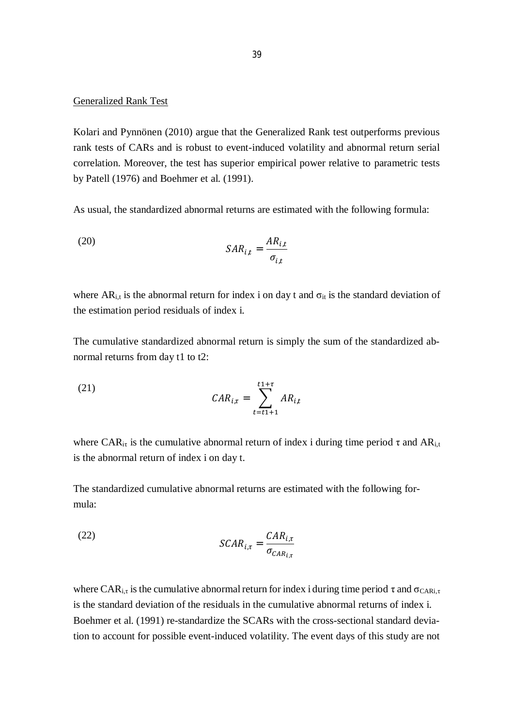<u>Generalized Rank Test</u>

Kolari and Pynnönen (2010) argue that the Generalized Rank test outperforms previous rank tests of CARs and is robust to event-induced volatility and abnormal return serial correlation. Moreover, the test has superior empirical power relative to parametric tests by Patell (1976) and Boehmer et al. (1991).

As usual, the standardized abnormal returns are estimated with the following formula:

(20)
$$SAR_{i,t} = \frac{AR_{i,t}}{\sigma_{i,t}}$$

where $AR_{i,t}$ is the abnormal return for index i on day t and $\sigma_{it}$ is the standard deviation of the estimation period residuals of index i.

The cumulative standardized abnormal return is simply the sum of the standardized abnormal returns from day t1 to t2:

(21)
$$CAR_{i,\tau} = \sum_{t=t1+1}^{t1+\tau} AR_{i,t}$$

where $CAR_{i\tau}$ is the cumulative abnormal return of index i during time period $\tau$ and $AR_{i,t}$ is the abnormal return of index i on day t.

The standardized cumulative abnormal returns are estimated with the following formula:

(22)
$$SCAR_{i,\tau} = \frac{CAR_{i,\tau}}{\sigma_{CAR_{i,\tau}}}$$

where $CAR_{i,\tau}$ is the cumulative abnormal return for index i during time period $\tau$ and $\sigma_{CARi,\tau}$ is the standard deviation of the residuals in the cumulative abnormal returns of index i. Boehmer et al. (1991) re-standardize the SCARs with the cross-sectional standard deviation to account for possible event-induced volatility. The event days of this study are not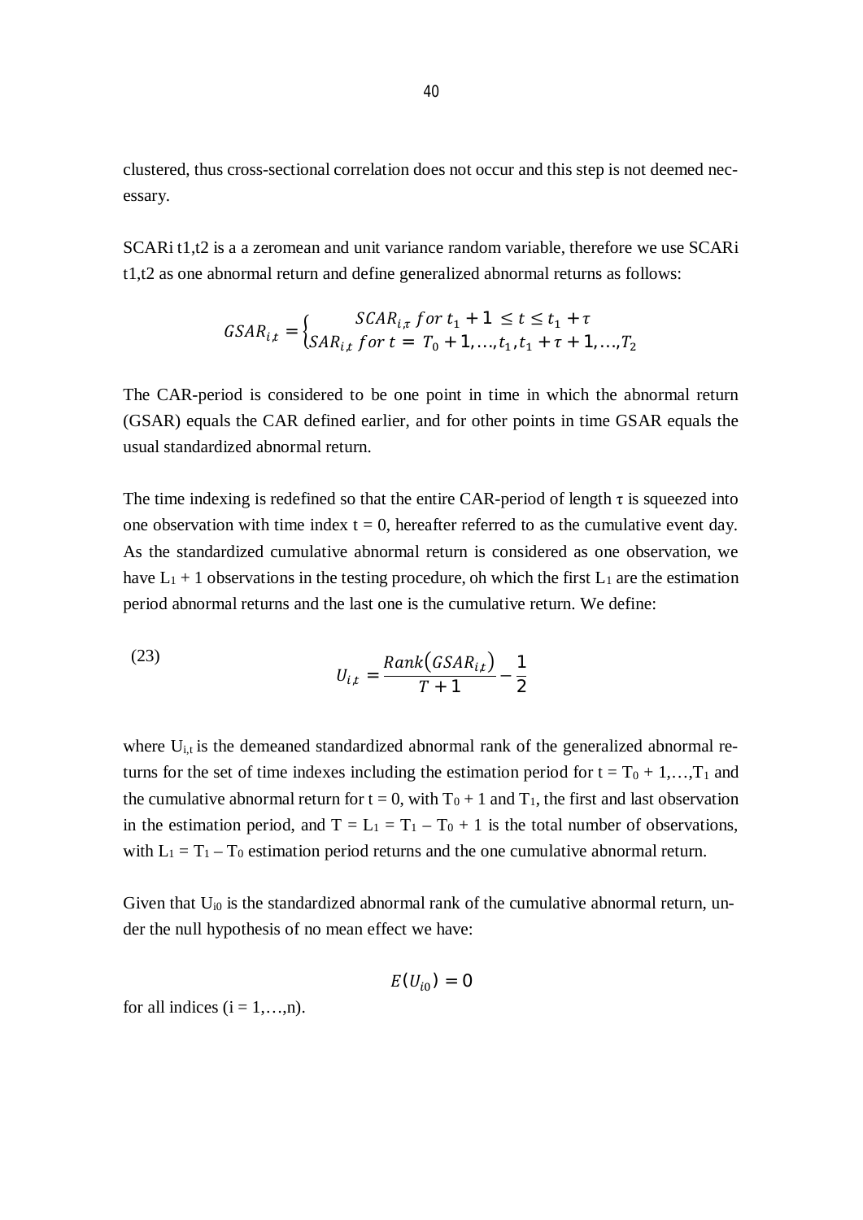clustered, thus cross-sectional correlation does not occur and this step is not deemed necessary.

SCARi t1,t2 is a a zeromean and unit variance random variable, therefore we use SCARi t1,t2 as one abnormal return and define generalized abnormal returns as follows:

$$GSAR_{i,t} = \begin{cases} SCAR_{i,\tau} \; for \; t_1 + 1 \leq t \leq t_1 + \tau \\ SAR_{i,t} \; for \; t = T_0 + 1, \ldots, t_1, t_1 + \tau + 1, \ldots, T_2 \end{cases}$$

The CAR-period is considered to be one point in time in which the abnormal return (GSAR) equals the CAR defined earlier, and for other points in time GSAR equals the usual standardized abnormal return.

The time indexing is redefined so that the entire CAR-period of length $\tau$ is squeezed into one observation with time index $t = 0$, hereafter referred to as the cumulative event day. As the standardized cumulative abnormal return is considered as one observation, we have $L_1 + 1$ observations in the testing procedure, oh which the first $L_1$ are the estimation period abnormal returns and the last one is the cumulative return. We define:

(23)
$$U_{i,t} = \frac{Rank(GSAR_{i,t})}{T + 1} - \frac{1}{2}$$

where $U_{i,t}$ is the demeaned standardized abnormal rank of the generalized abnormal returns for the set of time indexes including the estimation period for $t = T_0 + 1, \ldots, T_1$ and the cumulative abnormal return for $t = 0$, with $T_0 + 1$ and $T_1$, the first and last observation in the estimation period, and $T = L_1 = T_1 - T_0 + 1$ is the total number of observations, with $L_1 = T_1 - T_0$ estimation period returns and the one cumulative abnormal return.

Given that $U_{i0}$ is the standardized abnormal rank of the cumulative abnormal return, under the null hypothesis of no mean effect we have:

$$E(U_{i0}) = 0$$

for all indices $(i = 1, \ldots, n)$.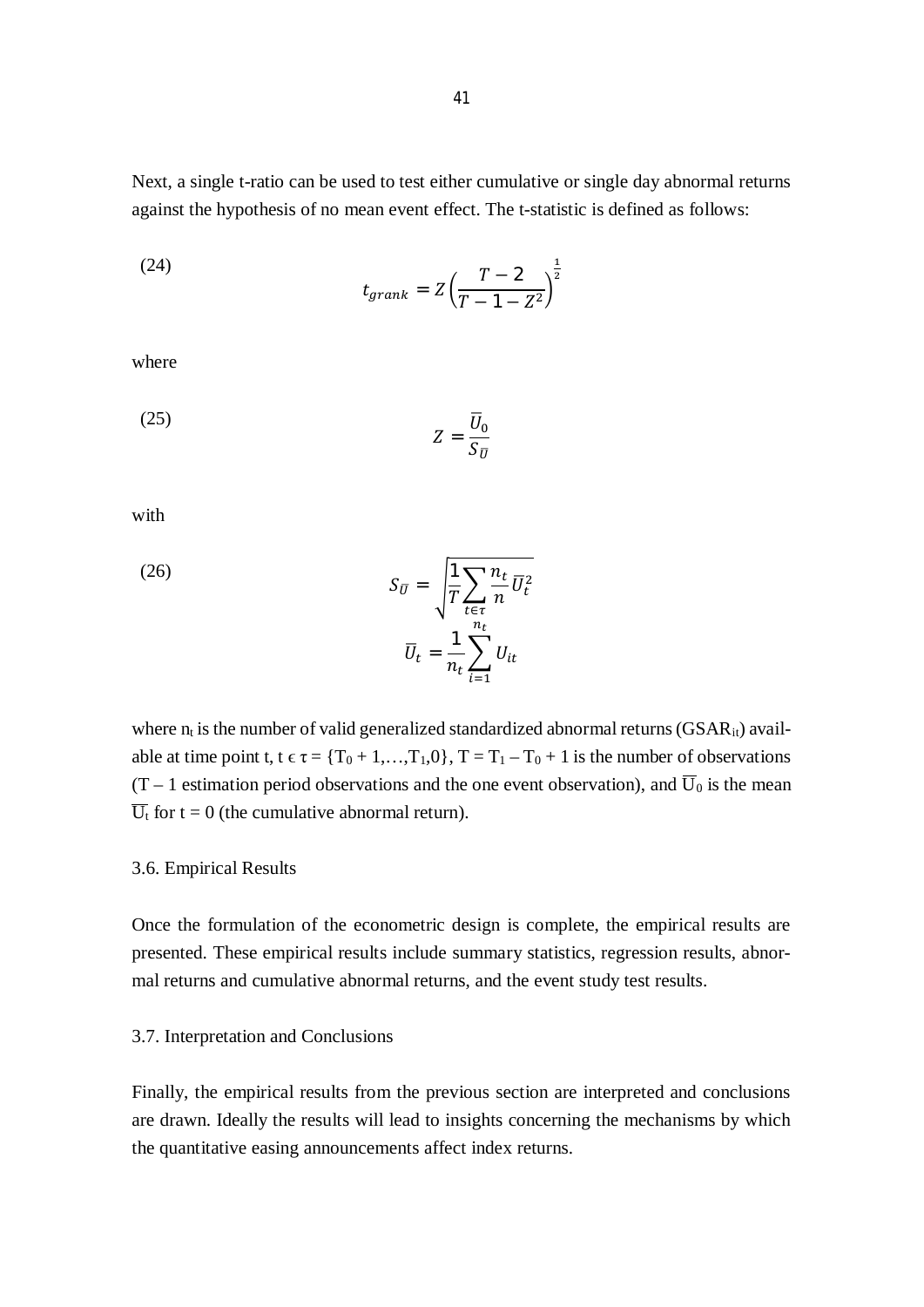Next, a single t-ratio can be used to test either cumulative or single day abnormal returns against the hypothesis of no mean event effect. The t-statistic is defined as follows:

(24)

$$t_{grank} = Z\left(\frac{T-2}{T-1-Z^2}\right)^{\frac{1}{2}}$$

where

(25)

$$Z = \frac{\overline{U}_0}{S_{\overline{U}}}$$

with

(26)

$$S_{\overline{U}} = \sqrt{\frac{1}{T}\sum_{t\in\tau}\frac{n_t}{n}\overline{U}_t^2}$$

$$\overline{U}_t = \frac{1}{n_t}\sum_{i=1}^{n_t}U_{it}$$

where $n_t$ is the number of valid generalized standardized abnormal returns ($GSAR_{it}$) available at time point t, $t \in \tau = \{T_0 + 1,\ldots,T_1,0\}$, $T = T_1 - T_0 + 1$ is the number of observations (T – 1 estimation period observations and the one event observation), and $\overline{U}_0$ is the mean $\overline{U}_t$ for t = 0 (the cumulative abnormal return).

## 3.6. Empirical Results

Once the formulation of the econometric design is complete, the empirical results are presented. These empirical results include summary statistics, regression results, abnormal returns and cumulative abnormal returns, and the event study test results.

## 3.7. Interpretation and Conclusions

Finally, the empirical results from the previous section are interpreted and conclusions are drawn. Ideally the results will lead to insights concerning the mechanisms by which the quantitative easing announcements affect index returns.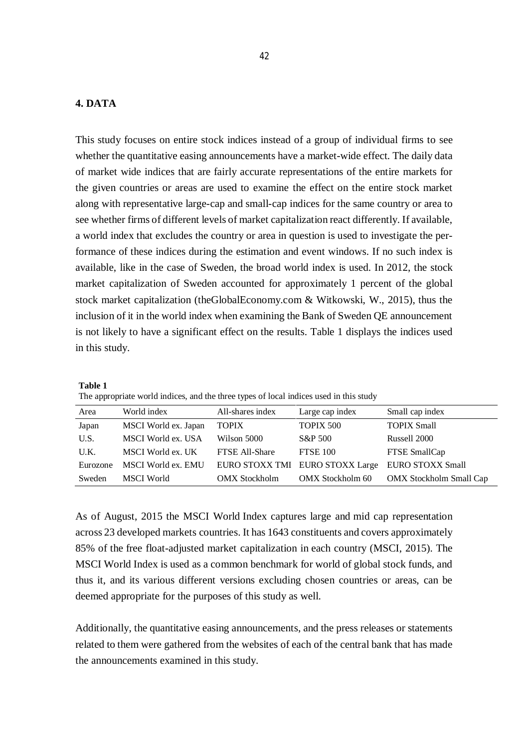## 4. DATA

This study focuses on entire stock indices instead of a group of individual firms to see whether the quantitative easing announcements have a market-wide effect. The daily data of market wide indices that are fairly accurate representations of the entire markets for the given countries or areas are used to examine the effect on the entire stock market along with representative large-cap and small-cap indices for the same country or area to see whether firms of different levels of market capitalization react differently. If available, a world index that excludes the country or area in question is used to investigate the performance of these indices during the estimation and event windows. If no such index is available, like in the case of Sweden, the broad world index is used. In 2012, the stock market capitalization of Sweden accounted for approximately 1 percent of the global stock market capitalization (theGlobalEconomy.com & Witkowski, W., 2015), thus the inclusion of it in the world index when examining the Bank of Sweden QE announcement is not likely to have a significant effect on the results. Table 1 displays the indices used in this study.

**Table 1**

The appropriate world indices, and the three types of local indices used in this study

| Area | World index | All-shares index | Large cap index | Small cap index |
|---|---|---|---|---|
| Japan | MSCI World ex. Japan | TOPIX | TOPIX 500 | TOPIX Small |
| U.S. | MSCI World ex. USA | Wilson 5000 | S&P 500 | Russell 2000 |
| U.K. | MSCI World ex. UK | FTSE All-Share | FTSE 100 | FTSE SmallCap |
| Eurozone | MSCI World ex. EMU | EURO STOXX TMI | EURO STOXX Large | EURO STOXX Small |
| Sweden | MSCI World | OMX Stockholm | OMX Stockholm 60 | OMX Stockholm Small Cap |

As of August, 2015 the MSCI World Index captures large and mid cap representation across 23 developed markets countries. It has 1643 constituents and covers approximately 85% of the free float-adjusted market capitalization in each country (MSCI, 2015). The MSCI World Index is used as a common benchmark for world of global stock funds, and thus it, and its various different versions excluding chosen countries or areas, can be deemed appropriate for the purposes of this study as well.

Additionally, the quantitative easing announcements, and the press releases or statements related to them were gathered from the websites of each of the central bank that has made the announcements examined in this study.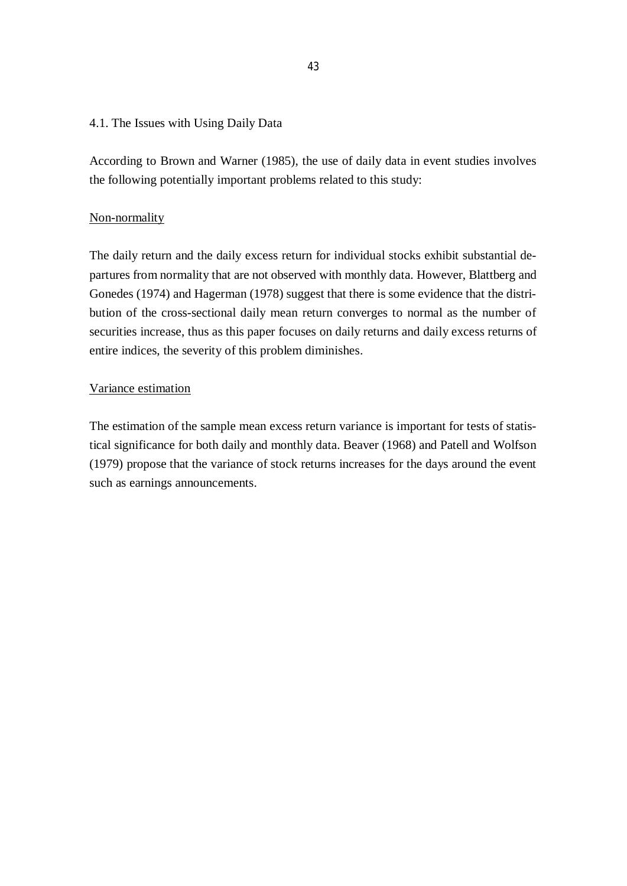## 4.1. The Issues with Using Daily Data

According to Brown and Warner (1985), the use of daily data in event studies involves the following potentially important problems related to this study:

Non-normality

The daily return and the daily excess return for individual stocks exhibit substantial departures from normality that are not observed with monthly data. However, Blattberg and Gonedes (1974) and Hagerman (1978) suggest that there is some evidence that the distribution of the cross-sectional daily mean return converges to normal as the number of securities increase, thus as this paper focuses on daily returns and daily excess returns of entire indices, the severity of this problem diminishes.

Variance estimation

The estimation of the sample mean excess return variance is important for tests of statistical significance for both daily and monthly data. Beaver (1968) and Patell and Wolfson (1979) propose that the variance of stock returns increases for the days around the event such as earnings announcements.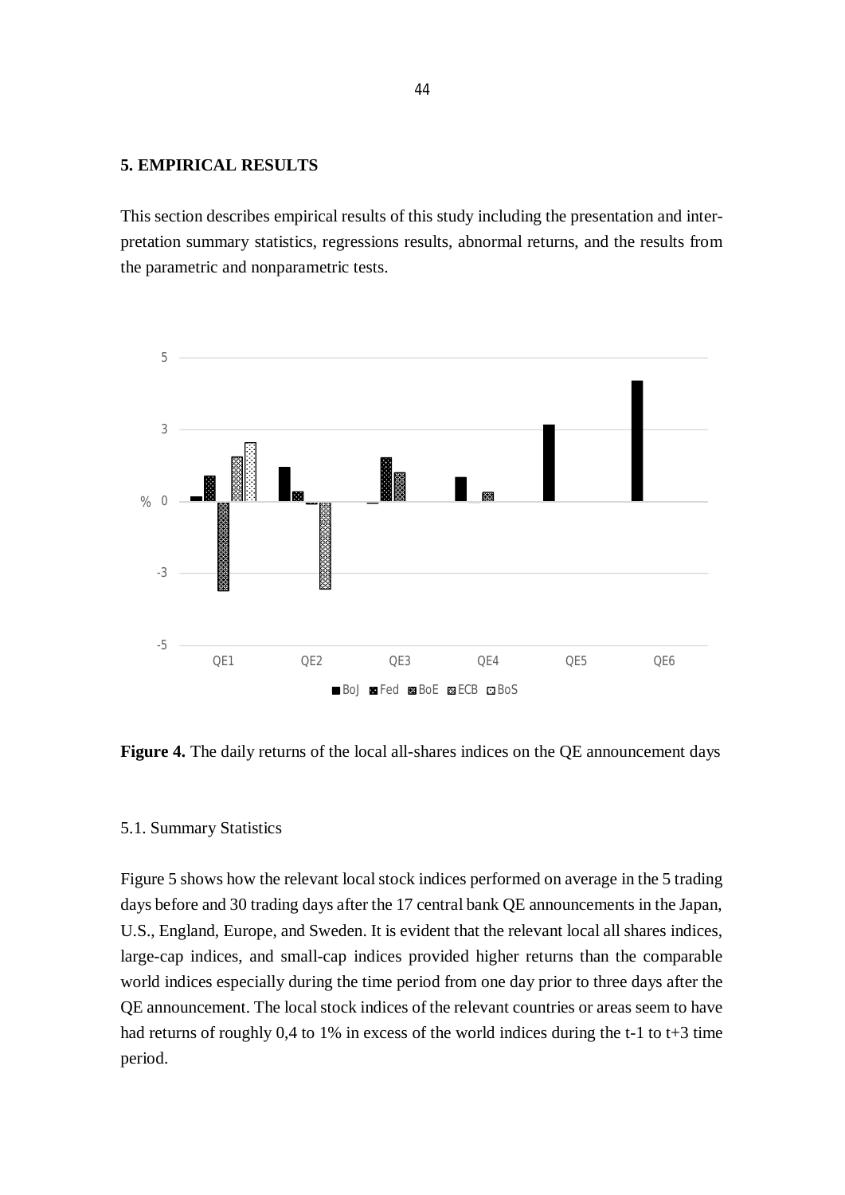## 5. EMPIRICAL RESULTS

This section describes empirical results of this study including the presentation and interpretation summary statistics, regressions results, abnormal returns, and the results from the parametric and nonparametric tests.

**Figure 4.** The daily returns of the local all-shares indices on the QE announcement days

### 5.1. Summary Statistics

Figure 5 shows how the relevant local stock indices performed on average in the 5 trading days before and 30 trading days after the 17 central bank QE announcements in the Japan, U.S., England, Europe, and Sweden. It is evident that the relevant local all shares indices, large-cap indices, and small-cap indices provided higher returns than the comparable world indices especially during the time period from one day prior to three days after the QE announcement. The local stock indices of the relevant countries or areas seem to have had returns of roughly 0,4 to 1% in excess of the world indices during the t-1 to t+3 time period.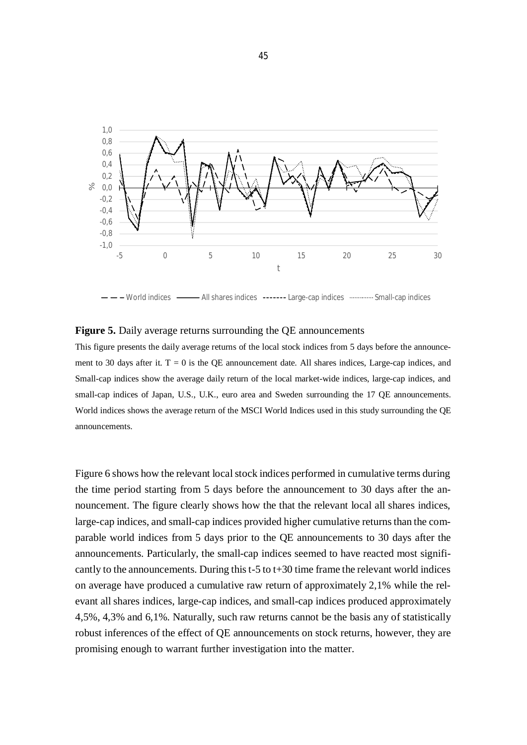**Figure 5.** Daily average returns surrounding the QE announcements

This figure presents the daily average returns of the local stock indices from 5 days before the announcement to 30 days after it. T = 0 is the QE announcement date. All shares indices, Large-cap indices, and Small-cap indices show the average daily return of the local market-wide indices, large-cap indices, and small-cap indices of Japan, U.S., U.K., euro area and Sweden surrounding the 17 QE announcements. World indices shows the average return of the MSCI World Indices used in this study surrounding the QE announcements.

Figure 6 shows how the relevant local stock indices performed in cumulative terms during the time period starting from 5 days before the announcement to 30 days after the announcement. The figure clearly shows how the that the relevant local all shares indices, large-cap indices, and small-cap indices provided higher cumulative returns than the comparable world indices from 5 days prior to the QE announcements to 30 days after the announcements. Particularly, the small-cap indices seemed to have reacted most significantly to the announcements. During this t-5 to t+30 time frame the relevant world indices on average have produced a cumulative raw return of approximately 2,1% while the relevant all shares indices, large-cap indices, and small-cap indices produced approximately 4,5%, 4,3% and 6,1%. Naturally, such raw returns cannot be the basis any of statistically robust inferences of the effect of QE announcements on stock returns, however, they are promising enough to warrant further investigation into the matter.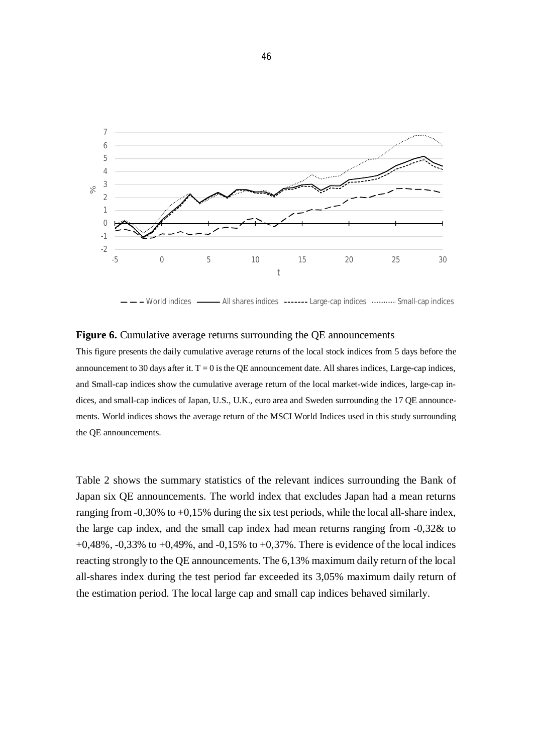**Figure 6.** Cumulative average returns surrounding the QE announcements

This figure presents the daily cumulative average returns of the local stock indices from 5 days before the announcement to 30 days after it. T = 0 is the QE announcement date. All shares indices, Large-cap indices, and Small-cap indices show the cumulative average return of the local market-wide indices, large-cap indices, and small-cap indices of Japan, U.S., U.K., euro area and Sweden surrounding the 17 QE announcements. World indices shows the average return of the MSCI World Indices used in this study surrounding the QE announcements.

Table 2 shows the summary statistics of the relevant indices surrounding the Bank of Japan six QE announcements. The world index that excludes Japan had a mean returns ranging from -0,30% to +0,15% during the six test periods, while the local all-share index, the large cap index, and the small cap index had mean returns ranging from -0,32& to +0,48%, -0,33% to +0,49%, and -0,15% to +0,37%. There is evidence of the local indices reacting strongly to the QE announcements. The 6,13% maximum daily return of the local all-shares index during the test period far exceeded its 3,05% maximum daily return of the estimation period. The local large cap and small cap indices behaved similarly.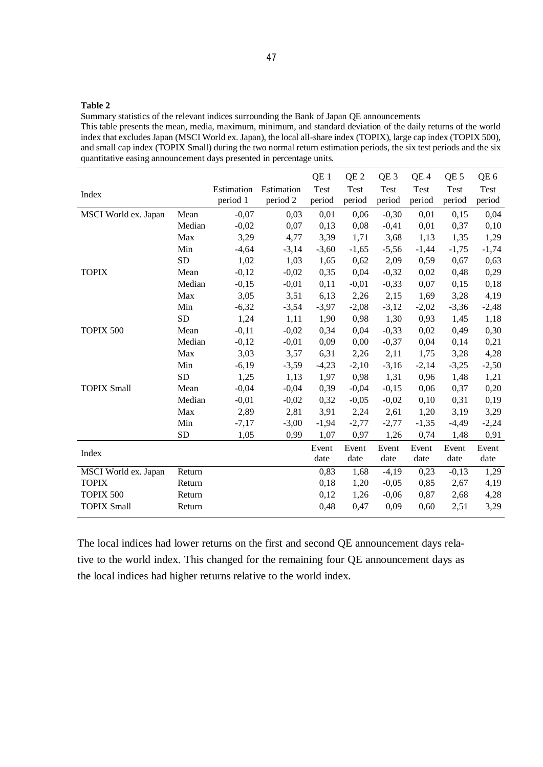**Table 2**

Summary statistics of the relevant indices surrounding the Bank of Japan QE announcements

This table presents the mean, media, maximum, minimum, and standard deviation of the daily returns of the world index that excludes Japan (MSCI World ex. Japan), the local all-share index (TOPIX), large cap index (TOPIX 500), and small cap index (TOPIX Small) during the two normal return estimation periods, the six test periods and the six quantitative easing announcement days presented in percentage units.

| Index | | Estimation period 1 | Estimation period 2 | QE 1 Test period | QE 2 Test period | QE 3 Test period | QE 4 Test period | QE 5 Test period | QE 6 Test period |
|---|---|---|---|---|---|---|---|---|---|
| MSCI World ex. Japan | Mean | -0,07 | 0,03 | 0,01 | 0,06 | -0,30 | 0,01 | 0,15 | 0,04 |
| | Median | -0,02 | 0,07 | 0,13 | 0,08 | -0,41 | 0,01 | 0,37 | 0,10 |
| | Max | 3,29 | 4,77 | 3,39 | 1,71 | 3,68 | 1,13 | 1,35 | 1,29 |
| | Min | -4,64 | -3,14 | -3,60 | -1,65 | -5,56 | -1,44 | -1,75 | -1,74 |
| | SD | 1,02 | 1,03 | 1,65 | 0,62 | 2,09 | 0,59 | 0,67 | 0,63 |
| TOPIX | Mean | -0,12 | -0,02 | 0,35 | 0,04 | -0,32 | 0,02 | 0,48 | 0,29 |
| | Median | -0,15 | -0,01 | 0,11 | -0,01 | -0,33 | 0,07 | 0,15 | 0,18 |
| | Max | 3,05 | 3,51 | 6,13 | 2,26 | 2,15 | 1,69 | 3,28 | 4,19 |
| | Min | -6,32 | -3,54 | -3,97 | -2,08 | -3,12 | -2,02 | -3,36 | -2,48 |
| | SD | 1,24 | 1,11 | 1,90 | 0,98 | 1,30 | 0,93 | 1,45 | 1,18 |
| TOPIX 500 | Mean | -0,11 | -0,02 | 0,34 | 0,04 | -0,33 | 0,02 | 0,49 | 0,30 |
| | Median | -0,12 | -0,01 | 0,09 | 0,00 | -0,37 | 0,04 | 0,14 | 0,21 |
| | Max | 3,03 | 3,57 | 6,31 | 2,26 | 2,11 | 1,75 | 3,28 | 4,28 |
| | Min | -6,19 | -3,59 | -4,23 | -2,10 | -3,16 | -2,14 | -3,25 | -2,50 |
| | SD | 1,25 | 1,13 | 1,97 | 0,98 | 1,31 | 0,96 | 1,48 | 1,21 |
| TOPIX Small | Mean | -0,04 | -0,04 | 0,39 | -0,04 | -0,15 | 0,06 | 0,37 | 0,20 |
| | Median | -0,01 | -0,02 | 0,32 | -0,05 | -0,02 | 0,10 | 0,31 | 0,19 |
| | Max | 2,89 | 2,81 | 3,91 | 2,24 | 2,61 | 1,20 | 3,19 | 3,29 |
| | Min | -7,17 | -3,00 | -1,94 | -2,77 | -2,77 | -1,35 | -4,49 | -2,24 |
| | SD | 1,05 | 0,99 | 1,07 | 0,97 | 1,26 | 0,74 | 1,48 | 0,91 |
| **Index** | | | | **Event date** | **Event date** | **Event date** | **Event date** | **Event date** | **Event date** |
| MSCI World ex. Japan | Return | | | 0,83 | 1,68 | -4,19 | 0,23 | -0,13 | 1,29 |
| TOPIX | Return | | | 0,18 | 1,20 | -0,05 | 0,85 | 2,67 | 4,19 |
| TOPIX 500 | Return | | | 0,12 | 1,26 | -0,06 | 0,87 | 2,68 | 4,28 |
| TOPIX Small | Return | | | 0,48 | 0,47 | 0,09 | 0,60 | 2,51 | 3,29 |

The local indices had lower returns on the first and second QE announcement days relative to the world index. This changed for the remaining four QE announcement days as the local indices had higher returns relative to the world index.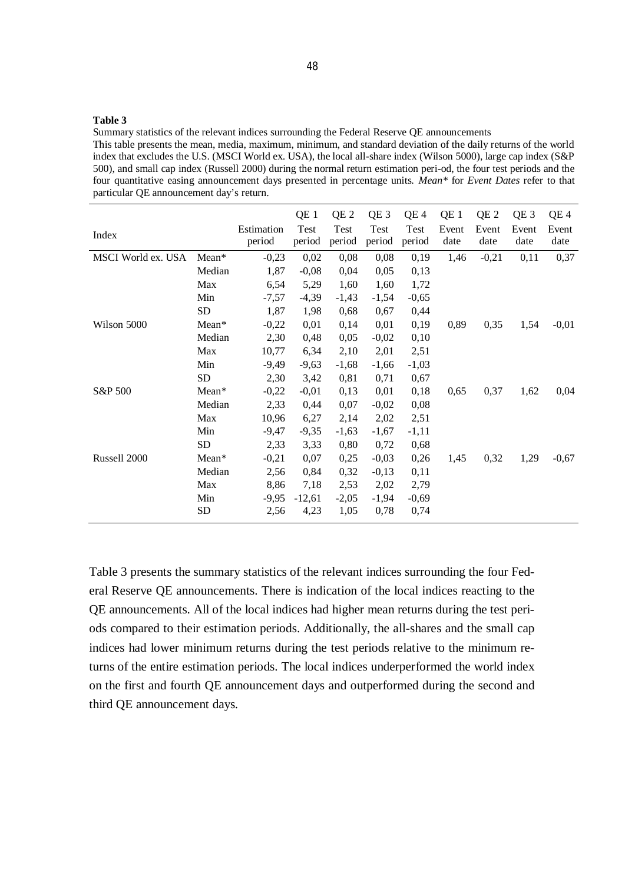**Table 3**

Summary statistics of the relevant indices surrounding the Federal Reserve QE announcements

This table presents the mean, media, maximum, minimum, and standard deviation of the daily returns of the world index that excludes the U.S. (MSCI World ex. USA), the local all-share index (Wilson 5000), large cap index (S&P 500), and small cap index (Russell 2000) during the normal return estimation peri-od, the four test periods and the four quantitative easing announcement days presented in percentage units. *Mean\** for *Event Dates* refer to that particular QE announcement day's return.

| Index | | Estimation period | QE 1 Test period | QE 2 Test period | QE 3 Test period | QE 4 Test period | QE 1 Event date | QE 2 Event date | QE 3 Event date | QE 4 Event date |
|---|---|---|---|---|---|---|---|---|---|---|
| MSCI World ex. USA | Mean* | -0,23 | 0,02 | 0,08 | 0,08 | 0,19 | 1,46 | -0,21 | 0,11 | 0,37 |
| | Median | 1,87 | -0,08 | 0,04 | 0,05 | 0,13 | | | | |
| | Max | 6,54 | 5,29 | 1,60 | 1,60 | 1,72 | | | | |
| | Min | -7,57 | -4,39 | -1,43 | -1,54 | -0,65 | | | | |
| | SD | 1,87 | 1,98 | 0,68 | 0,67 | 0,44 | | | | |
| Wilson 5000 | Mean* | -0,22 | 0,01 | 0,14 | 0,01 | 0,19 | 0,89 | 0,35 | 1,54 | -0,01 |
| | Median | 2,30 | 0,48 | 0,05 | -0,02 | 0,10 | | | | |
| | Max | 10,77 | 6,34 | 2,10 | 2,01 | 2,51 | | | | |
| | Min | -9,49 | -9,63 | -1,68 | -1,66 | -1,03 | | | | |
| | SD | 2,30 | 3,42 | 0,81 | 0,71 | 0,67 | | | | |
| S&P 500 | Mean* | -0,22 | -0,01 | 0,13 | 0,01 | 0,18 | 0,65 | 0,37 | 1,62 | 0,04 |
| | Median | 2,33 | 0,44 | 0,07 | -0,02 | 0,08 | | | | |
| | Max | 10,96 | 6,27 | 2,14 | 2,02 | 2,51 | | | | |
| | Min | -9,47 | -9,35 | -1,63 | -1,67 | -1,11 | | | | |
| | SD | 2,33 | 3,33 | 0,80 | 0,72 | 0,68 | | | | |
| Russell 2000 | Mean* | -0,21 | 0,07 | 0,25 | -0,03 | 0,26 | 1,45 | 0,32 | 1,29 | -0,67 |
| | Median | 2,56 | 0,84 | 0,32 | -0,13 | 0,11 | | | | |
| | Max | 8,86 | 7,18 | 2,53 | 2,02 | 2,79 | | | | |
| | Min | -9,95 | -12,61 | -2,05 | -1,94 | -0,69 | | | | |
| | SD | 2,56 | 4,23 | 1,05 | 0,78 | 0,74 | | | | |

Table 3 presents the summary statistics of the relevant indices surrounding the four Federal Reserve QE announcements. There is indication of the local indices reacting to the QE announcements. All of the local indices had higher mean returns during the test periods compared to their estimation periods. Additionally, the all-shares and the small cap indices had lower minimum returns during the test periods relative to the minimum returns of the entire estimation periods. The local indices underperformed the world index on the first and fourth QE announcement days and outperformed during the second and third QE announcement days.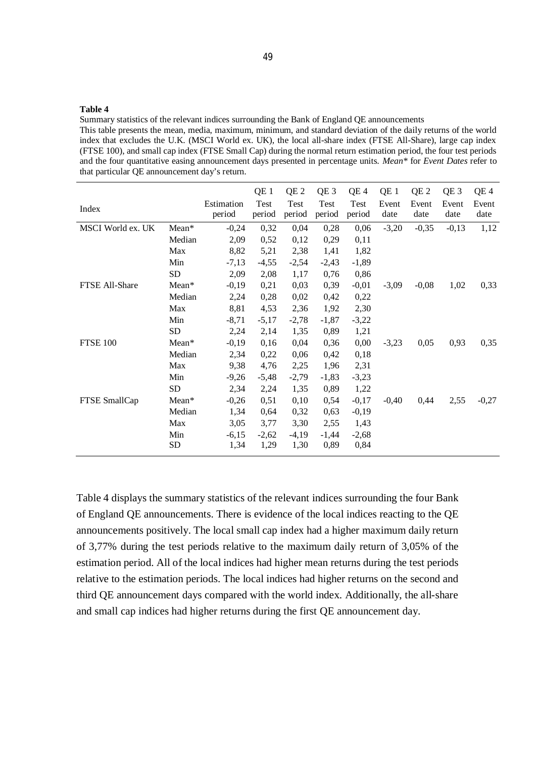**Table 4**

Summary statistics of the relevant indices surrounding the Bank of England QE announcements

This table presents the mean, media, maximum, minimum, and standard deviation of the daily returns of the world index that excludes the U.K. (MSCI World ex. UK), the local all-share index (FTSE All-Share), large cap index (FTSE 100), and small cap index (FTSE Small Cap) during the normal return estimation period, the four test periods and the four quantitative easing announcement days presented in percentage units. *Mean\** for *Event Dates* refer to that particular QE announcement day's return.

| Index | | Estimation period | QE 1 Test period | QE 2 Test period | QE 3 Test period | QE 4 Test period | QE 1 Event date | QE 2 Event date | QE 3 Event date | QE 4 Event date |
|---|---|---|---|---|---|---|---|---|---|---|
| MSCI World ex. UK | Mean* | -0,24 | 0,32 | 0,04 | 0,28 | 0,06 | -3,20 | -0,35 | -0,13 | 1,12 |
| | Median | 2,09 | 0,52 | 0,12 | 0,29 | 0,11 | | | | |
| | Max | 8,82 | 5,21 | 2,38 | 1,41 | 1,82 | | | | |
| | Min | -7,13 | -4,55 | -2,54 | -2,43 | -1,89 | | | | |
| | SD | 2,09 | 2,08 | 1,17 | 0,76 | 0,86 | | | | |
| FTSE All-Share | Mean* | -0,19 | 0,21 | 0,03 | 0,39 | -0,01 | -3,09 | -0,08 | 1,02 | 0,33 |
| | Median | 2,24 | 0,28 | 0,02 | 0,42 | 0,22 | | | | |
| | Max | 8,81 | 4,53 | 2,36 | 1,92 | 2,30 | | | | |
| | Min | -8,71 | -5,17 | -2,78 | -1,87 | -3,22 | | | | |
| | SD | 2,24 | 2,14 | 1,35 | 0,89 | 1,21 | | | | |
| FTSE 100 | Mean* | -0,19 | 0,16 | 0,04 | 0,36 | 0,00 | -3,23 | 0,05 | 0,93 | 0,35 |
| | Median | 2,34 | 0,22 | 0,06 | 0,42 | 0,18 | | | | |
| | Max | 9,38 | 4,76 | 2,25 | 1,96 | 2,31 | | | | |
| | Min | -9,26 | -5,48 | -2,79 | -1,83 | -3,23 | | | | |
| | SD | 2,34 | 2,24 | 1,35 | 0,89 | 1,22 | | | | |
| FTSE SmallCap | Mean* | -0,26 | 0,51 | 0,10 | 0,54 | -0,17 | -0,40 | 0,44 | 2,55 | -0,27 |
| | Median | 1,34 | 0,64 | 0,32 | 0,63 | -0,19 | | | | |
| | Max | 3,05 | 3,77 | 3,30 | 2,55 | 1,43 | | | | |
| | Min | -6,15 | -2,62 | -4,19 | -1,44 | -2,68 | | | | |
| | SD | 1,34 | 1,29 | 1,30 | 0,89 | 0,84 | | | | |

Table 4 displays the summary statistics of the relevant indices surrounding the four Bank of England QE announcements. There is evidence of the local indices reacting to the QE announcements positively. The local small cap index had a higher maximum daily return of 3,77% during the test periods relative to the maximum daily return of 3,05% of the estimation period. All of the local indices had higher mean returns during the test periods relative to the estimation periods. The local indices had higher returns on the second and third QE announcement days compared with the world index. Additionally, the all-share and small cap indices had higher returns during the first QE announcement day.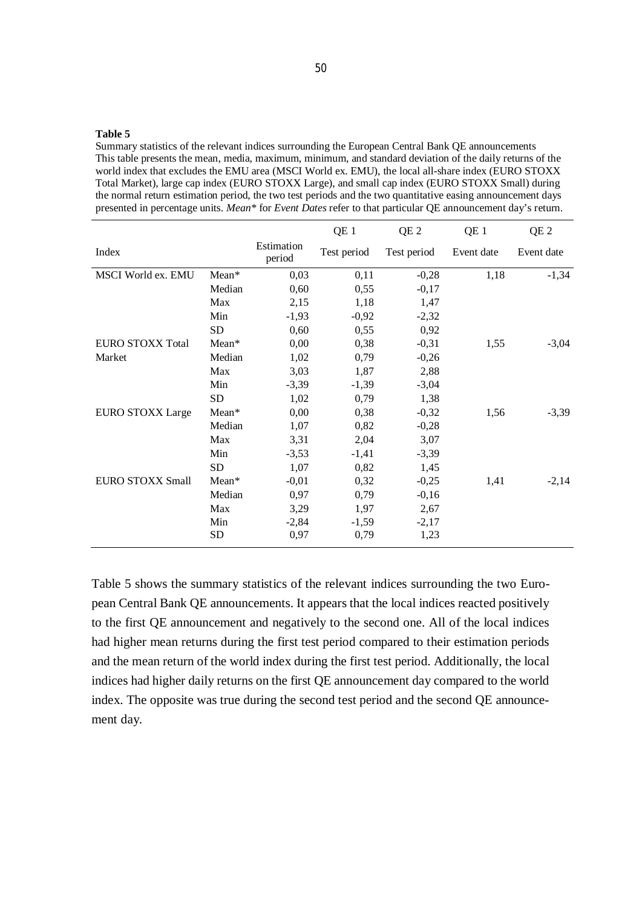**Table 5**

Summary statistics of the relevant indices surrounding the European Central Bank QE announcements
This table presents the mean, media, maximum, minimum, and standard deviation of the daily returns of the world index that excludes the EMU area (MSCI World ex. EMU), the local all-share index (EURO STOXX Total Market), large cap index (EURO STOXX Large), and small cap index (EURO STOXX Small) during the normal return estimation period, the two test periods and the two quantitative easing announcement days presented in percentage units. *Mean\** for *Event Dates* refer to that particular QE announcement day's return.

| Index | | Estimation period | QE 1 Test period | QE 2 Test period | QE 1 Event date | QE 2 Event date |
|---|---|---|---|---|---|---|
| MSCI World ex. EMU | Mean* | 0,03 | 0,11 | -0,28 | 1,18 | -1,34 |
| | Median | 0,60 | 0,55 | -0,17 | | |
| | Max | 2,15 | 1,18 | 1,47 | | |
| | Min | -1,93 | -0,92 | -2,32 | | |
| | SD | 0,60 | 0,55 | 0,92 | | |
| EURO STOXX Total Market | Mean* | 0,00 | 0,38 | -0,31 | 1,55 | -3,04 |
| | Median | 1,02 | 0,79 | -0,26 | | |
| | Max | 3,03 | 1,87 | 2,88 | | |
| | Min | -3,39 | -1,39 | -3,04 | | |
| | SD | 1,02 | 0,79 | 1,38 | | |
| EURO STOXX Large | Mean* | 0,00 | 0,38 | -0,32 | 1,56 | -3,39 |
| | Median | 1,07 | 0,82 | -0,28 | | |
| | Max | 3,31 | 2,04 | 3,07 | | |
| | Min | -3,53 | -1,41 | -3,39 | | |
| | SD | 1,07 | 0,82 | 1,45 | | |
| EURO STOXX Small | Mean* | -0,01 | 0,32 | -0,25 | 1,41 | -2,14 |
| | Median | 0,97 | 0,79 | -0,16 | | |
| | Max | 3,29 | 1,97 | 2,67 | | |
| | Min | -2,84 | -1,59 | -2,17 | | |
| | SD | 0,97 | 0,79 | 1,23 | | |

Table 5 shows the summary statistics of the relevant indices surrounding the two European Central Bank QE announcements. It appears that the local indices reacted positively to the first QE announcement and negatively to the second one. All of the local indices had higher mean returns during the first test period compared to their estimation periods and the mean return of the world index during the first test period. Additionally, the local indices had higher daily returns on the first QE announcement day compared to the world index. The opposite was true during the second test period and the second QE announcement day.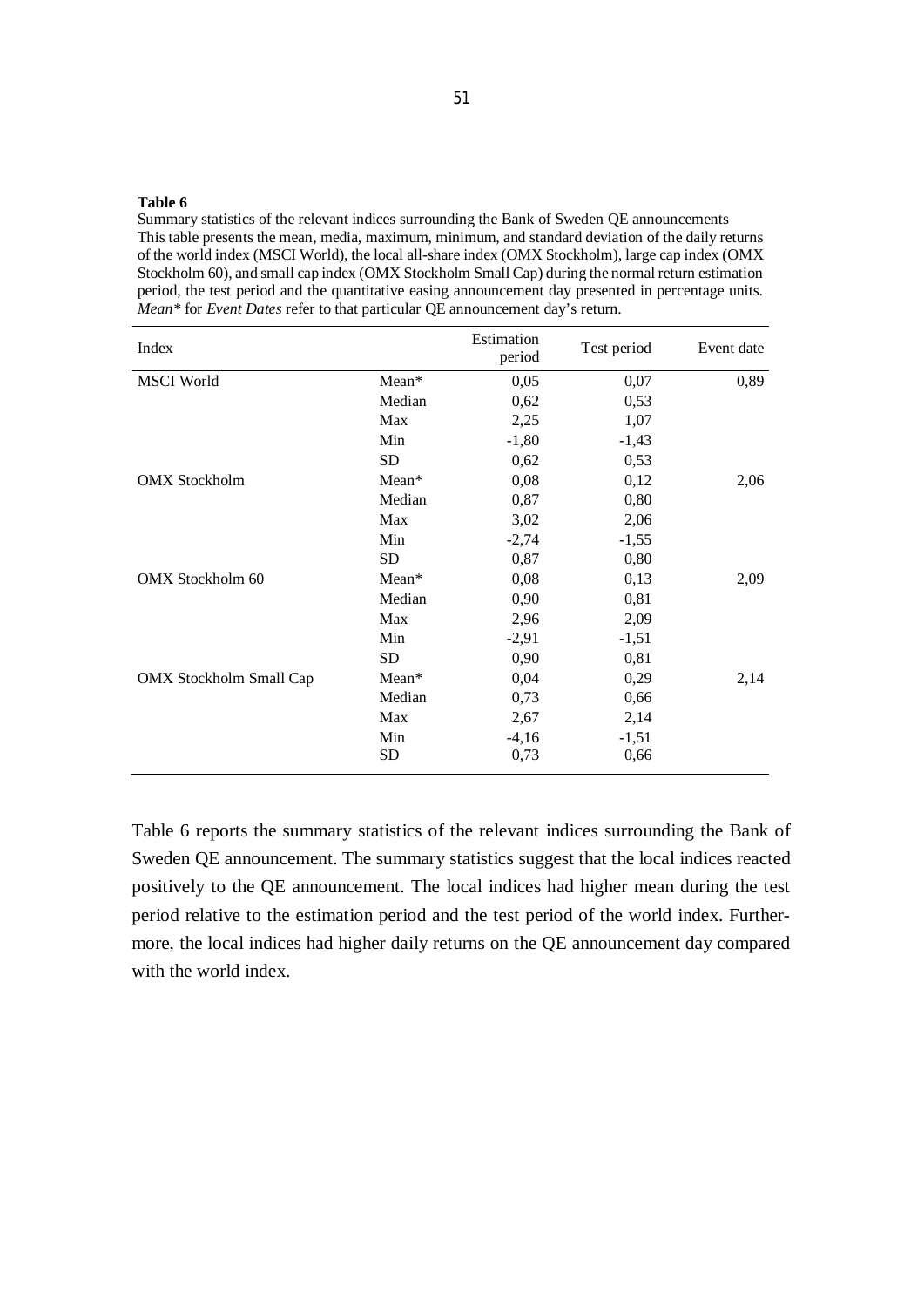**Table 6**

Summary statistics of the relevant indices surrounding the Bank of Sweden QE announcements

This table presents the mean, media, maximum, minimum, and standard deviation of the daily returns of the world index (MSCI World), the local all-share index (OMX Stockholm), large cap index (OMX Stockholm 60), and small cap index (OMX Stockholm Small Cap) during the normal return estimation period, the test period and the quantitative easing announcement day presented in percentage units. *Mean\** for *Event Dates* refer to that particular QE announcement day's return.

| Index | | Estimation period | Test period | Event date |
|---|---|---|---|---|
| MSCI World | Mean* | 0,05 | 0,07 | 0,89 |
| | Median | 0,62 | 0,53 | |
| | Max | 2,25 | 1,07 | |
| | Min | -1,80 | -1,43 | |
| | SD | 0,62 | 0,53 | |
| OMX Stockholm | Mean* | 0,08 | 0,12 | 2,06 |
| | Median | 0,87 | 0,80 | |
| | Max | 3,02 | 2,06 | |
| | Min | -2,74 | -1,55 | |
| | SD | 0,87 | 0,80 | |
| OMX Stockholm 60 | Mean* | 0,08 | 0,13 | 2,09 |
| | Median | 0,90 | 0,81 | |
| | Max | 2,96 | 2,09 | |
| | Min | -2,91 | -1,51 | |
| | SD | 0,90 | 0,81 | |
| OMX Stockholm Small Cap | Mean* | 0,04 | 0,29 | 2,14 |
| | Median | 0,73 | 0,66 | |
| | Max | 2,67 | 2,14 | |
| | Min | -4,16 | -1,51 | |
| | SD | 0,73 | 0,66 | |

Table 6 reports the summary statistics of the relevant indices surrounding the Bank of Sweden QE announcement. The summary statistics suggest that the local indices reacted positively to the QE announcement. The local indices had higher mean during the test period relative to the estimation period and the test period of the world index. Furthermore, the local indices had higher daily returns on the QE announcement day compared with the world index.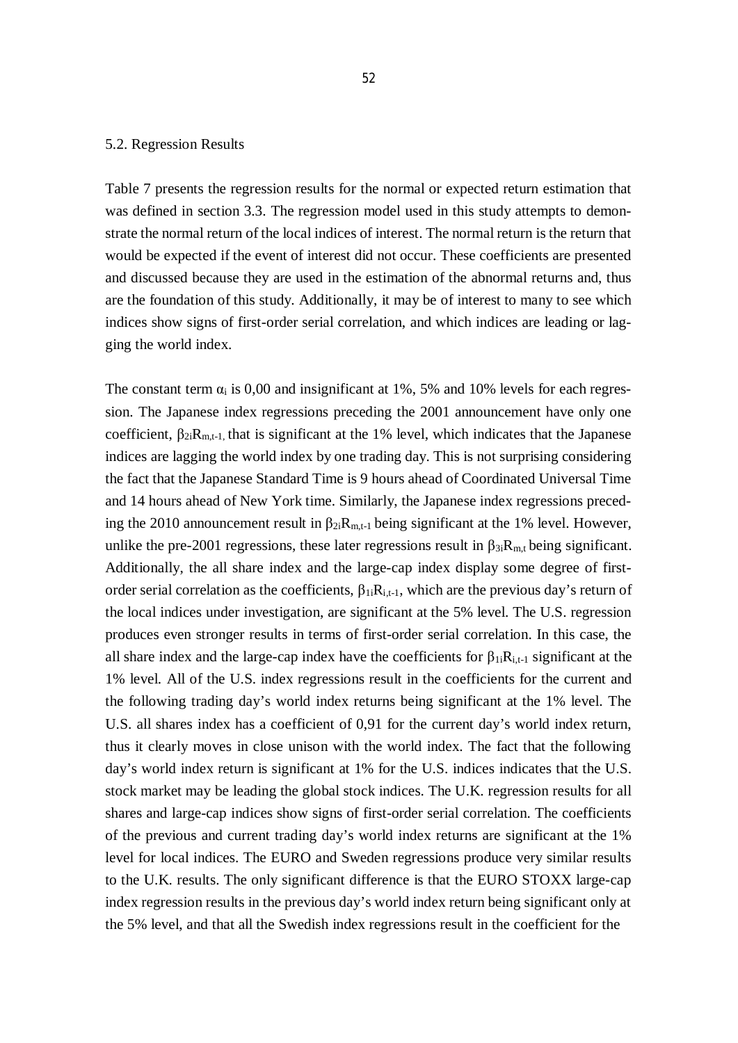### 5.2. Regression Results

Table 7 presents the regression results for the normal or expected return estimation that was defined in section 3.3. The regression model used in this study attempts to demonstrate the normal return of the local indices of interest. The normal return is the return that would be expected if the event of interest did not occur. These coefficients are presented and discussed because they are used in the estimation of the abnormal returns and, thus are the foundation of this study. Additionally, it may be of interest to many to see which indices show signs of first-order serial correlation, and which indices are leading or lagging the world index.

The constant term $\alpha_i$ is 0,00 and insignificant at 1%, 5% and 10% levels for each regression. The Japanese index regressions preceding the 2001 announcement have only one coefficient, $\beta_{2i}R_{m,t-1,}$ that is significant at the 1% level, which indicates that the Japanese indices are lagging the world index by one trading day. This is not surprising considering the fact that the Japanese Standard Time is 9 hours ahead of Coordinated Universal Time and 14 hours ahead of New York time. Similarly, the Japanese index regressions preceding the 2010 announcement result in $\beta_{2i}R_{m,t-1}$ being significant at the 1% level. However, unlike the pre-2001 regressions, these later regressions result in $\beta_{3i}R_{m,t}$ being significant. Additionally, the all share index and the large-cap index display some degree of first-order serial correlation as the coefficients, $\beta_{1i}R_{i,t-1}$, which are the previous day's return of the local indices under investigation, are significant at the 5% level. The U.S. regression produces even stronger results in terms of first-order serial correlation. In this case, the all share index and the large-cap index have the coefficients for $\beta_{1i}R_{i,t-1}$ significant at the 1% level. All of the U.S. index regressions result in the coefficients for the current and the following trading day's world index returns being significant at the 1% level. The U.S. all shares index has a coefficient of 0,91 for the current day's world index return, thus it clearly moves in close unison with the world index. The fact that the following day's world index return is significant at 1% for the U.S. indices indicates that the U.S. stock market may be leading the global stock indices. The U.K. regression results for all shares and large-cap indices show signs of first-order serial correlation. The coefficients of the previous and current trading day's world index returns are significant at the 1% level for local indices. The EURO and Sweden regressions produce very similar results to the U.K. results. The only significant difference is that the EURO STOXX large-cap index regression results in the previous day's world index return being significant only at the 5% level, and that all the Swedish index regressions result in the coefficient for the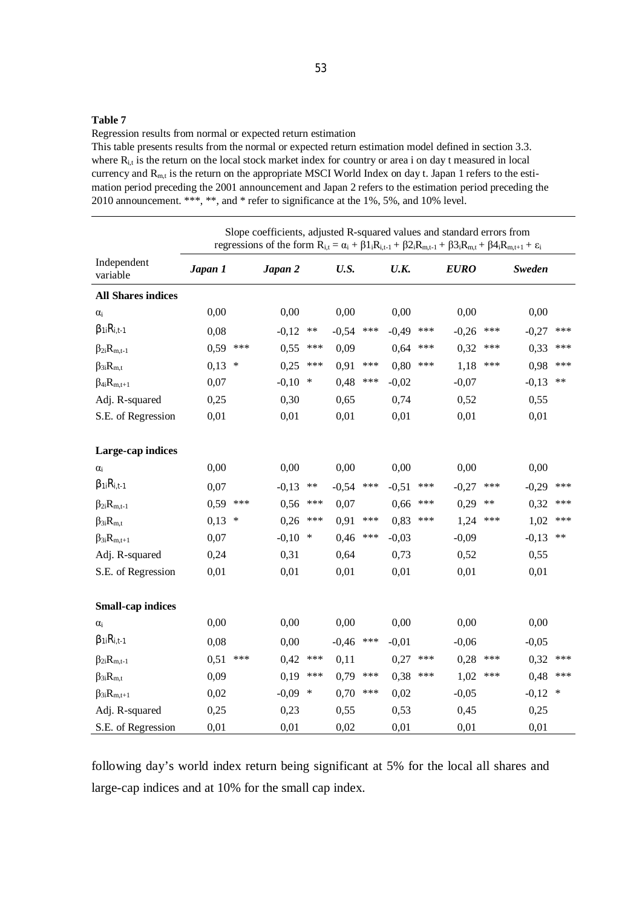**Table 7**

Regression results from normal or expected return estimation

This table presents results from the normal or expected return estimation model defined in section 3.3. where $R_{i,t}$ is the return on the local stock market index for country or area i on day t measured in local currency and $R_{m,t}$ is the return on the appropriate MSCI World Index on day t. Japan 1 refers to the estimation period preceding the 2001 announcement and Japan 2 refers to the estimation period preceding the 2010 announcement. ***, **, and * refer to significance at the 1%, 5%, and 10% level.

| | Slope coefficients, adjusted R-squared values and standard errors from regressions of the form $R_{i,t} = \alpha_i + \beta 1_i R_{i,t-1} + \beta 2_i R_{m,t-1} + \beta 3_i R_{m,t} + \beta 4_i R_{m,t+1} + \varepsilon_i$ | | | | | | | | | | | |
|---|---|---|---|---|---|---|---|---|---|---|---|---|
| Independent variable | ***Japan 1*** | | ***Japan 2*** | | ***U.S.*** | | ***U.K.*** | | ***EURO*** | | ***Sweden*** | |
| **All Shares indices** | | | | | | | | | | | | |
| $\alpha_i$ | 0,00 | | 0,00 | | 0,00 | | 0,00 | | 0,00 | | 0,00 | |
| $\beta_{1i}R_{i,t-1}$ | 0,08 | | -0,12 | ** | -0,54 | *** | -0,49 | *** | -0,26 | *** | -0,27 | *** |
| $\beta_{2i}R_{m,t-1}$ | 0,59 | *** | 0,55 | *** | 0,09 | | 0,64 | *** | 0,32 | *** | 0,33 | *** |
| $\beta_{3i}R_{m,t}$ | 0,13 | * | 0,25 | *** | 0,91 | *** | 0,80 | *** | 1,18 | *** | 0,98 | *** |
| $\beta_{4i}R_{m,t+1}$ | 0,07 | | -0,10 | * | 0,48 | *** | -0,02 | | -0,07 | | -0,13 | ** |
| Adj. R-squared | 0,25 | | 0,30 | | 0,65 | | 0,74 | | 0,52 | | 0,55 | |
| S.E. of Regression | 0,01 | | 0,01 | | 0,01 | | 0,01 | | 0,01 | | 0,01 | |
| **Large-cap indices** | | | | | | | | | | | | |
| $\alpha_i$ | 0,00 | | 0,00 | | 0,00 | | 0,00 | | 0,00 | | 0,00 | |
| $\beta_{1i}R_{i,t-1}$ | 0,07 | | -0,13 | ** | -0,54 | *** | -0,51 | *** | -0,27 | *** | -0,29 | *** |
| $\beta_{2i}R_{m,t-1}$ | 0,59 | *** | 0,56 | *** | 0,07 | | 0,66 | *** | 0,29 | ** | 0,32 | *** |
| $\beta_{3i}R_{m,t}$ | 0,13 | * | 0,26 | *** | 0,91 | *** | 0,83 | *** | 1,24 | *** | 1,02 | *** |
| $\beta_{3i}R_{m,t+1}$ | 0,07 | | -0,10 | * | 0,46 | *** | -0,03 | | -0,09 | | -0,13 | ** |
| Adj. R-squared | 0,24 | | 0,31 | | 0,64 | | 0,73 | | 0,52 | | 0,55 | |
| S.E. of Regression | 0,01 | | 0,01 | | 0,01 | | 0,01 | | 0,01 | | 0,01 | |
| **Small-cap indices** | | | | | | | | | | | | |
| $\alpha_i$ | 0,00 | | 0,00 | | 0,00 | | 0,00 | | 0,00 | | 0,00 | |
| $\beta_{1i}R_{i,t-1}$ | 0,08 | | 0,00 | | -0,46 | *** | -0,01 | | -0,06 | | -0,05 | |
| $\beta_{2i}R_{m,t-1}$ | 0,51 | *** | 0,42 | *** | 0,11 | | 0,27 | *** | 0,28 | *** | 0,32 | *** |
| $\beta_{3i}R_{m,t}$ | 0,09 | | 0,19 | *** | 0,79 | *** | 0,38 | *** | 1,02 | *** | 0,48 | *** |
| $\beta_{3i}R_{m,t+1}$ | 0,02 | | -0,09 | * | 0,70 | *** | 0,02 | | -0,05 | | -0,12 | * |
| Adj. R-squared | 0,25 | | 0,23 | | 0,55 | | 0,53 | | 0,45 | | 0,25 | |
| S.E. of Regression | 0,01 | | 0,01 | | 0,02 | | 0,01 | | 0,01 | | 0,01 | |

following day's world index return being significant at 5% for the local all shares and large-cap indices and at 10% for the small cap index.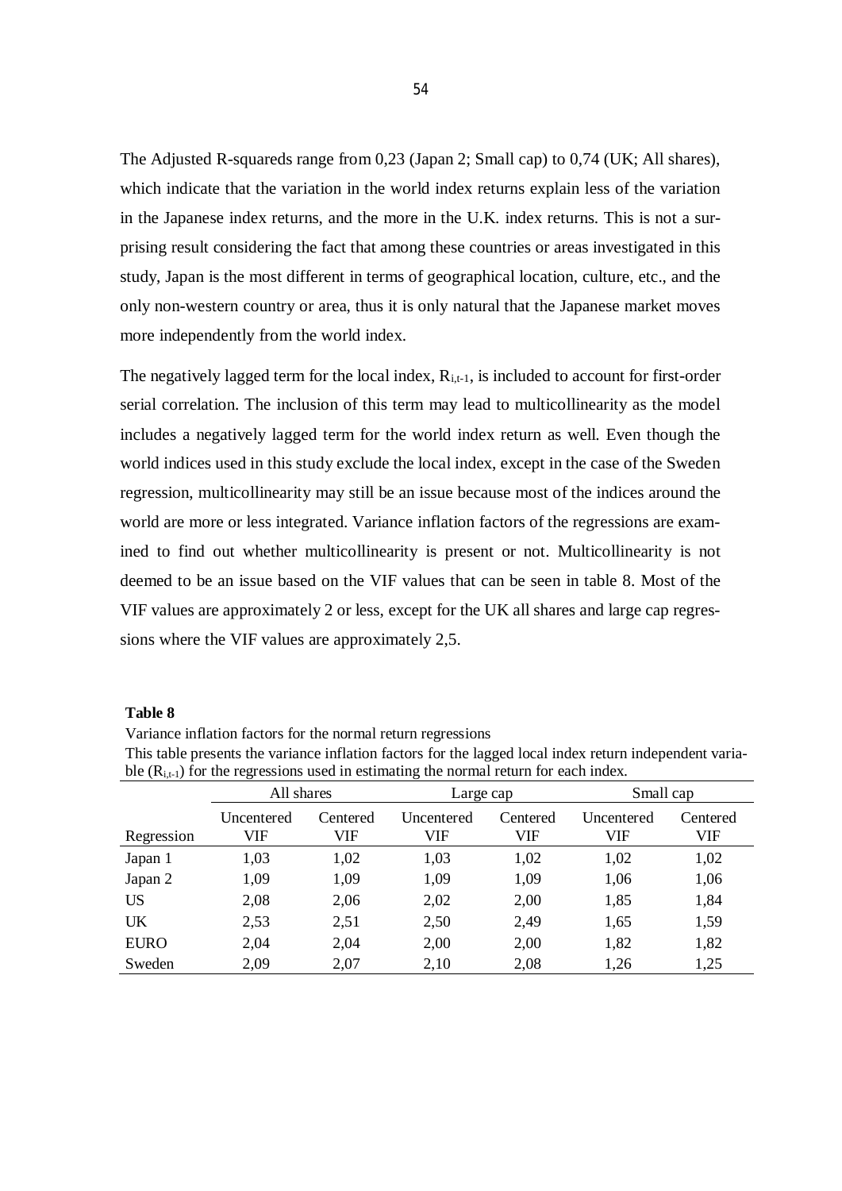The Adjusted R-squareds range from 0,23 (Japan 2; Small cap) to 0,74 (UK; All shares), which indicate that the variation in the world index returns explain less of the variation in the Japanese index returns, and the more in the U.K. index returns. This is not a surprising result considering the fact that among these countries or areas investigated in this study, Japan is the most different in terms of geographical location, culture, etc., and the only non-western country or area, thus it is only natural that the Japanese market moves more independently from the world index.

The negatively lagged term for the local index, $R_{i,t-1}$, is included to account for first-order serial correlation. The inclusion of this term may lead to multicollinearity as the model includes a negatively lagged term for the world index return as well. Even though the world indices used in this study exclude the local index, except in the case of the Sweden regression, multicollinearity may still be an issue because most of the indices around the world are more or less integrated. Variance inflation factors of the regressions are examined to find out whether multicollinearity is present or not. Multicollinearity is not deemed to be an issue based on the VIF values that can be seen in table 8. Most of the VIF values are approximately 2 or less, except for the UK all shares and large cap regressions where the VIF values are approximately 2,5.

**Table 8**

Variance inflation factors for the normal return regressions

This table presents the variance inflation factors for the lagged local index return independent variable ($R_{i,t-1}$) for the regressions used in estimating the normal return for each index.

| | All shares | | Large cap | | Small cap | |
|---|---|---|---|---|---|---|
| Regression | Uncentered VIF | Centered VIF | Uncentered VIF | Centered VIF | Uncentered VIF | Centered VIF |
| Japan 1 | 1,03 | 1,02 | 1,03 | 1,02 | 1,02 | 1,02 |
| Japan 2 | 1,09 | 1,09 | 1,09 | 1,09 | 1,06 | 1,06 |
| US | 2,08 | 2,06 | 2,02 | 2,00 | 1,85 | 1,84 |
| UK | 2,53 | 2,51 | 2,50 | 2,49 | 1,65 | 1,59 |
| EURO | 2,04 | 2,04 | 2,00 | 2,00 | 1,82 | 1,82 |
| Sweden | 2,09 | 2,07 | 2,10 | 2,08 | 1,26 | 1,25 |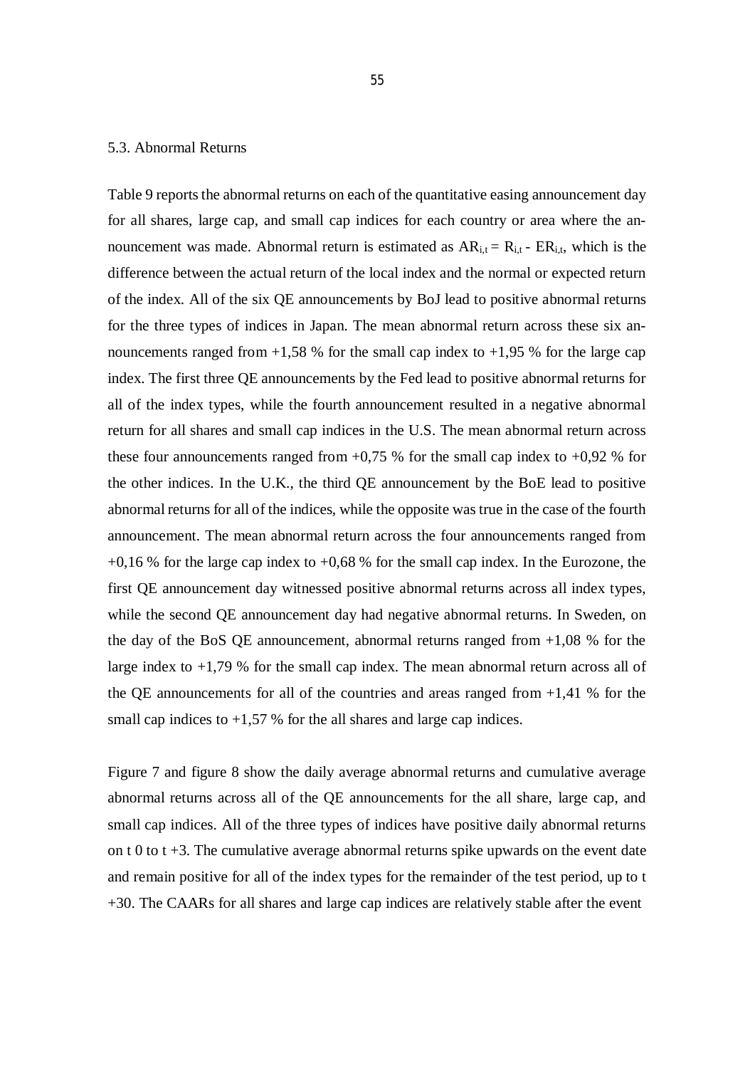### 5.3. Abnormal Returns

Table 9 reports the abnormal returns on each of the quantitative easing announcement day for all shares, large cap, and small cap indices for each country or area where the announcement was made. Abnormal return is estimated as $AR_{i,t} = R_{i,t} - ER_{i,t}$, which is the difference between the actual return of the local index and the normal or expected return of the index. All of the six QE announcements by BoJ lead to positive abnormal returns for the three types of indices in Japan. The mean abnormal return across these six announcements ranged from +1,58 % for the small cap index to +1,95 % for the large cap index. The first three QE announcements by the Fed lead to positive abnormal returns for all of the index types, while the fourth announcement resulted in a negative abnormal return for all shares and small cap indices in the U.S. The mean abnormal return across these four announcements ranged from +0,75 % for the small cap index to +0,92 % for the other indices. In the U.K., the third QE announcement by the BoE lead to positive abnormal returns for all of the indices, while the opposite was true in the case of the fourth announcement. The mean abnormal return across the four announcements ranged from +0,16 % for the large cap index to +0,68 % for the small cap index. In the Eurozone, the first QE announcement day witnessed positive abnormal returns across all index types, while the second QE announcement day had negative abnormal returns. In Sweden, on the day of the BoS QE announcement, abnormal returns ranged from +1,08 % for the large index to +1,79 % for the small cap index. The mean abnormal return across all of the QE announcements for all of the countries and areas ranged from +1,41 % for the small cap indices to +1,57 % for the all shares and large cap indices.

Figure 7 and figure 8 show the daily average abnormal returns and cumulative average abnormal returns across all of the QE announcements for the all share, large cap, and small cap indices. All of the three types of indices have positive daily abnormal returns on t 0 to t +3. The cumulative average abnormal returns spike upwards on the event date and remain positive for all of the index types for the remainder of the test period, up to t +30. The CAARs for all shares and large cap indices are relatively stable after the event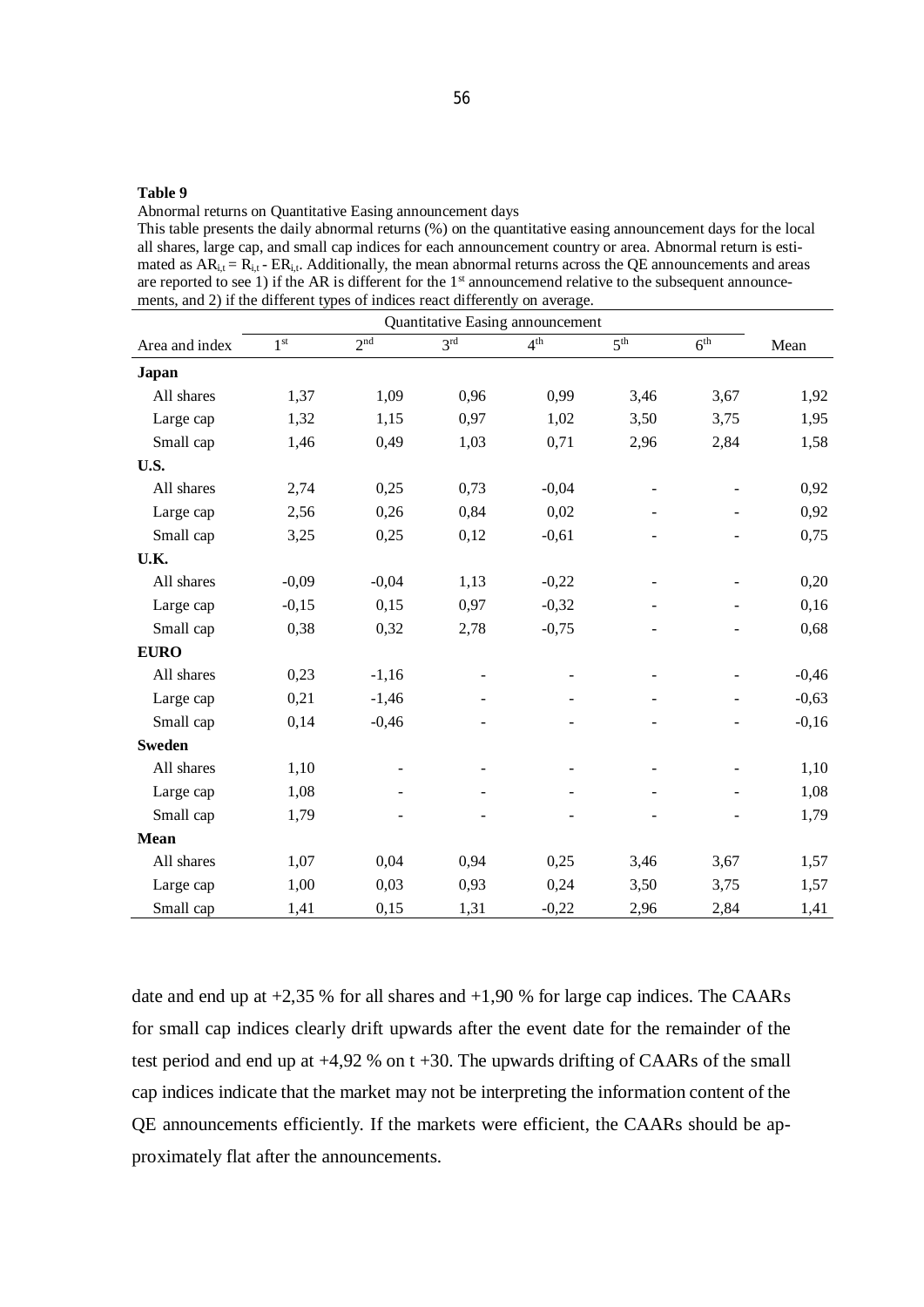**Table 9**

Abnormal returns on Quantitative Easing announcement days

This table presents the daily abnormal returns (%) on the quantitative easing announcement days for the local all shares, large cap, and small cap indices for each announcement country or area. Abnormal return is estimated as $AR_{i,t} = R_{i,t} - ER_{i,t}$. Additionally, the mean abnormal returns across the QE announcements and areas are reported to see 1) if the AR is different for the 1st announcemend relative to the subsequent announcements, and 2) if the different types of indices react differently on average.

| | Quantitative Easing announcement | | | | | | |
|---|---|---|---|---|---|---|---|
| Area and index | 1st | 2nd | 3rd | 4th | 5th | 6th | Mean |
| **Japan** | | | | | | | |
| All shares | 1,37 | 1,09 | 0,96 | 0,99 | 3,46 | 3,67 | 1,92 |
| Large cap | 1,32 | 1,15 | 0,97 | 1,02 | 3,50 | 3,75 | 1,95 |
| Small cap | 1,46 | 0,49 | 1,03 | 0,71 | 2,96 | 2,84 | 1,58 |
| **U.S.** | | | | | | | |
| All shares | 2,74 | 0,25 | 0,73 | -0,04 | - | - | 0,92 |
| Large cap | 2,56 | 0,26 | 0,84 | 0,02 | - | - | 0,92 |
| Small cap | 3,25 | 0,25 | 0,12 | -0,61 | - | - | 0,75 |
| **U.K.** | | | | | | | |
| All shares | -0,09 | -0,04 | 1,13 | -0,22 | - | - | 0,20 |
| Large cap | -0,15 | 0,15 | 0,97 | -0,32 | - | - | 0,16 |
| Small cap | 0,38 | 0,32 | 2,78 | -0,75 | - | - | 0,68 |
| **EURO** | | | | | | | |
| All shares | 0,23 | -1,16 | - | - | - | - | -0,46 |
| Large cap | 0,21 | -1,46 | - | - | - | - | -0,63 |
| Small cap | 0,14 | -0,46 | - | - | - | - | -0,16 |
| **Sweden** | | | | | | | |
| All shares | 1,10 | - | - | - | - | - | 1,10 |
| Large cap | 1,08 | - | - | - | - | - | 1,08 |
| Small cap | 1,79 | - | - | - | - | - | 1,79 |
| **Mean** | | | | | | | |
| All shares | 1,07 | 0,04 | 0,94 | 0,25 | 3,46 | 3,67 | 1,57 |
| Large cap | 1,00 | 0,03 | 0,93 | 0,24 | 3,50 | 3,75 | 1,57 |
| Small cap | 1,41 | 0,15 | 1,31 | -0,22 | 2,96 | 2,84 | 1,41 |

date and end up at +2,35 % for all shares and +1,90 % for large cap indices. The CAARs for small cap indices clearly drift upwards after the event date for the remainder of the test period and end up at +4,92 % on t +30. The upwards drifting of CAARs of the small cap indices indicate that the market may not be interpreting the information content of the QE announcements efficiently. If the markets were efficient, the CAARs should be approximately flat after the announcements.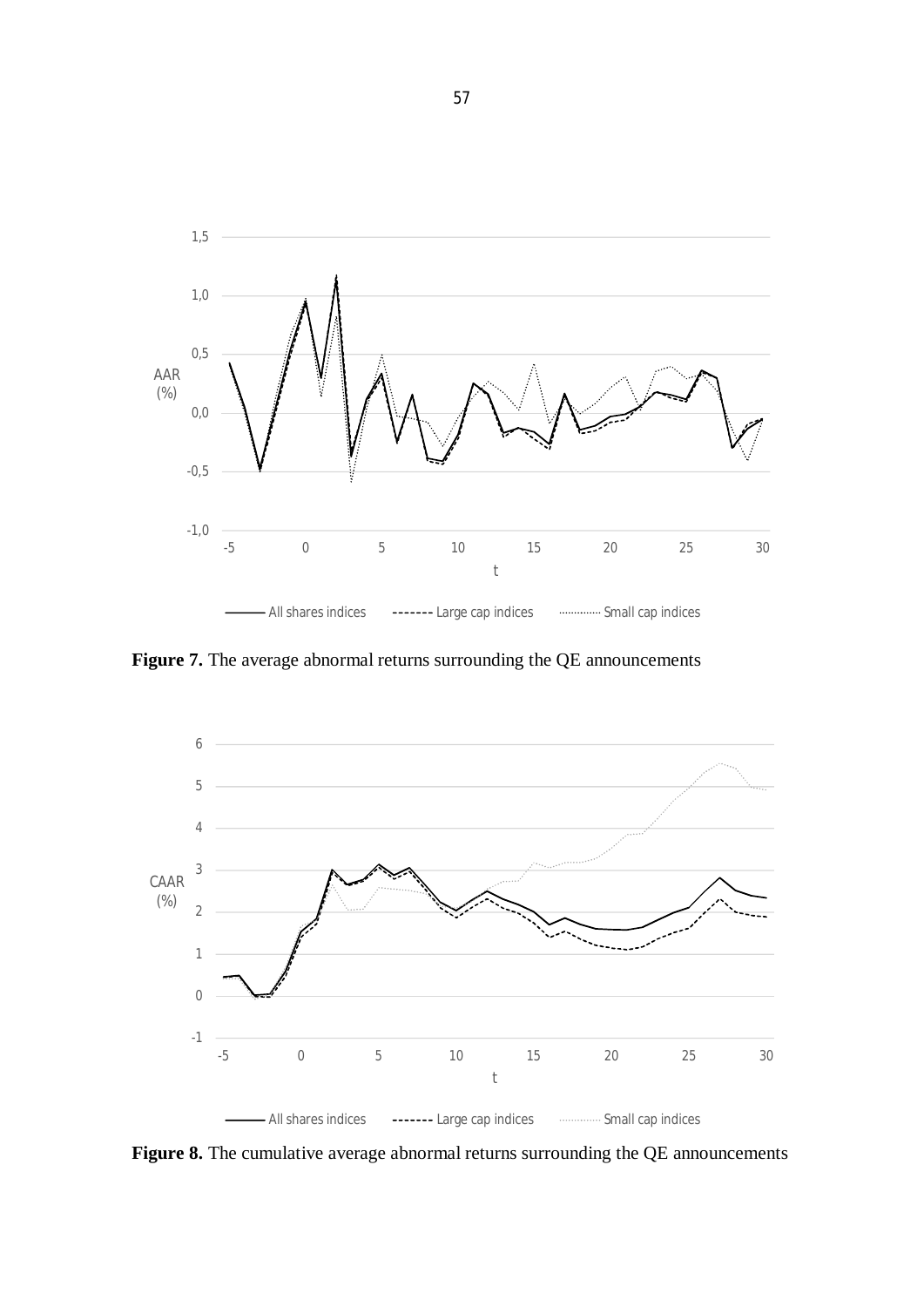**Figure 7.** The average abnormal returns surrounding the QE announcements

**Figure 8.** The cumulative average abnormal returns surrounding the QE announcements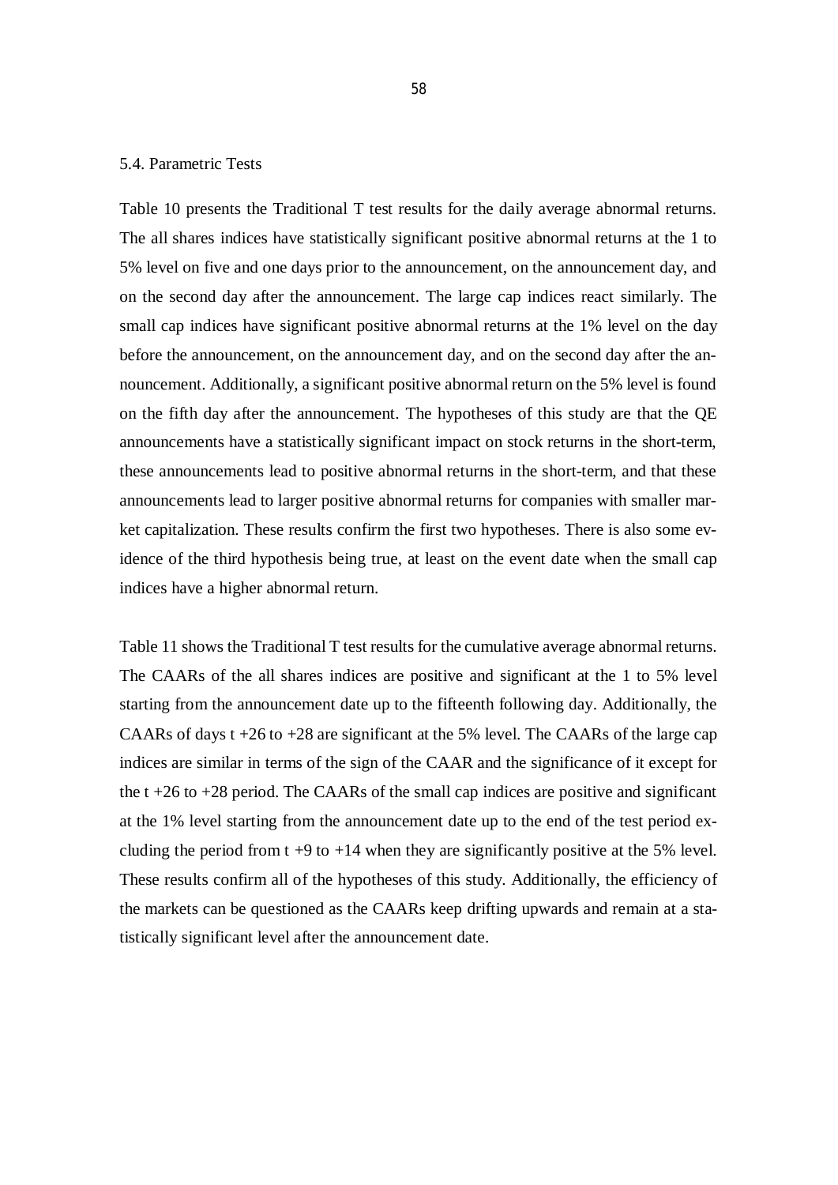### 5.4. Parametric Tests

Table 10 presents the Traditional T test results for the daily average abnormal returns. The all shares indices have statistically significant positive abnormal returns at the 1 to 5% level on five and one days prior to the announcement, on the announcement day, and on the second day after the announcement. The large cap indices react similarly. The small cap indices have significant positive abnormal returns at the 1% level on the day before the announcement, on the announcement day, and on the second day after the announcement. Additionally, a significant positive abnormal return on the 5% level is found on the fifth day after the announcement. The hypotheses of this study are that the QE announcements have a statistically significant impact on stock returns in the short-term, these announcements lead to positive abnormal returns in the short-term, and that these announcements lead to larger positive abnormal returns for companies with smaller market capitalization. These results confirm the first two hypotheses. There is also some evidence of the third hypothesis being true, at least on the event date when the small cap indices have a higher abnormal return.

Table 11 shows the Traditional T test results for the cumulative average abnormal returns. The CAARs of the all shares indices are positive and significant at the 1 to 5% level starting from the announcement date up to the fifteenth following day. Additionally, the CAARs of days t +26 to +28 are significant at the 5% level. The CAARs of the large cap indices are similar in terms of the sign of the CAAR and the significance of it except for the t +26 to +28 period. The CAARs of the small cap indices are positive and significant at the 1% level starting from the announcement date up to the end of the test period excluding the period from t +9 to +14 when they are significantly positive at the 5% level. These results confirm all of the hypotheses of this study. Additionally, the efficiency of the markets can be questioned as the CAARs keep drifting upwards and remain at a statistically significant level after the announcement date.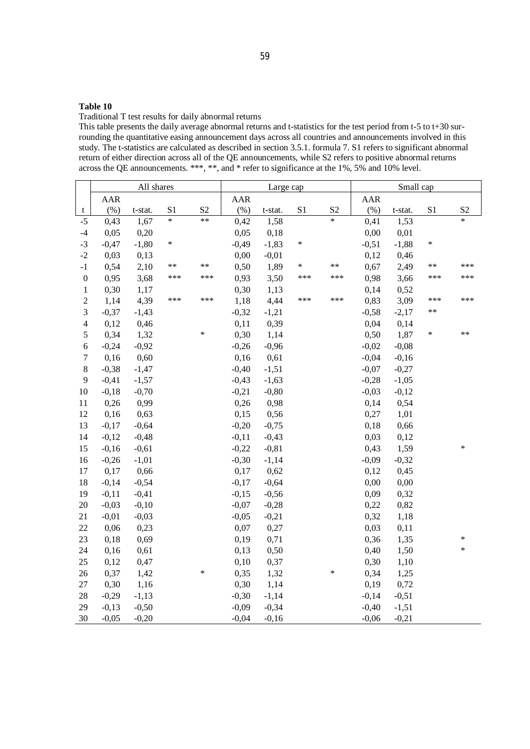**Table 10**

Traditional T test results for daily abnormal returns

This table presents the daily average abnormal returns and t-statistics for the test period from t-5 to t+30 surrounding the quantitative easing announcement days across all countries and announcements involved in this study. The t-statistics are calculated as described in section 3.5.1. formula 7. S1 refers to significant abnormal return of either direction across all of the QE announcements, while S2 refers to positive abnormal returns across the QE announcements. ***, **, and * refer to significance at the 1%, 5% and 10% level.

| | All shares | | | | Large cap | | | | Small cap | | | |
|---|---|---|---|---|---|---|---|---|---|---|---|---|
| t | AAR (%) | t-stat. | S1 | S2 | AAR (%) | t-stat. | S1 | S2 | AAR (%) | t-stat. | S1 | S2 |
| -5 | 0,43 | 1,67 | * | ** | 0,42 | 1,58 | | * | 0,41 | 1,53 | | * |
| -4 | 0,05 | 0,20 | | | 0,05 | 0,18 | | | 0,00 | 0,01 | | |
| -3 | -0,47 | -1,80 | * | | -0,49 | -1,83 | * | | -0,51 | -1,88 | * | |
| -2 | 0,03 | 0,13 | | | 0,00 | -0,01 | | | 0,12 | 0,46 | | |
| -1 | 0,54 | 2,10 | ** | ** | 0,50 | 1,89 | * | ** | 0,67 | 2,49 | ** | *** |
| 0 | 0,95 | 3,68 | *** | *** | 0,93 | 3,50 | *** | *** | 0,98 | 3,66 | *** | *** |
| 1 | 0,30 | 1,17 | | | 0,30 | 1,13 | | | 0,14 | 0,52 | | |
| 2 | 1,14 | 4,39 | *** | *** | 1,18 | 4,44 | *** | *** | 0,83 | 3,09 | *** | *** |
| 3 | -0,37 | -1,43 | | | -0,32 | -1,21 | | | -0,58 | -2,17 | ** | |
| 4 | 0,12 | 0,46 | | | 0,11 | 0,39 | | | 0,04 | 0,14 | | |
| 5 | 0,34 | 1,32 | | * | 0,30 | 1,14 | | | 0,50 | 1,87 | * | ** |
| 6 | -0,24 | -0,92 | | | -0,26 | -0,96 | | | -0,02 | -0,08 | | |
| 7 | 0,16 | 0,60 | | | 0,16 | 0,61 | | | -0,04 | -0,16 | | |
| 8 | -0,38 | -1,47 | | | -0,40 | -1,51 | | | -0,07 | -0,27 | | |
| 9 | -0,41 | -1,57 | | | -0,43 | -1,63 | | | -0,28 | -1,05 | | |
| 10 | -0,18 | -0,70 | | | -0,21 | -0,80 | | | -0,03 | -0,12 | | |
| 11 | 0,26 | 0,99 | | | 0,26 | 0,98 | | | 0,14 | 0,54 | | |
| 12 | 0,16 | 0,63 | | | 0,15 | 0,56 | | | 0,27 | 1,01 | | |
| 13 | -0,17 | -0,64 | | | -0,20 | -0,75 | | | 0,18 | 0,66 | | |
| 14 | -0,12 | -0,48 | | | -0,11 | -0,43 | | | 0,03 | 0,12 | | |
| 15 | -0,16 | -0,61 | | | -0,22 | -0,81 | | | 0,43 | 1,59 | | * |
| 16 | -0,26 | -1,01 | | | -0,30 | -1,14 | | | -0,09 | -0,32 | | |
| 17 | 0,17 | 0,66 | | | 0,17 | 0,62 | | | 0,12 | 0,45 | | |
| 18 | -0,14 | -0,54 | | | -0,17 | -0,64 | | | 0,00 | 0,00 | | |
| 19 | -0,11 | -0,41 | | | -0,15 | -0,56 | | | 0,09 | 0,32 | | |
| 20 | -0,03 | -0,10 | | | -0,07 | -0,28 | | | 0,22 | 0,82 | | |
| 21 | -0,01 | -0,03 | | | -0,05 | -0,21 | | | 0,32 | 1,18 | | |
| 22 | 0,06 | 0,23 | | | 0,07 | 0,27 | | | 0,03 | 0,11 | | |
| 23 | 0,18 | 0,69 | | | 0,19 | 0,71 | | | 0,36 | 1,35 | | * |
| 24 | 0,16 | 0,61 | | | 0,13 | 0,50 | | | 0,40 | 1,50 | | * |
| 25 | 0,12 | 0,47 | | | 0,10 | 0,37 | | | 0,30 | 1,10 | | |
| 26 | 0,37 | 1,42 | | * | 0,35 | 1,32 | | * | 0,34 | 1,25 | | |
| 27 | 0,30 | 1,16 | | | 0,30 | 1,14 | | | 0,19 | 0,72 | | |
| 28 | -0,29 | -1,13 | | | -0,30 | -1,14 | | | -0,14 | -0,51 | | |
| 29 | -0,13 | -0,50 | | | -0,09 | -0,34 | | | -0,40 | -1,51 | | |
| 30 | -0,05 | -0,20 | | | -0,04 | -0,16 | | | -0,06 | -0,21 | | |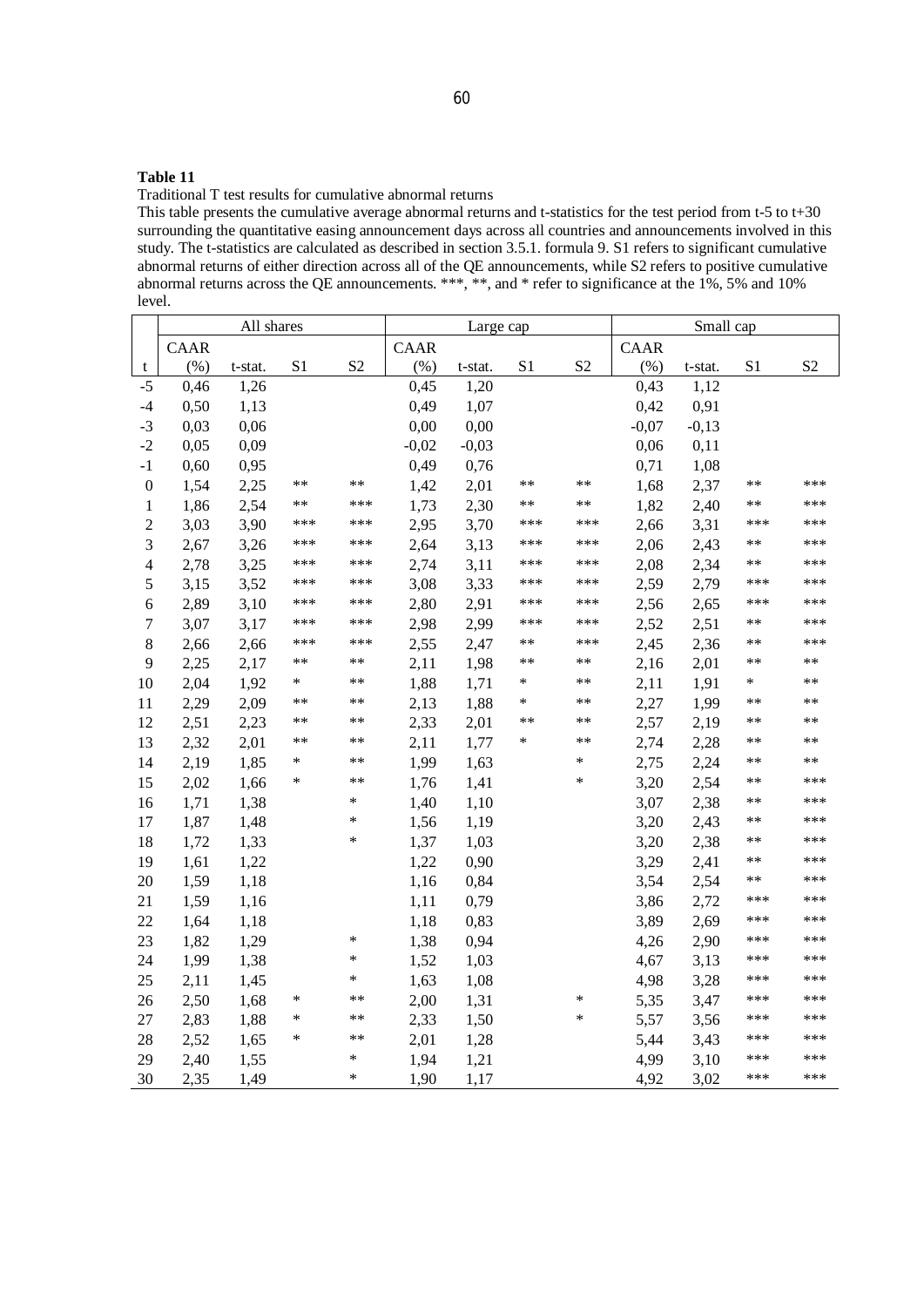**Table 11**

Traditional T test results for cumulative abnormal returns

This table presents the cumulative average abnormal returns and t-statistics for the test period from t-5 to t+30 surrounding the quantitative easing announcement days across all countries and announcements involved in this study. The t-statistics are calculated as described in section 3.5.1. formula 9. S1 refers to significant cumulative abnormal returns of either direction across all of the QE announcements, while S2 refers to positive cumulative abnormal returns across the QE announcements. ***, **, and * refer to significance at the 1%, 5% and 10% level.

| | All shares | | | | Large cap | | | | Small cap | | | |
|---|---|---|---|---|---|---|---|---|---|---|---|---|
| t | CAAR (%) | t-stat. | S1 | S2 | CAAR (%) | t-stat. | S1 | S2 | CAAR (%) | t-stat. | S1 | S2 |
| -5 | 0,46 | 1,26 | | | 0,45 | 1,20 | | | 0,43 | 1,12 | | |
| -4 | 0,50 | 1,13 | | | 0,49 | 1,07 | | | 0,42 | 0,91 | | |
| -3 | 0,03 | 0,06 | | | 0,00 | 0,00 | | | -0,07 | -0,13 | | |
| -2 | 0,05 | 0,09 | | | -0,02 | -0,03 | | | 0,06 | 0,11 | | |
| -1 | 0,60 | 0,95 | | | 0,49 | 0,76 | | | 0,71 | 1,08 | | |
| 0 | 1,54 | 2,25 | ** | ** | 1,42 | 2,01 | ** | ** | 1,68 | 2,37 | ** | *** |
| 1 | 1,86 | 2,54 | ** | *** | 1,73 | 2,30 | ** | ** | 1,82 | 2,40 | ** | *** |
| 2 | 3,03 | 3,90 | *** | *** | 2,95 | 3,70 | *** | *** | 2,66 | 3,31 | *** | *** |
| 3 | 2,67 | 3,26 | *** | *** | 2,64 | 3,13 | *** | *** | 2,06 | 2,43 | ** | *** |
| 4 | 2,78 | 3,25 | *** | *** | 2,74 | 3,11 | *** | *** | 2,08 | 2,34 | ** | *** |
| 5 | 3,15 | 3,52 | *** | *** | 3,08 | 3,33 | *** | *** | 2,59 | 2,79 | *** | *** |
| 6 | 2,89 | 3,10 | *** | *** | 2,80 | 2,91 | *** | *** | 2,56 | 2,65 | *** | *** |
| 7 | 3,07 | 3,17 | *** | *** | 2,98 | 2,99 | *** | *** | 2,52 | 2,51 | ** | *** |
| 8 | 2,66 | 2,66 | *** | *** | 2,55 | 2,47 | ** | *** | 2,45 | 2,36 | ** | *** |
| 9 | 2,25 | 2,17 | ** | ** | 2,11 | 1,98 | ** | ** | 2,16 | 2,01 | ** | ** |
| 10 | 2,04 | 1,92 | * | ** | 1,88 | 1,71 | * | ** | 2,11 | 1,91 | * | ** |
| 11 | 2,29 | 2,09 | ** | ** | 2,13 | 1,88 | * | ** | 2,27 | 1,99 | ** | ** |
| 12 | 2,51 | 2,23 | ** | ** | 2,33 | 2,01 | ** | ** | 2,57 | 2,19 | ** | ** |
| 13 | 2,32 | 2,01 | ** | ** | 2,11 | 1,77 | * | ** | 2,74 | 2,28 | ** | ** |
| 14 | 2,19 | 1,85 | * | ** | 1,99 | 1,63 | | * | 2,75 | 2,24 | ** | ** |
| 15 | 2,02 | 1,66 | * | ** | 1,76 | 1,41 | | * | 3,20 | 2,54 | ** | *** |
| 16 | 1,71 | 1,38 | | * | 1,40 | 1,10 | | | 3,07 | 2,38 | ** | *** |
| 17 | 1,87 | 1,48 | | * | 1,56 | 1,19 | | | 3,20 | 2,43 | ** | *** |
| 18 | 1,72 | 1,33 | | * | 1,37 | 1,03 | | | 3,20 | 2,38 | ** | *** |
| 19 | 1,61 | 1,22 | | | 1,22 | 0,90 | | | 3,29 | 2,41 | ** | *** |
| 20 | 1,59 | 1,18 | | | 1,16 | 0,84 | | | 3,54 | 2,54 | ** | *** |
| 21 | 1,59 | 1,16 | | | 1,11 | 0,79 | | | 3,86 | 2,72 | *** | *** |
| 22 | 1,64 | 1,18 | | | 1,18 | 0,83 | | | 3,89 | 2,69 | *** | *** |
| 23 | 1,82 | 1,29 | | * | 1,38 | 0,94 | | | 4,26 | 2,90 | *** | *** |
| 24 | 1,99 | 1,38 | | * | 1,52 | 1,03 | | | 4,67 | 3,13 | *** | *** |
| 25 | 2,11 | 1,45 | | * | 1,63 | 1,08 | | | 4,98 | 3,28 | *** | *** |
| 26 | 2,50 | 1,68 | * | ** | 2,00 | 1,31 | | * | 5,35 | 3,47 | *** | *** |
| 27 | 2,83 | 1,88 | * | ** | 2,33 | 1,50 | | * | 5,57 | 3,56 | *** | *** |
| 28 | 2,52 | 1,65 | * | ** | 2,01 | 1,28 | | | 5,44 | 3,43 | *** | *** |
| 29 | 2,40 | 1,55 | | * | 1,94 | 1,21 | | | 4,99 | 3,10 | *** | *** |
| 30 | 2,35 | 1,49 | | * | 1,90 | 1,17 | | | 4,92 | 3,02 | *** | *** |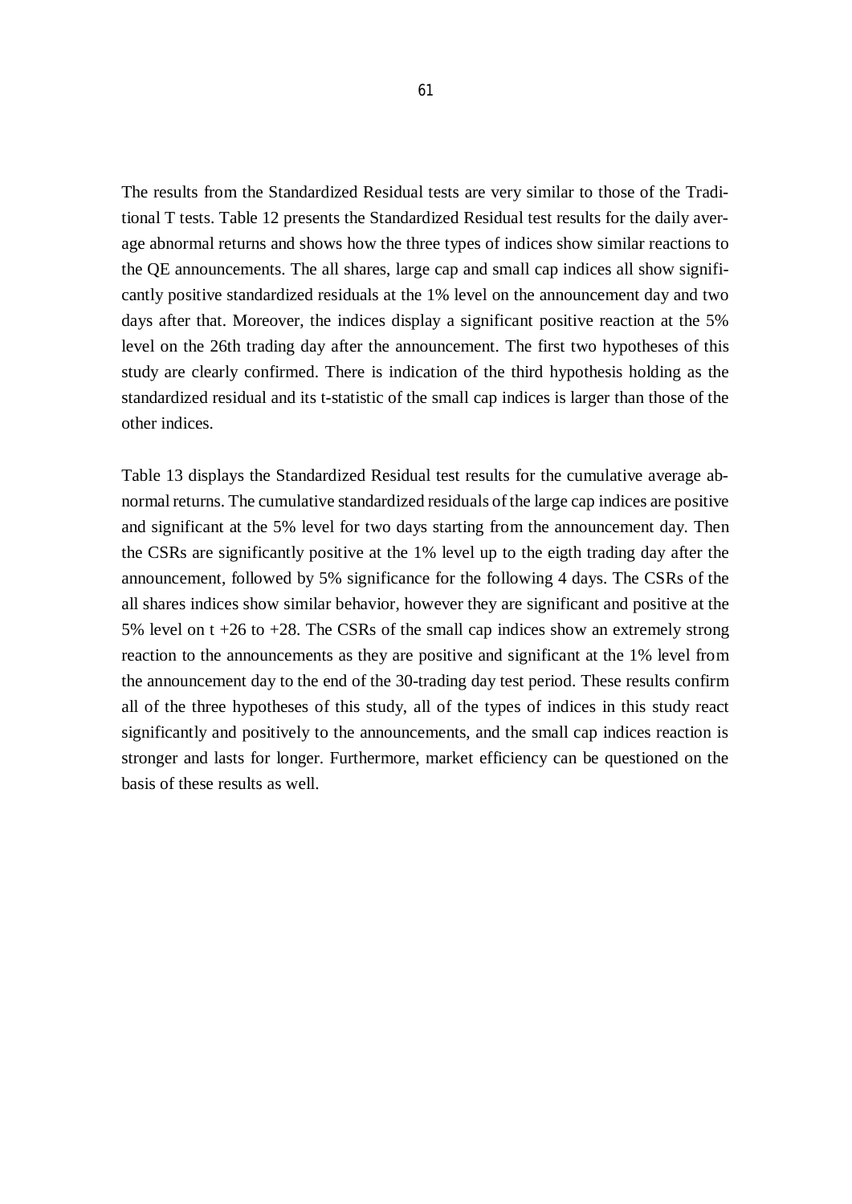The results from the Standardized Residual tests are very similar to those of the Traditional T tests. Table 12 presents the Standardized Residual test results for the daily average abnormal returns and shows how the three types of indices show similar reactions to the QE announcements. The all shares, large cap and small cap indices all show significantly positive standardized residuals at the 1% level on the announcement day and two days after that. Moreover, the indices display a significant positive reaction at the 5% level on the 26th trading day after the announcement. The first two hypotheses of this study are clearly confirmed. There is indication of the third hypothesis holding as the standardized residual and its t-statistic of the small cap indices is larger than those of the other indices.

Table 13 displays the Standardized Residual test results for the cumulative average abnormal returns. The cumulative standardized residuals of the large cap indices are positive and significant at the 5% level for two days starting from the announcement day. Then the CSRs are significantly positive at the 1% level up to the eigth trading day after the announcement, followed by 5% significance for the following 4 days. The CSRs of the all shares indices show similar behavior, however they are significant and positive at the 5% level on t +26 to +28. The CSRs of the small cap indices show an extremely strong reaction to the announcements as they are positive and significant at the 1% level from the announcement day to the end of the 30-trading day test period. These results confirm all of the three hypotheses of this study, all of the types of indices in this study react significantly and positively to the announcements, and the small cap indices reaction is stronger and lasts for longer. Furthermore, market efficiency can be questioned on the basis of these results as well.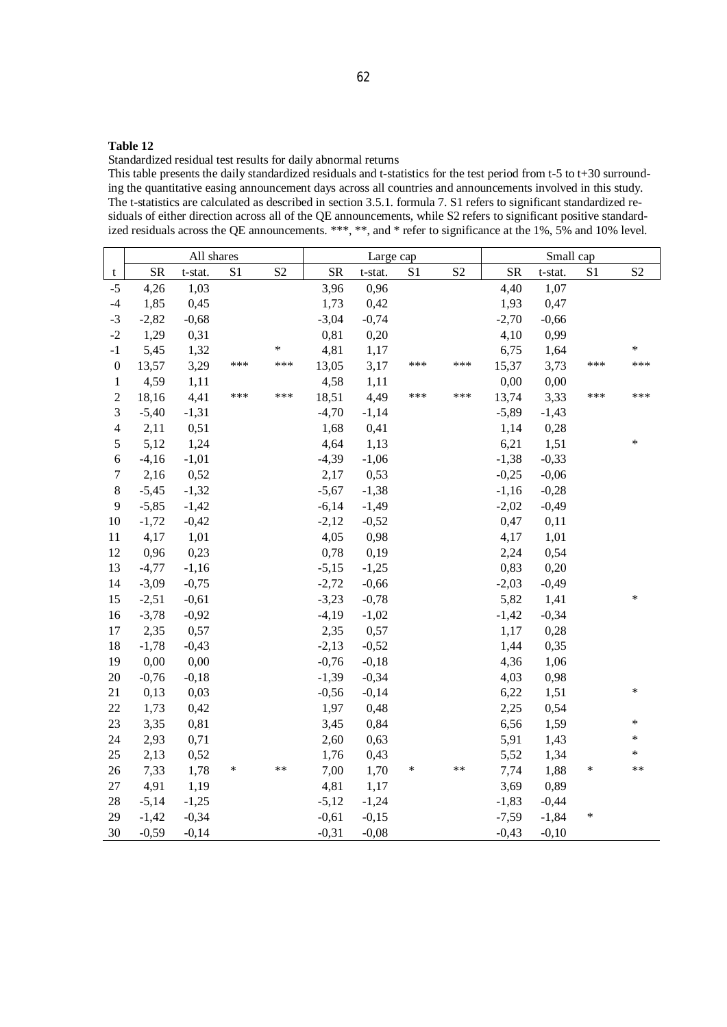**Table 12**

Standardized residual test results for daily abnormal returns

This table presents the daily standardized residuals and t-statistics for the test period from t-5 to t+30 surrounding the quantitative easing announcement days across all countries and announcements involved in this study. The t-statistics are calculated as described in section 3.5.1. formula 7. S1 refers to significant standardized residuals of either direction across all of the QE announcements, while S2 refers to significant positive standardized residuals across the QE announcements. ***, **, and * refer to significance at the 1%, 5% and 10% level.

| | All shares | | | | Large cap | | | | Small cap | | | |
|---|---|---|---|---|---|---|---|---|---|---|---|---|
| t | SR | t-stat. | S1 | S2 | SR | t-stat. | S1 | S2 | SR | t-stat. | S1 | S2 |
| -5 | 4,26 | 1,03 | | | 3,96 | 0,96 | | | 4,40 | 1,07 | | |
| -4 | 1,85 | 0,45 | | | 1,73 | 0,42 | | | 1,93 | 0,47 | | |
| -3 | -2,82 | -0,68 | | | -3,04 | -0,74 | | | -2,70 | -0,66 | | |
| -2 | 1,29 | 0,31 | | | 0,81 | 0,20 | | | 4,10 | 0,99 | | |
| -1 | 5,45 | 1,32 | | * | 4,81 | 1,17 | | | 6,75 | 1,64 | | * |
| 0 | 13,57 | 3,29 | *** | *** | 13,05 | 3,17 | *** | *** | 15,37 | 3,73 | *** | *** |
| 1 | 4,59 | 1,11 | | | 4,58 | 1,11 | | | 0,00 | 0,00 | | |
| 2 | 18,16 | 4,41 | *** | *** | 18,51 | 4,49 | *** | *** | 13,74 | 3,33 | *** | *** |
| 3 | -5,40 | -1,31 | | | -4,70 | -1,14 | | | -5,89 | -1,43 | | |
| 4 | 2,11 | 0,51 | | | 1,68 | 0,41 | | | 1,14 | 0,28 | | |
| 5 | 5,12 | 1,24 | | | 4,64 | 1,13 | | | 6,21 | 1,51 | | * |
| 6 | -4,16 | -1,01 | | | -4,39 | -1,06 | | | -1,38 | -0,33 | | |
| 7 | 2,16 | 0,52 | | | 2,17 | 0,53 | | | -0,25 | -0,06 | | |
| 8 | -5,45 | -1,32 | | | -5,67 | -1,38 | | | -1,16 | -0,28 | | |
| 9 | -5,85 | -1,42 | | | -6,14 | -1,49 | | | -2,02 | -0,49 | | |
| 10 | -1,72 | -0,42 | | | -2,12 | -0,52 | | | 0,47 | 0,11 | | |
| 11 | 4,17 | 1,01 | | | 4,05 | 0,98 | | | 4,17 | 1,01 | | |
| 12 | 0,96 | 0,23 | | | 0,78 | 0,19 | | | 2,24 | 0,54 | | |
| 13 | -4,77 | -1,16 | | | -5,15 | -1,25 | | | 0,83 | 0,20 | | |
| 14 | -3,09 | -0,75 | | | -2,72 | -0,66 | | | -2,03 | -0,49 | | |
| 15 | -2,51 | -0,61 | | | -3,23 | -0,78 | | | 5,82 | 1,41 | | * |
| 16 | -3,78 | -0,92 | | | -4,19 | -1,02 | | | -1,42 | -0,34 | | |
| 17 | 2,35 | 0,57 | | | 2,35 | 0,57 | | | 1,17 | 0,28 | | |
| 18 | -1,78 | -0,43 | | | -2,13 | -0,52 | | | 1,44 | 0,35 | | |
| 19 | 0,00 | 0,00 | | | -0,76 | -0,18 | | | 4,36 | 1,06 | | |
| 20 | -0,76 | -0,18 | | | -1,39 | -0,34 | | | 4,03 | 0,98 | | |
| 21 | 0,13 | 0,03 | | | -0,56 | -0,14 | | | 6,22 | 1,51 | | * |
| 22 | 1,73 | 0,42 | | | 1,97 | 0,48 | | | 2,25 | 0,54 | | |
| 23 | 3,35 | 0,81 | | | 3,45 | 0,84 | | | 6,56 | 1,59 | | * |
| 24 | 2,93 | 0,71 | | | 2,60 | 0,63 | | | 5,91 | 1,43 | | * |
| 25 | 2,13 | 0,52 | | | 1,76 | 0,43 | | | 5,52 | 1,34 | | * |
| 26 | 7,33 | 1,78 | * | ** | 7,00 | 1,70 | * | ** | 7,74 | 1,88 | * | ** |
| 27 | 4,91 | 1,19 | | | 4,81 | 1,17 | | | 3,69 | 0,89 | | |
| 28 | -5,14 | -1,25 | | | -5,12 | -1,24 | | | -1,83 | -0,44 | | |
| 29 | -1,42 | -0,34 | | | -0,61 | -0,15 | | | -7,59 | -1,84 | * | |
| 30 | -0,59 | -0,14 | | | -0,31 | -0,08 | | | -0,43 | -0,10 | | |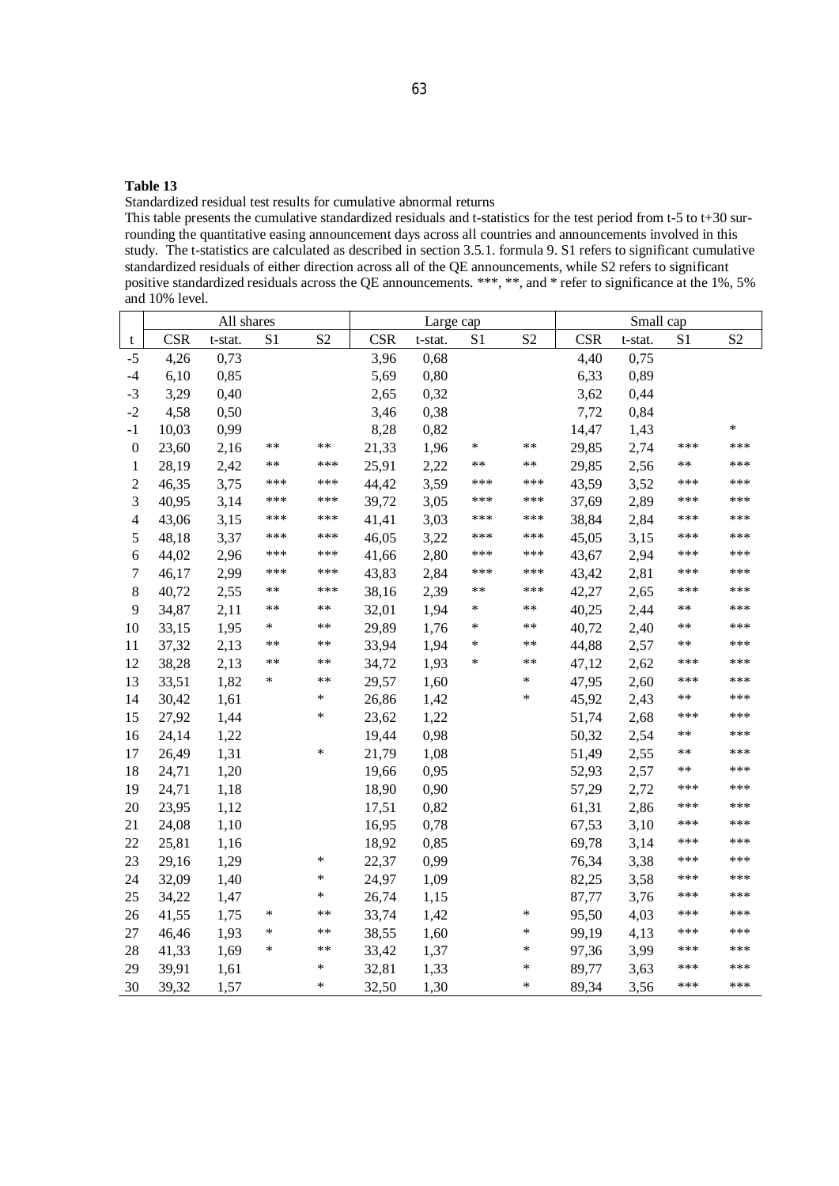**Table 13**

Standardized residual test results for cumulative abnormal returns

This table presents the cumulative standardized residuals and t-statistics for the test period from t-5 to t+30 surrounding the quantitative easing announcement days across all countries and announcements involved in this study. The t-statistics are calculated as described in section 3.5.1. formula 9. S1 refers to significant cumulative standardized residuals of either direction across all of the QE announcements, while S2 refers to significant positive standardized residuals across the QE announcements. ***, **, and * refer to significance at the 1%, 5% and 10% level.

| | All shares | | | | Large cap | | | | Small cap | | | |
|---|---|---|---|---|---|---|---|---|---|---|---|---|
| t | CSR | t-stat. | S1 | S2 | CSR | t-stat. | S1 | S2 | CSR | t-stat. | S1 | S2 |
| -5 | 4,26 | 0,73 | | | 3,96 | 0,68 | | | 4,40 | 0,75 | | |
| -4 | 6,10 | 0,85 | | | 5,69 | 0,80 | | | 6,33 | 0,89 | | |
| -3 | 3,29 | 0,40 | | | 2,65 | 0,32 | | | 3,62 | 0,44 | | |
| -2 | 4,58 | 0,50 | | | 3,46 | 0,38 | | | 7,72 | 0,84 | | |
| -1 | 10,03 | 0,99 | | | 8,28 | 0,82 | | | 14,47 | 1,43 | | * |
| 0 | 23,60 | 2,16 | ** | ** | 21,33 | 1,96 | * | ** | 29,85 | 2,74 | *** | *** |
| 1 | 28,19 | 2,42 | ** | *** | 25,91 | 2,22 | ** | ** | 29,85 | 2,56 | ** | *** |
| 2 | 46,35 | 3,75 | *** | *** | 44,42 | 3,59 | *** | *** | 43,59 | 3,52 | *** | *** |
| 3 | 40,95 | 3,14 | *** | *** | 39,72 | 3,05 | *** | *** | 37,69 | 2,89 | *** | *** |
| 4 | 43,06 | 3,15 | *** | *** | 41,41 | 3,03 | *** | *** | 38,84 | 2,84 | *** | *** |
| 5 | 48,18 | 3,37 | *** | *** | 46,05 | 3,22 | *** | *** | 45,05 | 3,15 | *** | *** |
| 6 | 44,02 | 2,96 | *** | *** | 41,66 | 2,80 | *** | *** | 43,67 | 2,94 | *** | *** |
| 7 | 46,17 | 2,99 | *** | *** | 43,83 | 2,84 | *** | *** | 43,42 | 2,81 | *** | *** |
| 8 | 40,72 | 2,55 | ** | *** | 38,16 | 2,39 | ** | *** | 42,27 | 2,65 | *** | *** |
| 9 | 34,87 | 2,11 | ** | ** | 32,01 | 1,94 | * | ** | 40,25 | 2,44 | ** | *** |
| 10 | 33,15 | 1,95 | * | ** | 29,89 | 1,76 | * | ** | 40,72 | 2,40 | ** | *** |
| 11 | 37,32 | 2,13 | ** | ** | 33,94 | 1,94 | * | ** | 44,88 | 2,57 | ** | *** |
| 12 | 38,28 | 2,13 | ** | ** | 34,72 | 1,93 | * | ** | 47,12 | 2,62 | *** | *** |
| 13 | 33,51 | 1,82 | * | ** | 29,57 | 1,60 | | * | 47,95 | 2,60 | *** | *** |
| 14 | 30,42 | 1,61 | | * | 26,86 | 1,42 | | * | 45,92 | 2,43 | ** | *** |
| 15 | 27,92 | 1,44 | | * | 23,62 | 1,22 | | | 51,74 | 2,68 | *** | *** |
| 16 | 24,14 | 1,22 | | | 19,44 | 0,98 | | | 50,32 | 2,54 | ** | *** |
| 17 | 26,49 | 1,31 | | * | 21,79 | 1,08 | | | 51,49 | 2,55 | ** | *** |
| 18 | 24,71 | 1,20 | | | 19,66 | 0,95 | | | 52,93 | 2,57 | ** | *** |
| 19 | 24,71 | 1,18 | | | 18,90 | 0,90 | | | 57,29 | 2,72 | *** | *** |
| 20 | 23,95 | 1,12 | | | 17,51 | 0,82 | | | 61,31 | 2,86 | *** | *** |
| 21 | 24,08 | 1,10 | | | 16,95 | 0,78 | | | 67,53 | 3,10 | *** | *** |
| 22 | 25,81 | 1,16 | | | 18,92 | 0,85 | | | 69,78 | 3,14 | *** | *** |
| 23 | 29,16 | 1,29 | | * | 22,37 | 0,99 | | | 76,34 | 3,38 | *** | *** |
| 24 | 32,09 | 1,40 | | * | 24,97 | 1,09 | | | 82,25 | 3,58 | *** | *** |
| 25 | 34,22 | 1,47 | | * | 26,74 | 1,15 | | | 87,77 | 3,76 | *** | *** |
| 26 | 41,55 | 1,75 | * | ** | 33,74 | 1,42 | | * | 95,50 | 4,03 | *** | *** |
| 27 | 46,46 | 1,93 | * | ** | 38,55 | 1,60 | | * | 99,19 | 4,13 | *** | *** |
| 28 | 41,33 | 1,69 | * | ** | 33,42 | 1,37 | | * | 97,36 | 3,99 | *** | *** |
| 29 | 39,91 | 1,61 | | * | 32,81 | 1,33 | | * | 89,77 | 3,63 | *** | *** |
| 30 | 39,32 | 1,57 | | * | 32,50 | 1,30 | | * | 89,34 | 3,56 | *** | *** |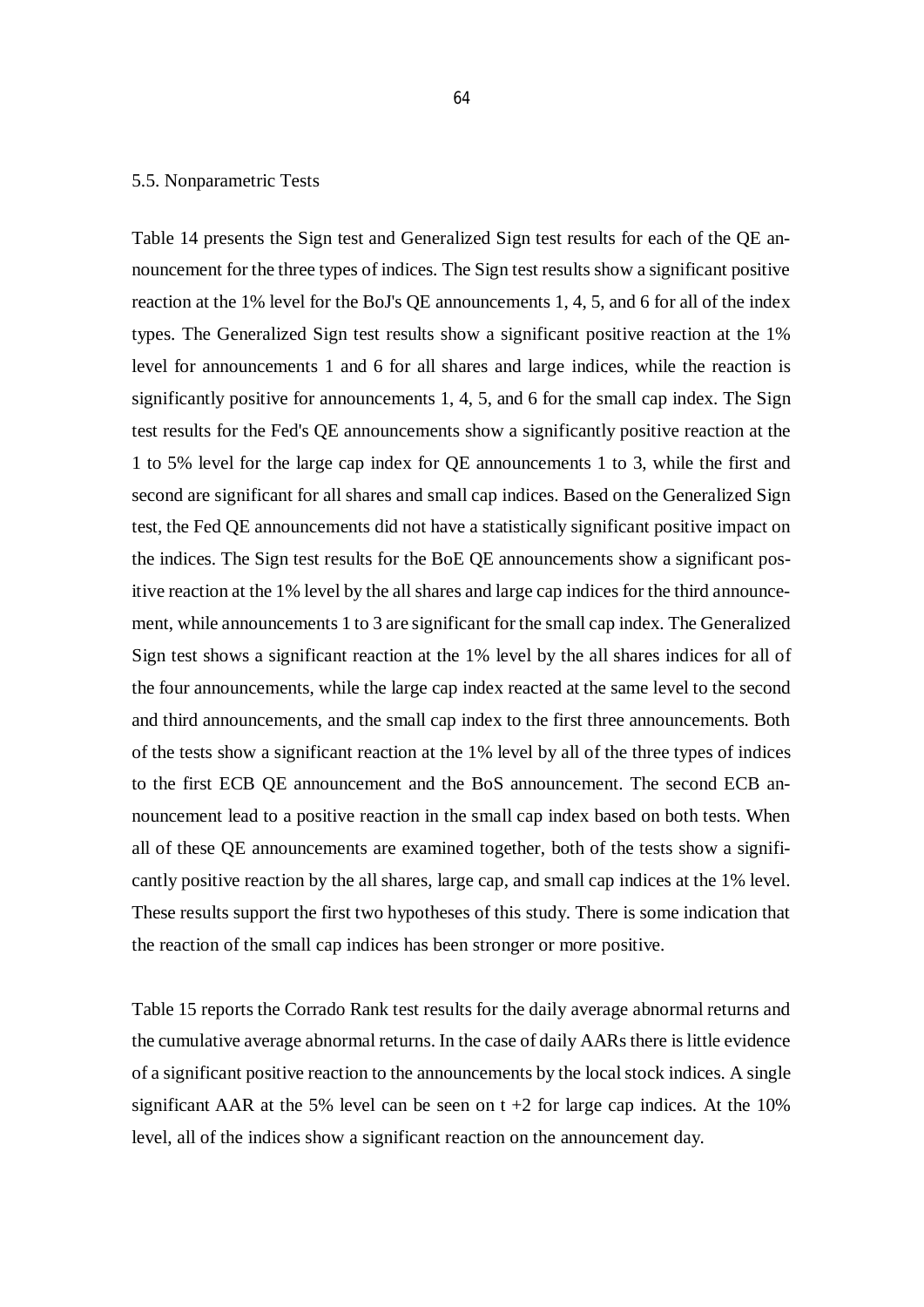### 5.5. Nonparametric Tests

Table 14 presents the Sign test and Generalized Sign test results for each of the QE announcement for the three types of indices. The Sign test results show a significant positive reaction at the 1% level for the BoJ's QE announcements 1, 4, 5, and 6 for all of the index types. The Generalized Sign test results show a significant positive reaction at the 1% level for announcements 1 and 6 for all shares and large indices, while the reaction is significantly positive for announcements 1, 4, 5, and 6 for the small cap index. The Sign test results for the Fed's QE announcements show a significantly positive reaction at the 1 to 5% level for the large cap index for QE announcements 1 to 3, while the first and second are significant for all shares and small cap indices. Based on the Generalized Sign test, the Fed QE announcements did not have a statistically significant positive impact on the indices. The Sign test results for the BoE QE announcements show a significant positive reaction at the 1% level by the all shares and large cap indices for the third announcement, while announcements 1 to 3 are significant for the small cap index. The Generalized Sign test shows a significant reaction at the 1% level by the all shares indices for all of the four announcements, while the large cap index reacted at the same level to the second and third announcements, and the small cap index to the first three announcements. Both of the tests show a significant reaction at the 1% level by all of the three types of indices to the first ECB QE announcement and the BoS announcement. The second ECB announcement lead to a positive reaction in the small cap index based on both tests. When all of these QE announcements are examined together, both of the tests show a significantly positive reaction by the all shares, large cap, and small cap indices at the 1% level. These results support the first two hypotheses of this study. There is some indication that the reaction of the small cap indices has been stronger or more positive.

Table 15 reports the Corrado Rank test results for the daily average abnormal returns and the cumulative average abnormal returns. In the case of daily AARs there is little evidence of a significant positive reaction to the announcements by the local stock indices. A single significant AAR at the 5% level can be seen on t +2 for large cap indices. At the 10% level, all of the indices show a significant reaction on the announcement day.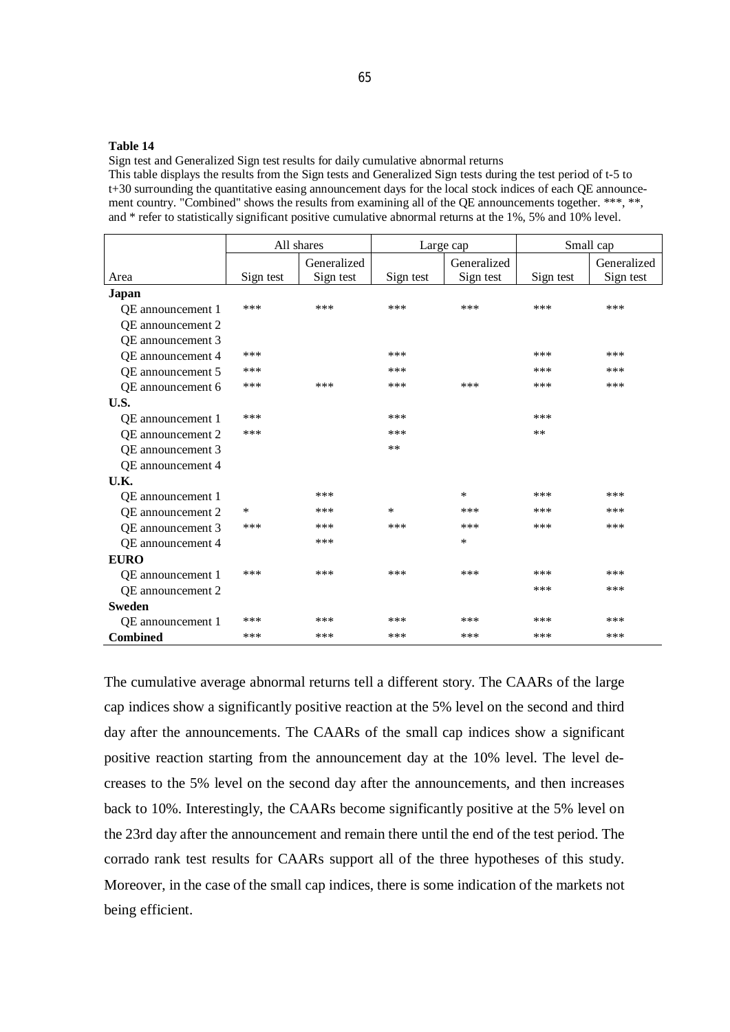**Table 14**

Sign test and Generalized Sign test results for daily cumulative abnormal returns

This table displays the results from the Sign tests and Generalized Sign tests during the test period of t-5 to t+30 surrounding the quantitative easing announcement days for the local stock indices of each QE announcement country. "Combined" shows the results from examining all of the QE announcements together. ***, **, and * refer to statistically significant positive cumulative abnormal returns at the 1%, 5% and 10% level.

| | All shares | | Large cap | | Small cap | |
|---|---|---|---|---|---|---|
| Area | Sign test | Generalized Sign test | Sign test | Generalized Sign test | Sign test | Generalized Sign test |
| **Japan** | | | | | | |
| QE announcement 1 | *** | *** | *** | *** | *** | *** |
| QE announcement 2 | | | | | | |
| QE announcement 3 | | | | | | |
| QE announcement 4 | *** | | *** | | *** | *** |
| QE announcement 5 | *** | | *** | | *** | *** |
| QE announcement 6 | *** | *** | *** | *** | *** | *** |
| **U.S.** | | | | | | |
| QE announcement 1 | *** | | *** | | *** | |
| QE announcement 2 | *** | | *** | | ** | |
| QE announcement 3 | | | ** | | | |
| QE announcement 4 | | | | | | |
| **U.K.** | | | | | | |
| QE announcement 1 | | *** | | * | *** | *** |
| QE announcement 2 | * | *** | * | *** | *** | *** |
| QE announcement 3 | *** | *** | *** | *** | *** | *** |
| QE announcement 4 | | *** | | * | | |
| **EURO** | | | | | | |
| QE announcement 1 | *** | *** | *** | *** | *** | *** |
| QE announcement 2 | | | | | *** | *** |
| **Sweden** | | | | | | |
| QE announcement 1 | *** | *** | *** | *** | *** | *** |
| **Combined** | *** | *** | *** | *** | *** | *** |

The cumulative average abnormal returns tell a different story. The CAARs of the large cap indices show a significantly positive reaction at the 5% level on the second and third day after the announcements. The CAARs of the small cap indices show a significant positive reaction starting from the announcement day at the 10% level. The level decreases to the 5% level on the second day after the announcements, and then increases back to 10%. Interestingly, the CAARs become significantly positive at the 5% level on the 23rd day after the announcement and remain there until the end of the test period. The corrado rank test results for CAARs support all of the three hypotheses of this study. Moreover, in the case of the small cap indices, there is some indication of the markets not being efficient.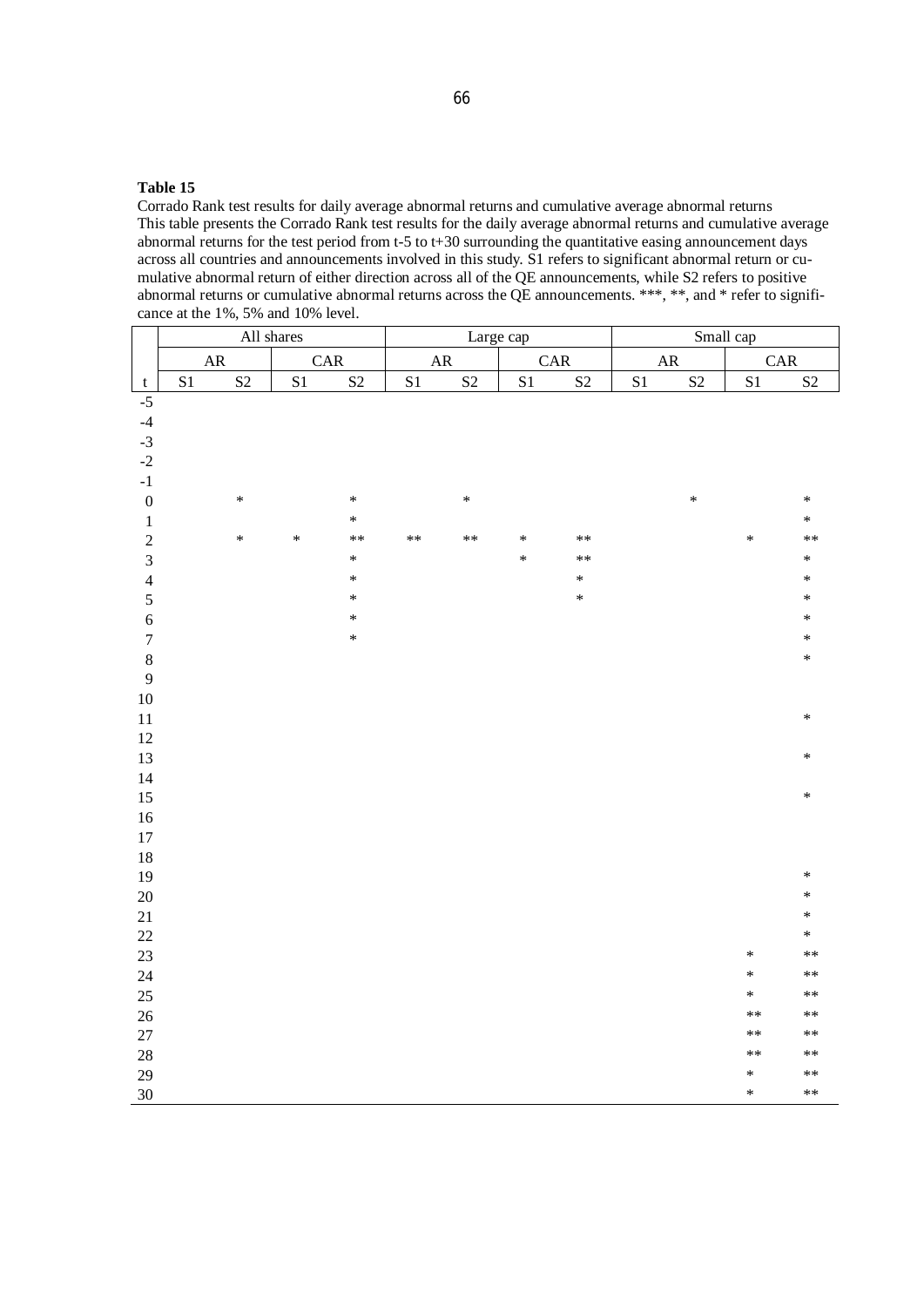**Table 15**

Corrado Rank test results for daily average abnormal returns and cumulative average abnormal returns
This table presents the Corrado Rank test results for the daily average abnormal returns and cumulative average abnormal returns for the test period from t-5 to t+30 surrounding the quantitative easing announcement days across all countries and announcements involved in this study. S1 refers to significant abnormal return or cumulative abnormal return of either direction across all of the QE announcements, while S2 refers to positive abnormal returns or cumulative abnormal returns across the QE announcements. ***, **, and * refer to significance at the 1%, 5% and 10% level.

| | All shares | | | | Large cap | | | | Small cap | | | |
|---|---|---|---|---|---|---|---|---|---|---|---|---|
| | AR | | CAR | | AR | | CAR | | AR | | CAR | |
| t | S1 | S2 | S1 | S2 | S1 | S2 | S1 | S2 | S1 | S2 | S1 | S2 |
| -5 | | | | | | | | | | | | |
| -4 | | | | | | | | | | | | |
| -3 | | | | | | | | | | | | |
| -2 | | | | | | | | | | | | |
| -1 | | | | | | | | | | | | |
| 0 | | * | | * | | * | | | | * | | * |
| 1 | | | | * | | | | | | | | * |
| 2 | | * | * | ** | ** | ** | * | ** | | | * | ** |
| 3 | | | | * | | | * | ** | | | | * |
| 4 | | | | * | | | | * | | | | * |
| 5 | | | | * | | | | * | | | | * |
| 6 | | | | * | | | | | | | | * |
| 7 | | | | * | | | | | | | | * |
| 8 | | | | | | | | | | | | * |
| 9 | | | | | | | | | | | | |
| 10 | | | | | | | | | | | | |
| 11 | | | | | | | | | | | | * |
| 12 | | | | | | | | | | | | |
| 13 | | | | | | | | | | | | * |
| 14 | | | | | | | | | | | | |
| 15 | | | | | | | | | | | | * |
| 16 | | | | | | | | | | | | |
| 17 | | | | | | | | | | | | |
| 18 | | | | | | | | | | | | |
| 19 | | | | | | | | | | | | * |
| 20 | | | | | | | | | | | | * |
| 21 | | | | | | | | | | | | * |
| 22 | | | | | | | | | | | | * |
| 23 | | | | | | | | | | | * | ** |
| 24 | | | | | | | | | | | * | ** |
| 25 | | | | | | | | | | | * | ** |
| 26 | | | | | | | | | | | ** | ** |
| 27 | | | | | | | | | | | ** | ** |
| 28 | | | | | | | | | | | ** | ** |
| 29 | | | | | | | | | | | * | ** |
| 30 | | | | | | | | | | | * | ** |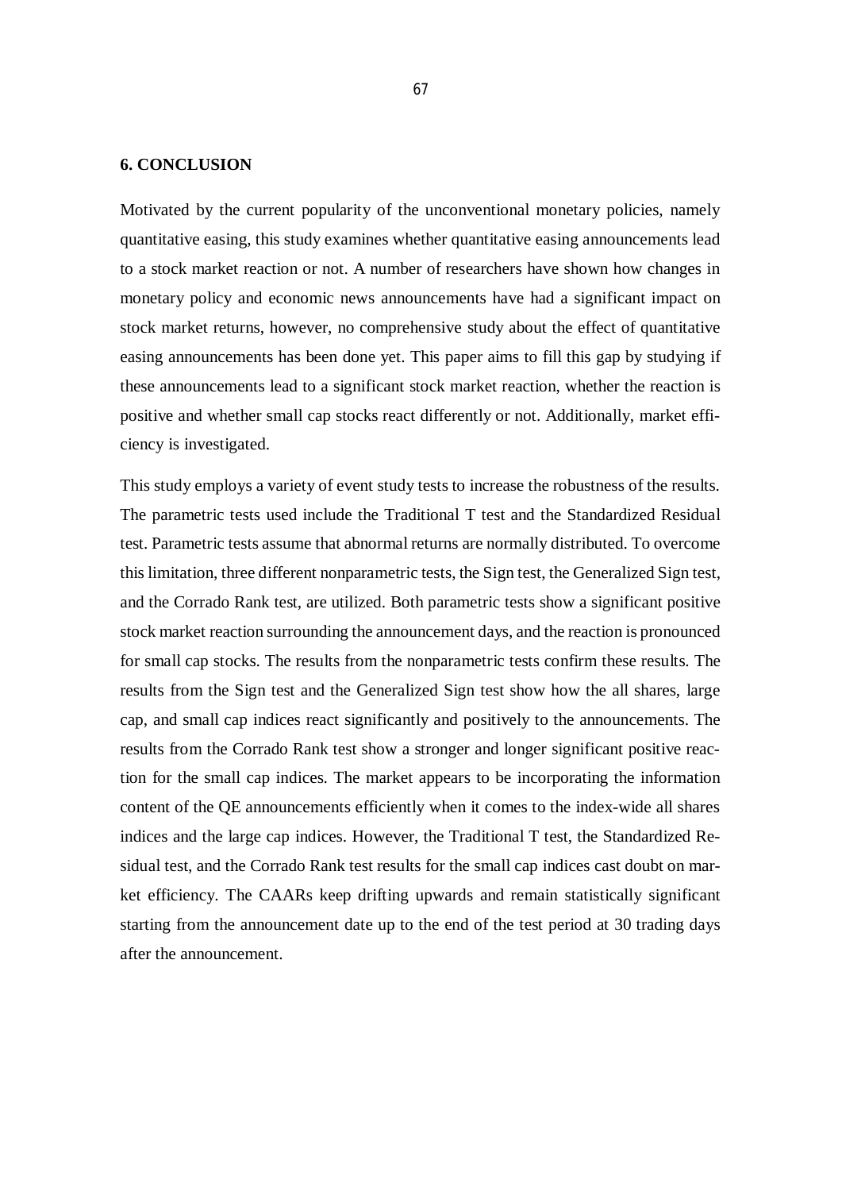## 6. CONCLUSION

Motivated by the current popularity of the unconventional monetary policies, namely quantitative easing, this study examines whether quantitative easing announcements lead to a stock market reaction or not. A number of researchers have shown how changes in monetary policy and economic news announcements have had a significant impact on stock market returns, however, no comprehensive study about the effect of quantitative easing announcements has been done yet. This paper aims to fill this gap by studying if these announcements lead to a significant stock market reaction, whether the reaction is positive and whether small cap stocks react differently or not. Additionally, market efficiency is investigated.

This study employs a variety of event study tests to increase the robustness of the results. The parametric tests used include the Traditional T test and the Standardized Residual test. Parametric tests assume that abnormal returns are normally distributed. To overcome this limitation, three different nonparametric tests, the Sign test, the Generalized Sign test, and the Corrado Rank test, are utilized. Both parametric tests show a significant positive stock market reaction surrounding the announcement days, and the reaction is pronounced for small cap stocks. The results from the nonparametric tests confirm these results. The results from the Sign test and the Generalized Sign test show how the all shares, large cap, and small cap indices react significantly and positively to the announcements. The results from the Corrado Rank test show a stronger and longer significant positive reaction for the small cap indices. The market appears to be incorporating the information content of the QE announcements efficiently when it comes to the index-wide all shares indices and the large cap indices. However, the Traditional T test, the Standardized Residual test, and the Corrado Rank test results for the small cap indices cast doubt on market efficiency. The CAARs keep drifting upwards and remain statistically significant starting from the announcement date up to the end of the test period at 30 trading days after the announcement.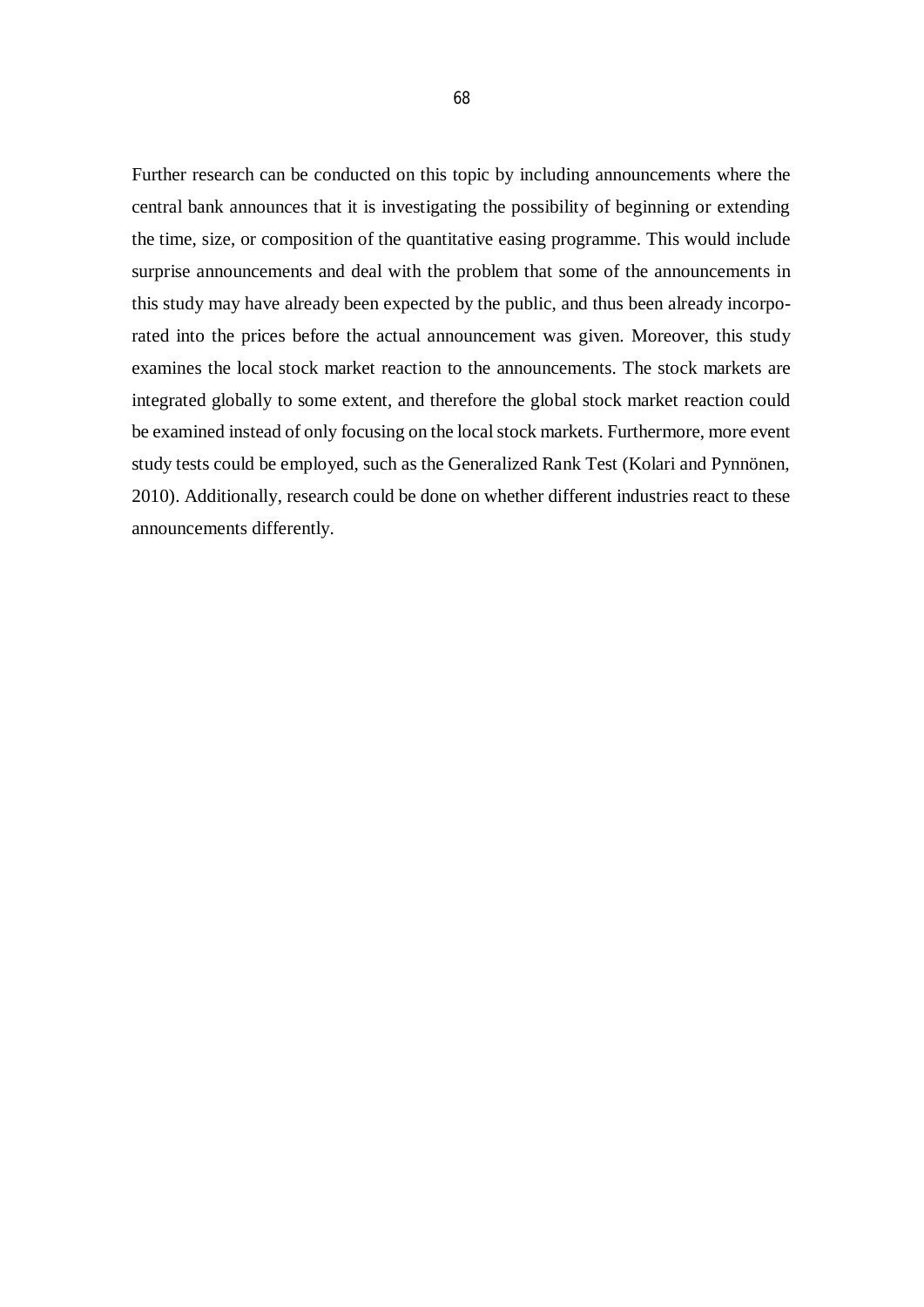Further research can be conducted on this topic by including announcements where the central bank announces that it is investigating the possibility of beginning or extending the time, size, or composition of the quantitative easing programme. This would include surprise announcements and deal with the problem that some of the announcements in this study may have already been expected by the public, and thus been already incorporated into the prices before the actual announcement was given. Moreover, this study examines the local stock market reaction to the announcements. The stock markets are integrated globally to some extent, and therefore the global stock market reaction could be examined instead of only focusing on the local stock markets. Furthermore, more event study tests could be employed, such as the Generalized Rank Test (Kolari and Pynnönen, 2010). Additionally, research could be done on whether different industries react to these announcements differently.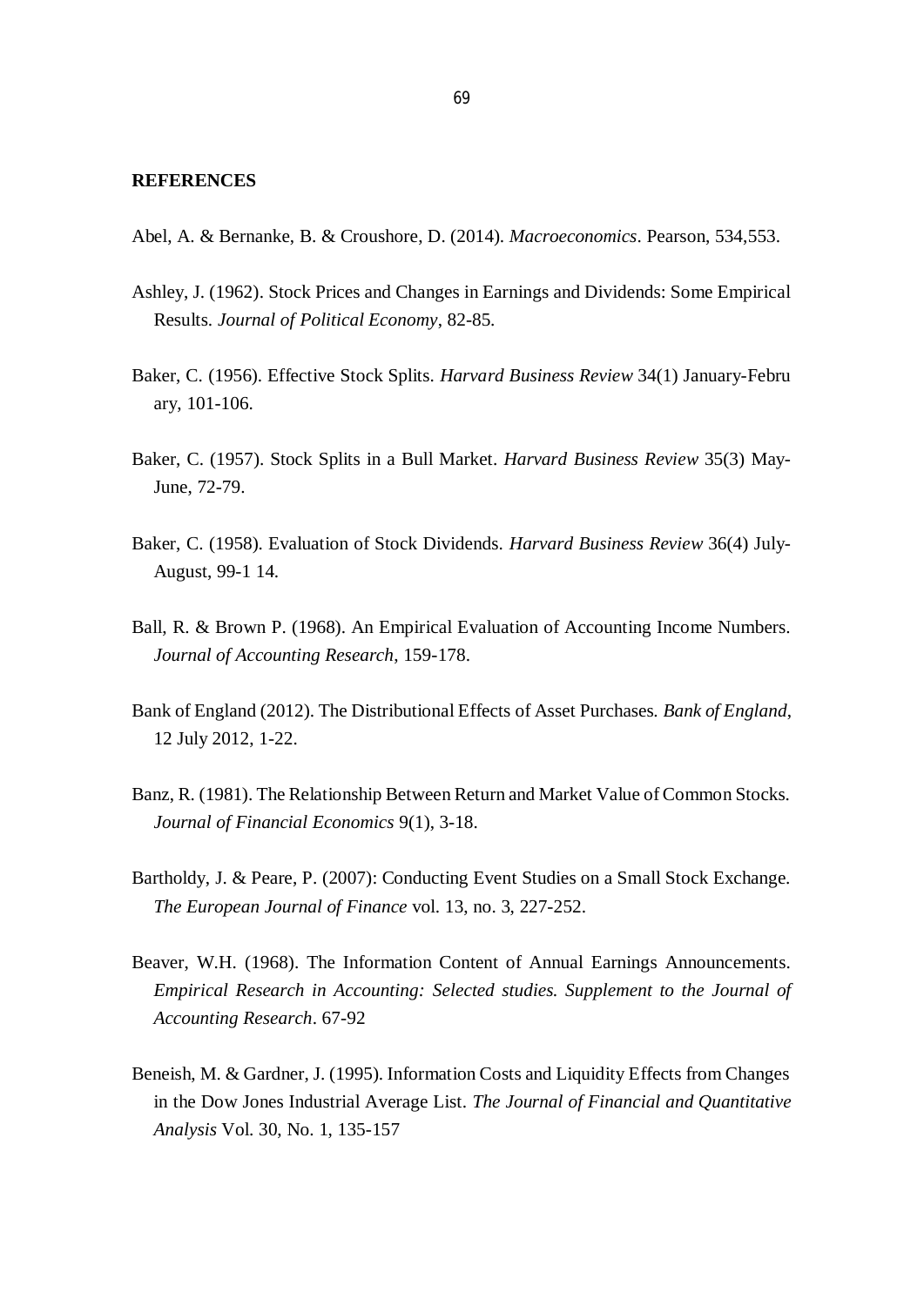**REFERENCES**

Abel, A. & Bernanke, B. & Croushore, D. (2014). *Macroeconomics*. Pearson, 534,553.

Ashley, J. (1962). Stock Prices and Changes in Earnings and Dividends: Some Empirical Results. *Journal of Political Economy*, 82-85.

Baker, C. (1956). Effective Stock Splits. *Harvard Business Review* 34(1) January-February, 101-106.

Baker, C. (1957). Stock Splits in a Bull Market. *Harvard Business Review* 35(3) May-June, 72-79.

Baker, C. (1958). Evaluation of Stock Dividends. *Harvard Business Review* 36(4) July-August, 99-1 14.

Ball, R. & Brown P. (1968). An Empirical Evaluation of Accounting Income Numbers. *Journal of Accounting Research*, 159-178.

Bank of England (2012). The Distributional Effects of Asset Purchases. *Bank of England*, 12 July 2012, 1-22.

Banz, R. (1981). The Relationship Between Return and Market Value of Common Stocks. *Journal of Financial Economics* 9(1), 3-18.

Bartholdy, J. & Peare, P. (2007): Conducting Event Studies on a Small Stock Exchange. *The European Journal of Finance* vol. 13, no. 3, 227-252.

Beaver, W.H. (1968). The Information Content of Annual Earnings Announcements. *Empirical Research in Accounting: Selected studies. Supplement to the Journal of Accounting Research*. 67-92

Beneish, M. & Gardner, J. (1995). Information Costs and Liquidity Effects from Changes in the Dow Jones Industrial Average List. *The Journal of Financial and Quantitative Analysis* Vol. 30, No. 1, 135-157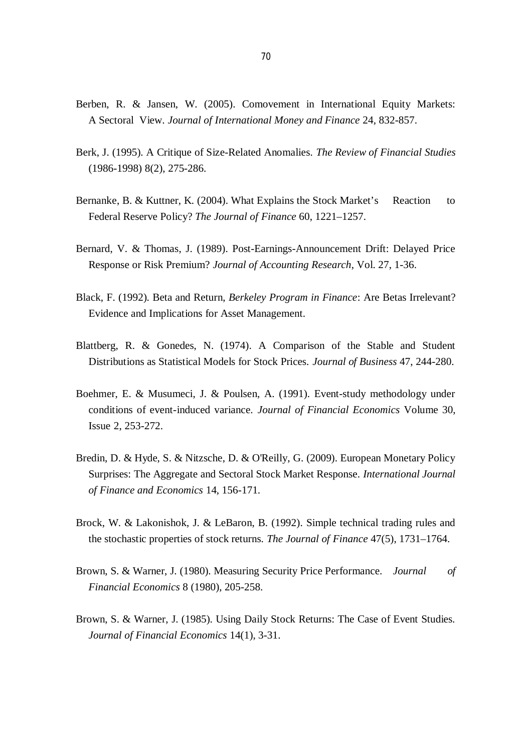Berben, R. & Jansen, W. (2005). Comovement in International Equity Markets: A Sectoral View. *Journal of International Money and Finance* 24, 832-857.

Berk, J. (1995). A Critique of Size-Related Anomalies. *The Review of Financial Studies* (1986-1998) 8(2), 275-286.

Bernanke, B. & Kuttner, K. (2004). What Explains the Stock Market's Reaction to Federal Reserve Policy? *The Journal of Finance* 60, 1221–1257.

Bernard, V. & Thomas, J. (1989). Post-Earnings-Announcement Drift: Delayed Price Response or Risk Premium? *Journal of Accounting Research*, Vol. 27, 1-36.

Black, F. (1992). Beta and Return, *Berkeley Program in Finance*: Are Betas Irrelevant? Evidence and Implications for Asset Management.

Blattberg, R. & Gonedes, N. (1974). A Comparison of the Stable and Student Distributions as Statistical Models for Stock Prices. *Journal of Business* 47, 244-280.

Boehmer, E. & Musumeci, J. & Poulsen, A. (1991). Event-study methodology under conditions of event-induced variance. *Journal of Financial Economics* Volume 30, Issue 2, 253-272.

Bredin, D. & Hyde, S. & Nitzsche, D. & O'Reilly, G. (2009). European Monetary Policy Surprises: The Aggregate and Sectoral Stock Market Response. *International Journal of Finance and Economics* 14, 156-171.

Brock, W. & Lakonishok, J. & LeBaron, B. (1992). Simple technical trading rules and the stochastic properties of stock returns. *The Journal of Finance* 47(5), 1731–1764.

Brown, S. & Warner, J. (1980). Measuring Security Price Performance. *Journal of Financial Economics* 8 (1980), 205-258.

Brown, S. & Warner, J. (1985). Using Daily Stock Returns: The Case of Event Studies. *Journal of Financial Economics* 14(1), 3-31.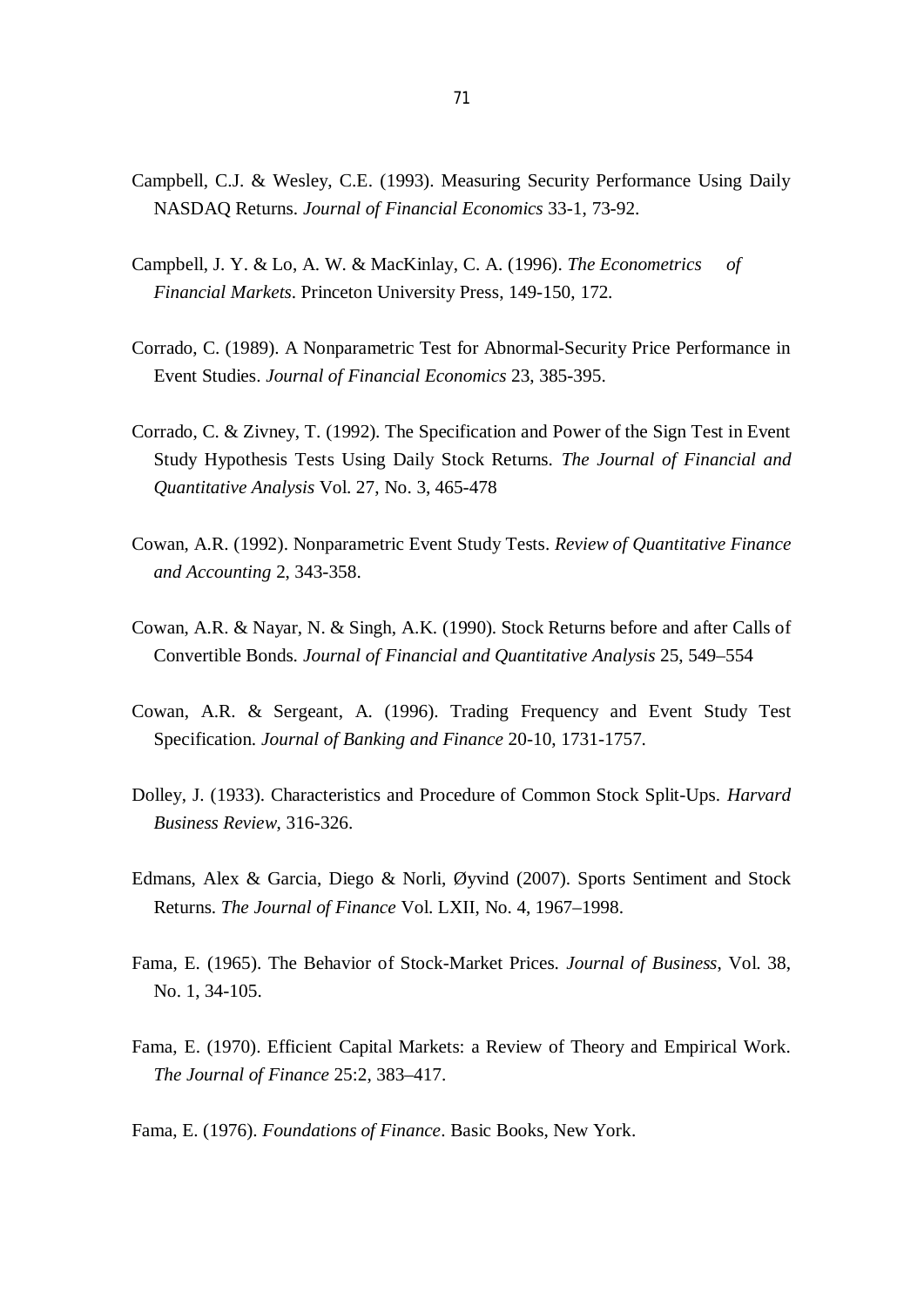Campbell, C.J. & Wesley, C.E. (1993). Measuring Security Performance Using Daily NASDAQ Returns. *Journal of Financial Economics* 33-1, 73-92.

Campbell, J. Y. & Lo, A. W. & MacKinlay, C. A. (1996). *The Econometrics of Financial Markets*. Princeton University Press, 149-150, 172.

Corrado, C. (1989). A Nonparametric Test for Abnormal-Security Price Performance in Event Studies. *Journal of Financial Economics* 23, 385-395.

Corrado, C. & Zivney, T. (1992). The Specification and Power of the Sign Test in Event Study Hypothesis Tests Using Daily Stock Returns. *The Journal of Financial and Quantitative Analysis* Vol. 27, No. 3, 465-478

Cowan, A.R. (1992). Nonparametric Event Study Tests. *Review of Quantitative Finance and Accounting* 2, 343-358.

Cowan, A.R. & Nayar, N. & Singh, A.K. (1990). Stock Returns before and after Calls of Convertible Bonds. *Journal of Financial and Quantitative Analysis* 25, 549–554

Cowan, A.R. & Sergeant, A. (1996). Trading Frequency and Event Study Test Specification. *Journal of Banking and Finance* 20-10, 1731-1757.

Dolley, J. (1933). Characteristics and Procedure of Common Stock Split-Ups. *Harvard Business Review*, 316-326.

Edmans, Alex & Garcia, Diego & Norli, Øyvind (2007). Sports Sentiment and Stock Returns. *The Journal of Finance* Vol. LXII, No. 4, 1967–1998.

Fama, E. (1965). The Behavior of Stock-Market Prices. *Journal of Business*, Vol. 38, No. 1, 34-105.

Fama, E. (1970). Efficient Capital Markets: a Review of Theory and Empirical Work. *The Journal of Finance* 25:2, 383–417.

Fama, E. (1976). *Foundations of Finance*. Basic Books, New York.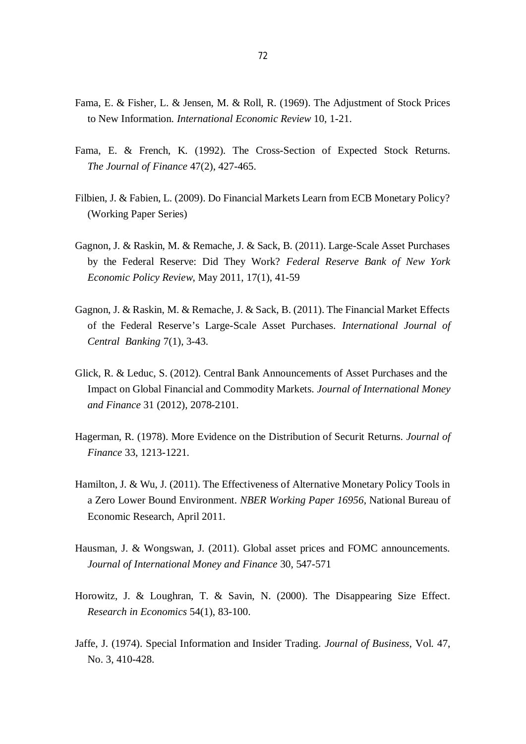Fama, E. & Fisher, L. & Jensen, M. & Roll, R. (1969). The Adjustment of Stock Prices to New Information. *International Economic Review* 10, 1-21.

Fama, E. & French, K. (1992). The Cross-Section of Expected Stock Returns. *The Journal of Finance* 47(2), 427-465.

Filbien, J. & Fabien, L. (2009). Do Financial Markets Learn from ECB Monetary Policy? (Working Paper Series)

Gagnon, J. & Raskin, M. & Remache, J. & Sack, B. (2011). Large-Scale Asset Purchases by the Federal Reserve: Did They Work? *Federal Reserve Bank of New York Economic Policy Review*, May 2011, 17(1), 41-59

Gagnon, J. & Raskin, M. & Remache, J. & Sack, B. (2011). The Financial Market Effects of the Federal Reserve's Large-Scale Asset Purchases. *International Journal of Central Banking* 7(1), 3-43.

Glick, R. & Leduc, S. (2012). Central Bank Announcements of Asset Purchases and the Impact on Global Financial and Commodity Markets. *Journal of International Money and Finance* 31 (2012), 2078-2101.

Hagerman, R. (1978). More Evidence on the Distribution of Securit Returns. *Journal of Finance* 33, 1213-1221.

Hamilton, J. & Wu, J. (2011). The Effectiveness of Alternative Monetary Policy Tools in a Zero Lower Bound Environment. *NBER Working Paper 16956*, National Bureau of Economic Research, April 2011.

Hausman, J. & Wongswan, J. (2011). Global asset prices and FOMC announcements. *Journal of International Money and Finance* 30, 547-571

Horowitz, J. & Loughran, T. & Savin, N. (2000). The Disappearing Size Effect. *Research in Economics* 54(1), 83-100.

Jaffe, J. (1974). Special Information and Insider Trading. *Journal of Business*, Vol. 47, No. 3, 410-428.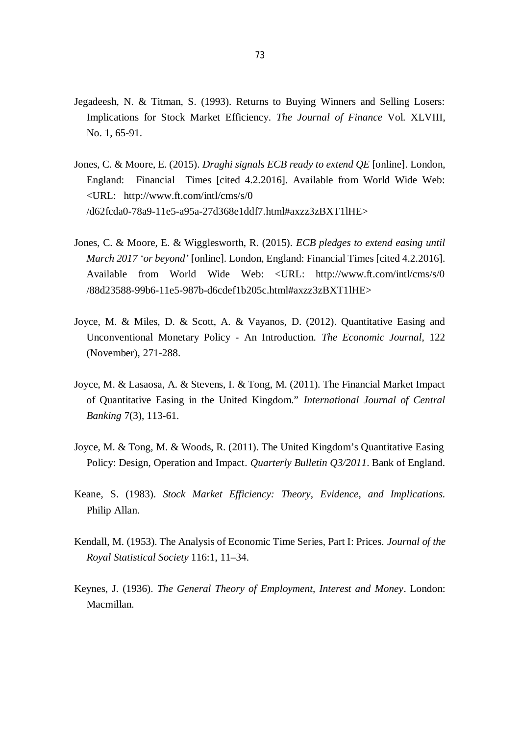Jegadeesh, N. & Titman, S. (1993). Returns to Buying Winners and Selling Losers: Implications for Stock Market Efficiency. *The Journal of Finance* Vol. XLVIII, No. 1, 65-91.

Jones, C. & Moore, E. (2015). *Draghi signals ECB ready to extend QE* [online]. London, England: Financial Times [cited 4.2.2016]. Available from World Wide Web: <URL: http://www.ft.com/intl/cms/s/0 /d62fcda0-78a9-11e5-a95a-27d368e1ddf7.html#axzz3zBXT1lHE>

Jones, C. & Moore, E. & Wigglesworth, R. (2015). *ECB pledges to extend easing until March 2017 'or beyond'* [online]. London, England: Financial Times [cited 4.2.2016]. Available from World Wide Web: <URL: http://www.ft.com/intl/cms/s/0 /88d23588-99b6-11e5-987b-d6cdef1b205c.html#axzz3zBXT1lHE>

Joyce, M. & Miles, D. & Scott, A. & Vayanos, D. (2012). Quantitative Easing and Unconventional Monetary Policy - An Introduction. *The Economic Journal*, 122 (November), 271-288.

Joyce, M. & Lasaosa, A. & Stevens, I. & Tong, M. (2011). The Financial Market Impact of Quantitative Easing in the United Kingdom." *International Journal of Central Banking* 7(3), 113-61.

Joyce, M. & Tong, M. & Woods, R. (2011). The United Kingdom's Quantitative Easing Policy: Design, Operation and Impact. *Quarterly Bulletin Q3/2011*. Bank of England.

Keane, S. (1983). *Stock Market Efficiency: Theory, Evidence, and Implications.* Philip Allan.

Kendall, M. (1953). The Analysis of Economic Time Series, Part I: Prices. *Journal of the Royal Statistical Society* 116:1, 11–34.

Keynes, J. (1936). *The General Theory of Employment, Interest and Money*. London: Macmillan.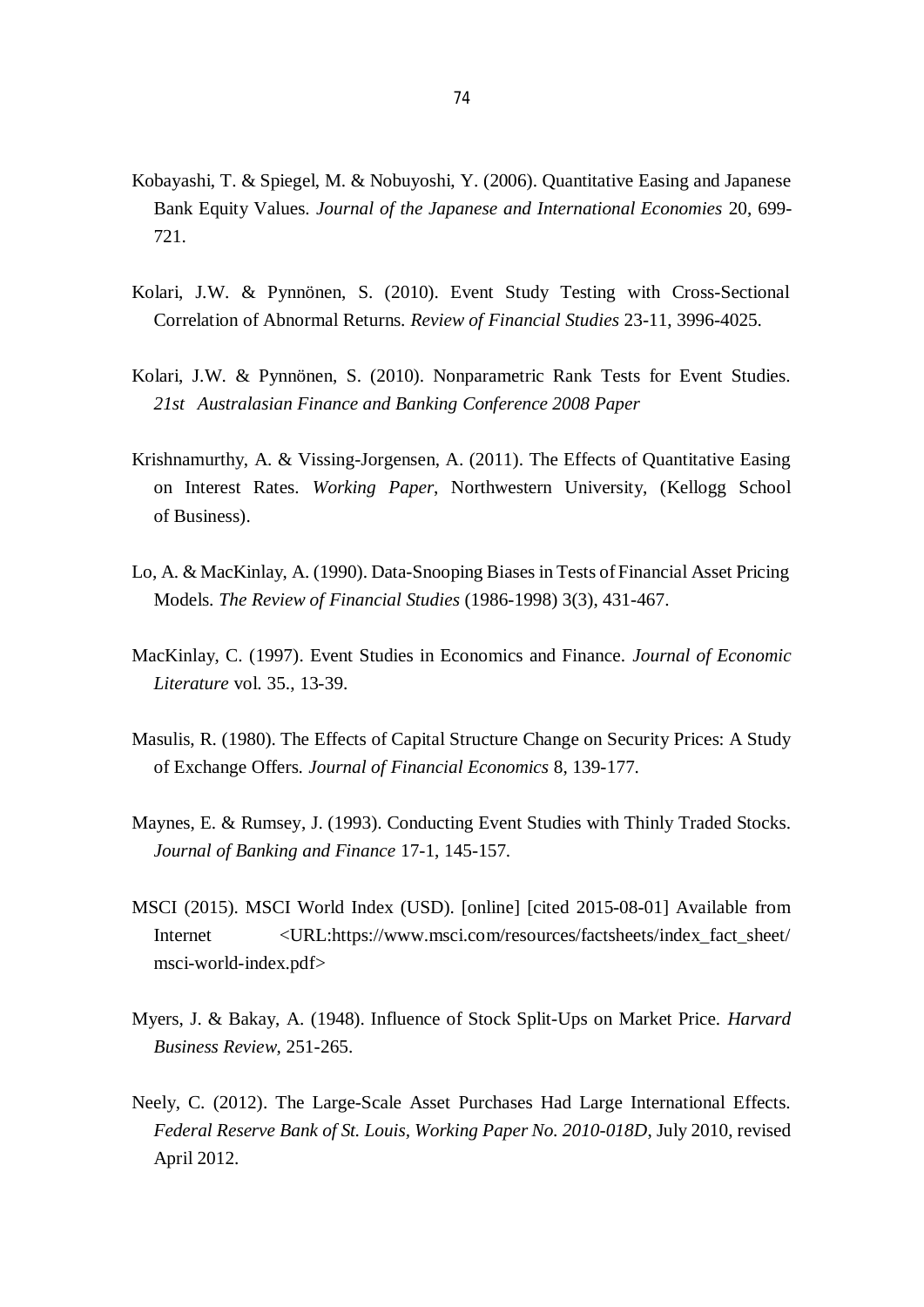Kobayashi, T. & Spiegel, M. & Nobuyoshi, Y. (2006). Quantitative Easing and Japanese Bank Equity Values. *Journal of the Japanese and International Economies* 20, 699-721.

Kolari, J.W. & Pynnönen, S. (2010). Event Study Testing with Cross-Sectional Correlation of Abnormal Returns. *Review of Financial Studies* 23-11, 3996-4025.

Kolari, J.W. & Pynnönen, S. (2010). Nonparametric Rank Tests for Event Studies. *21st Australasian Finance and Banking Conference 2008 Paper*

Krishnamurthy, A. & Vissing-Jorgensen, A. (2011). The Effects of Quantitative Easing on Interest Rates. *Working Paper*, Northwestern University, (Kellogg School of Business).

Lo, A. & MacKinlay, A. (1990). Data-Snooping Biases in Tests of Financial Asset Pricing Models. *The Review of Financial Studies* (1986-1998) 3(3), 431-467.

MacKinlay, C. (1997). Event Studies in Economics and Finance. *Journal of Economic Literature* vol. 35., 13-39.

Masulis, R. (1980). The Effects of Capital Structure Change on Security Prices: A Study of Exchange Offers. *Journal of Financial Economics* 8, 139-177.

Maynes, E. & Rumsey, J. (1993). Conducting Event Studies with Thinly Traded Stocks. *Journal of Banking and Finance* 17-1, 145-157.

MSCI (2015). MSCI World Index (USD). [online] [cited 2015-08-01] Available from Internet <URL:https://www.msci.com/resources/factsheets/index_fact_sheet/msci-world-index.pdf>

Myers, J. & Bakay, A. (1948). Influence of Stock Split-Ups on Market Price. *Harvard Business Review*, 251-265.

Neely, C. (2012). The Large-Scale Asset Purchases Had Large International Effects. *Federal Reserve Bank of St. Louis, Working Paper No. 2010-018D*, July 2010, revised April 2012.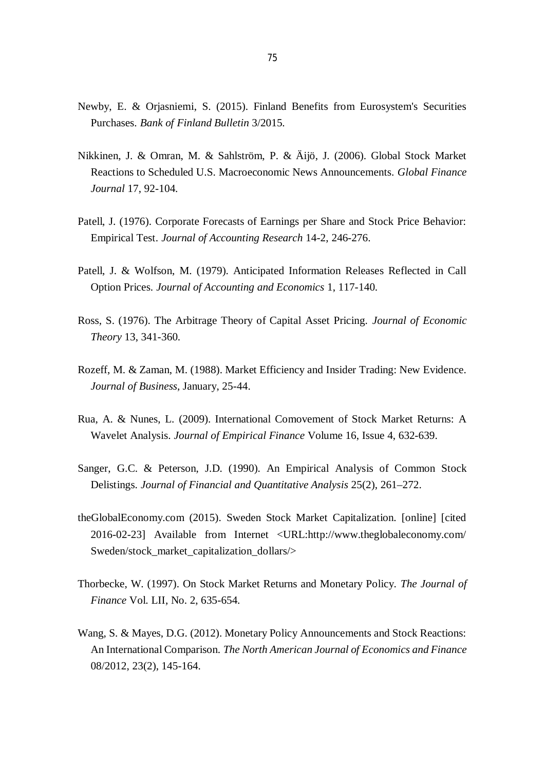Newby, E. & Orjasniemi, S. (2015). Finland Benefits from Eurosystem's Securities Purchases. *Bank of Finland Bulletin* 3/2015.

Nikkinen, J. & Omran, M. & Sahlström, P. & Äijö, J. (2006). Global Stock Market Reactions to Scheduled U.S. Macroeconomic News Announcements. *Global Finance Journal* 17, 92-104.

Patell, J. (1976). Corporate Forecasts of Earnings per Share and Stock Price Behavior: Empirical Test. *Journal of Accounting Research* 14-2, 246-276.

Patell, J. & Wolfson, M. (1979). Anticipated Information Releases Reflected in Call Option Prices. *Journal of Accounting and Economics* 1, 117-140.

Ross, S. (1976). The Arbitrage Theory of Capital Asset Pricing. *Journal of Economic Theory* 13, 341-360.

Rozeff, M. & Zaman, M. (1988). Market Efficiency and Insider Trading: New Evidence. *Journal of Business*, January, 25-44.

Rua, A. & Nunes, L. (2009). International Comovement of Stock Market Returns: A Wavelet Analysis. *Journal of Empirical Finance* Volume 16, Issue 4, 632-639.

Sanger, G.C. & Peterson, J.D. (1990). An Empirical Analysis of Common Stock Delistings. *Journal of Financial and Quantitative Analysis* 25(2), 261–272.

theGlobalEconomy.com (2015). Sweden Stock Market Capitalization. [online] [cited 2016-02-23] Available from Internet <URL:http://www.theglobaleconomy.com/Sweden/stock_market_capitalization_dollars/>

Thorbecke, W. (1997). On Stock Market Returns and Monetary Policy. *The Journal of Finance* Vol. LII, No. 2, 635-654.

Wang, S. & Mayes, D.G. (2012). Monetary Policy Announcements and Stock Reactions: An International Comparison. *The North American Journal of Economics and Finance* 08/2012, 23(2), 145-164.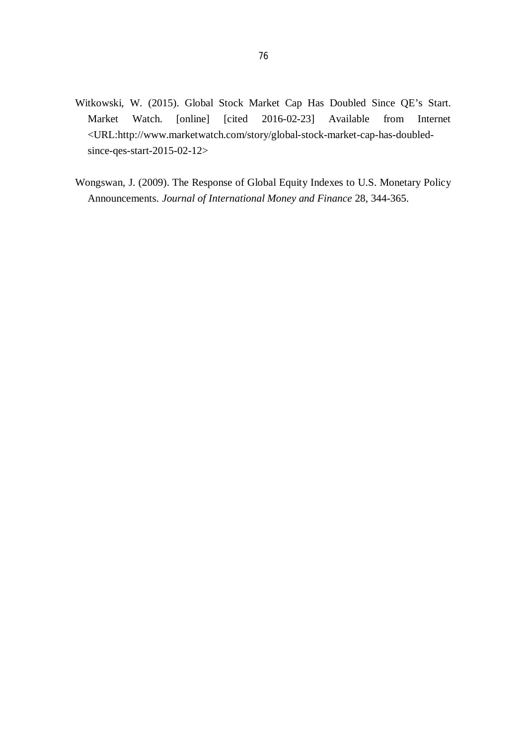Witkowski, W. (2015). Global Stock Market Cap Has Doubled Since QE's Start. Market Watch. [online] [cited 2016-02-23] Available from Internet <URL:http://www.marketwatch.com/story/global-stock-market-cap-has-doubled-since-qes-start-2015-02-12>

Wongswan, J. (2009). The Response of Global Equity Indexes to U.S. Monetary Policy Announcements. *Journal of International Money and Finance* 28, 344-365.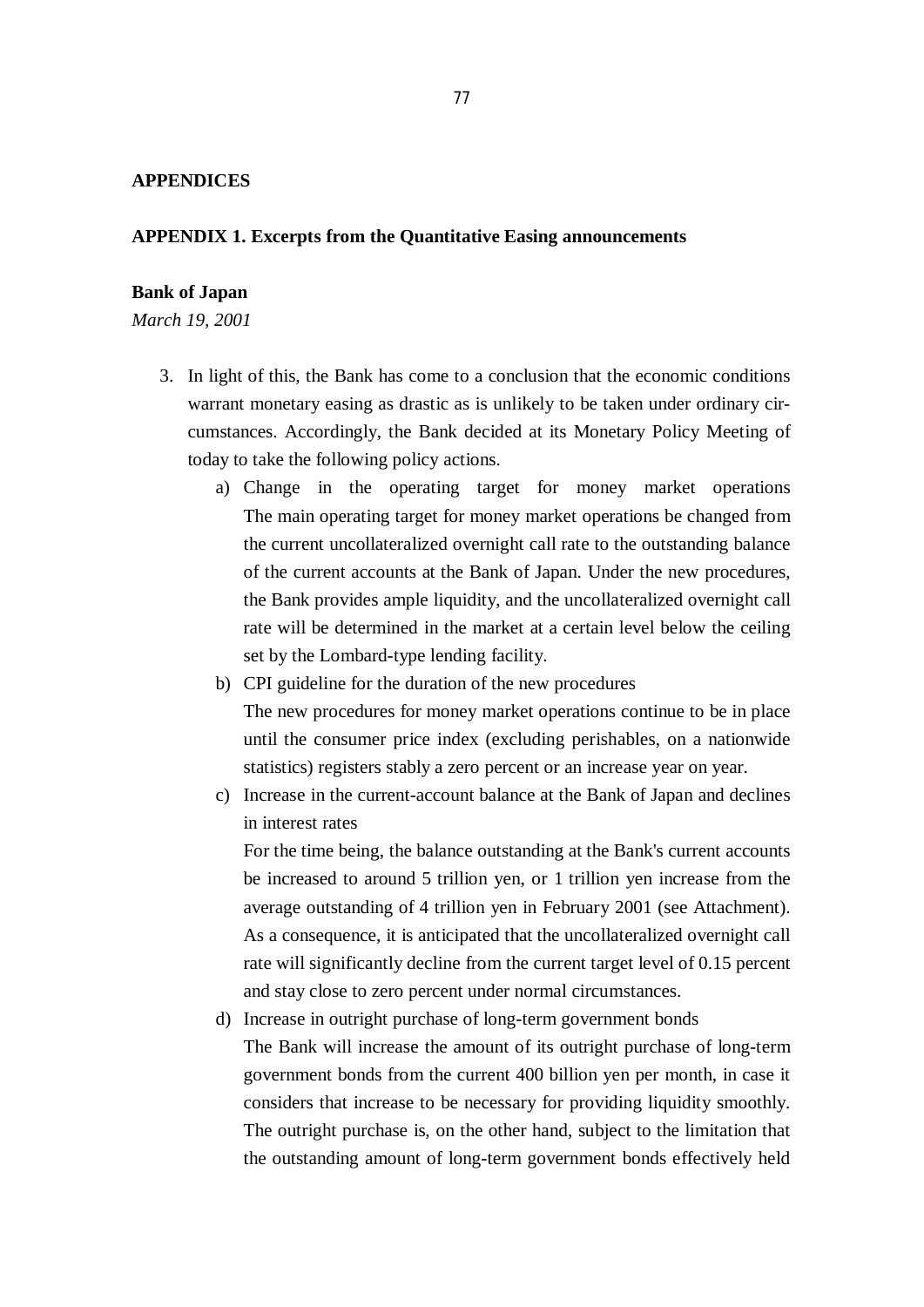# APPENDICES

## APPENDIX 1. Excerpts from the Quantitative Easing announcements

**Bank of Japan**

*March 19, 2001*

3. In light of this, the Bank has come to a conclusion that the economic conditions warrant monetary easing as drastic as is unlikely to be taken under ordinary circumstances. Accordingly, the Bank decided at its Monetary Policy Meeting of today to take the following policy actions.
   a) Change in the operating target for money market operations
      The main operating target for money market operations be changed from the current uncollateralized overnight call rate to the outstanding balance of the current accounts at the Bank of Japan. Under the new procedures, the Bank provides ample liquidity, and the uncollateralized overnight call rate will be determined in the market at a certain level below the ceiling set by the Lombard-type lending facility.
   b) CPI guideline for the duration of the new procedures
      The new procedures for money market operations continue to be in place until the consumer price index (excluding perishables, on a nationwide statistics) registers stably a zero percent or an increase year on year.
   c) Increase in the current-account balance at the Bank of Japan and declines in interest rates
      For the time being, the balance outstanding at the Bank's current accounts be increased to around 5 trillion yen, or 1 trillion yen increase from the average outstanding of 4 trillion yen in February 2001 (see Attachment). As a consequence, it is anticipated that the uncollateralized overnight call rate will significantly decline from the current target level of 0.15 percent and stay close to zero percent under normal circumstances.
   d) Increase in outright purchase of long-term government bonds
      The Bank will increase the amount of its outright purchase of long-term government bonds from the current 400 billion yen per month, in case it considers that increase to be necessary for providing liquidity smoothly. The outright purchase is, on the other hand, subject to the limitation that the outstanding amount of long-term government bonds effectively held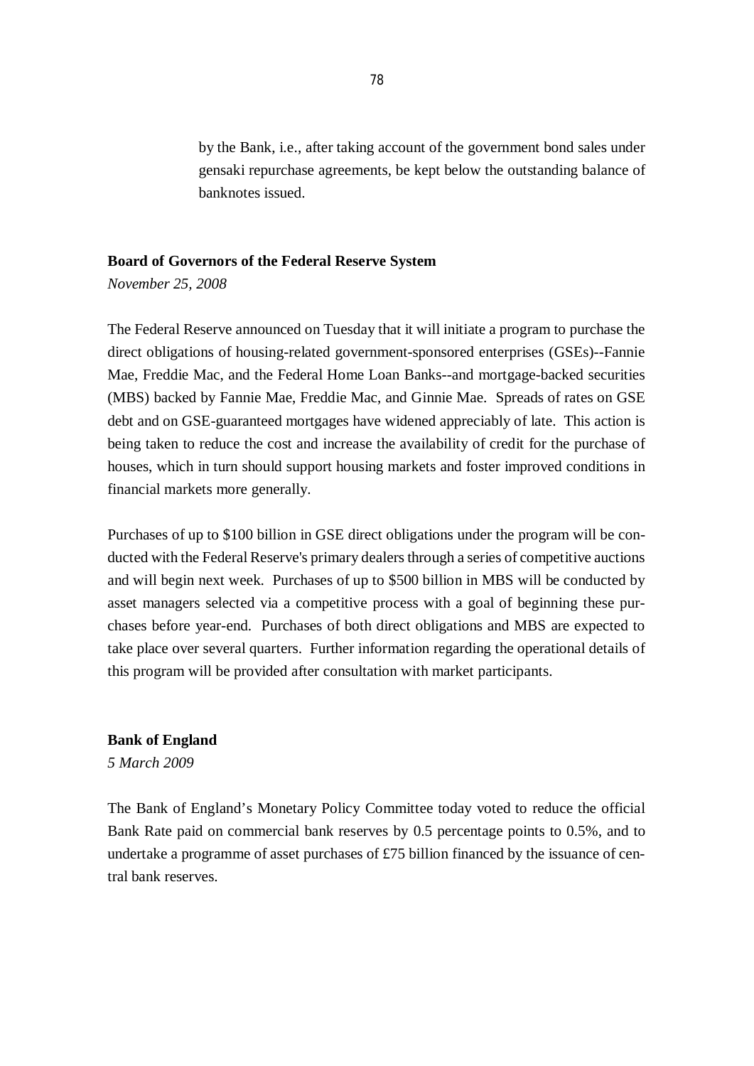by the Bank, i.e., after taking account of the government bond sales under gensaki repurchase agreements, be kept below the outstanding balance of banknotes issued.

**Board of Governors of the Federal Reserve System**

*November 25, 2008*

The Federal Reserve announced on Tuesday that it will initiate a program to purchase the direct obligations of housing-related government-sponsored enterprises (GSEs)--Fannie Mae, Freddie Mac, and the Federal Home Loan Banks--and mortgage-backed securities (MBS) backed by Fannie Mae, Freddie Mac, and Ginnie Mae. Spreads of rates on GSE debt and on GSE-guaranteed mortgages have widened appreciably of late. This action is being taken to reduce the cost and increase the availability of credit for the purchase of houses, which in turn should support housing markets and foster improved conditions in financial markets more generally.

Purchases of up to $100 billion in GSE direct obligations under the program will be conducted with the Federal Reserve's primary dealers through a series of competitive auctions and will begin next week. Purchases of up to $500 billion in MBS will be conducted by asset managers selected via a competitive process with a goal of beginning these purchases before year-end. Purchases of both direct obligations and MBS are expected to take place over several quarters. Further information regarding the operational details of this program will be provided after consultation with market participants.

**Bank of England**

*5 March 2009*

The Bank of England's Monetary Policy Committee today voted to reduce the official Bank Rate paid on commercial bank reserves by 0.5 percentage points to 0.5%, and to undertake a programme of asset purchases of £75 billion financed by the issuance of central bank reserves.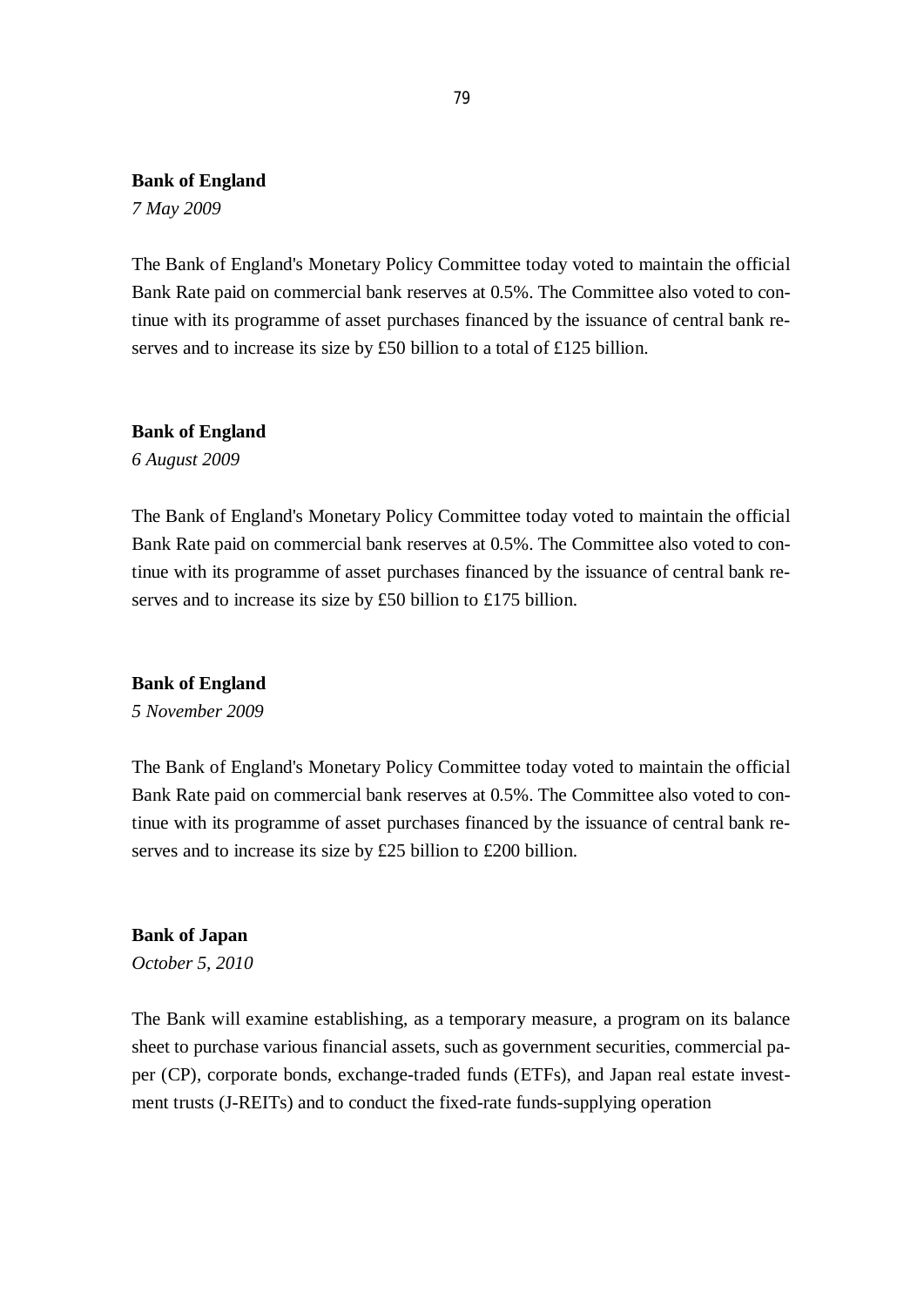**Bank of England**

*7 May 2009*

The Bank of England's Monetary Policy Committee today voted to maintain the official Bank Rate paid on commercial bank reserves at 0.5%. The Committee also voted to continue with its programme of asset purchases financed by the issuance of central bank reserves and to increase its size by £50 billion to a total of £125 billion.

**Bank of England**

*6 August 2009*

The Bank of England's Monetary Policy Committee today voted to maintain the official Bank Rate paid on commercial bank reserves at 0.5%. The Committee also voted to continue with its programme of asset purchases financed by the issuance of central bank reserves and to increase its size by £50 billion to £175 billion.

**Bank of England**

*5 November 2009*

The Bank of England's Monetary Policy Committee today voted to maintain the official Bank Rate paid on commercial bank reserves at 0.5%. The Committee also voted to continue with its programme of asset purchases financed by the issuance of central bank reserves and to increase its size by £25 billion to £200 billion.

**Bank of Japan**

*October 5, 2010*

The Bank will examine establishing, as a temporary measure, a program on its balance sheet to purchase various financial assets, such as government securities, commercial paper (CP), corporate bonds, exchange-traded funds (ETFs), and Japan real estate investment trusts (J-REITs) and to conduct the fixed-rate funds-supplying operation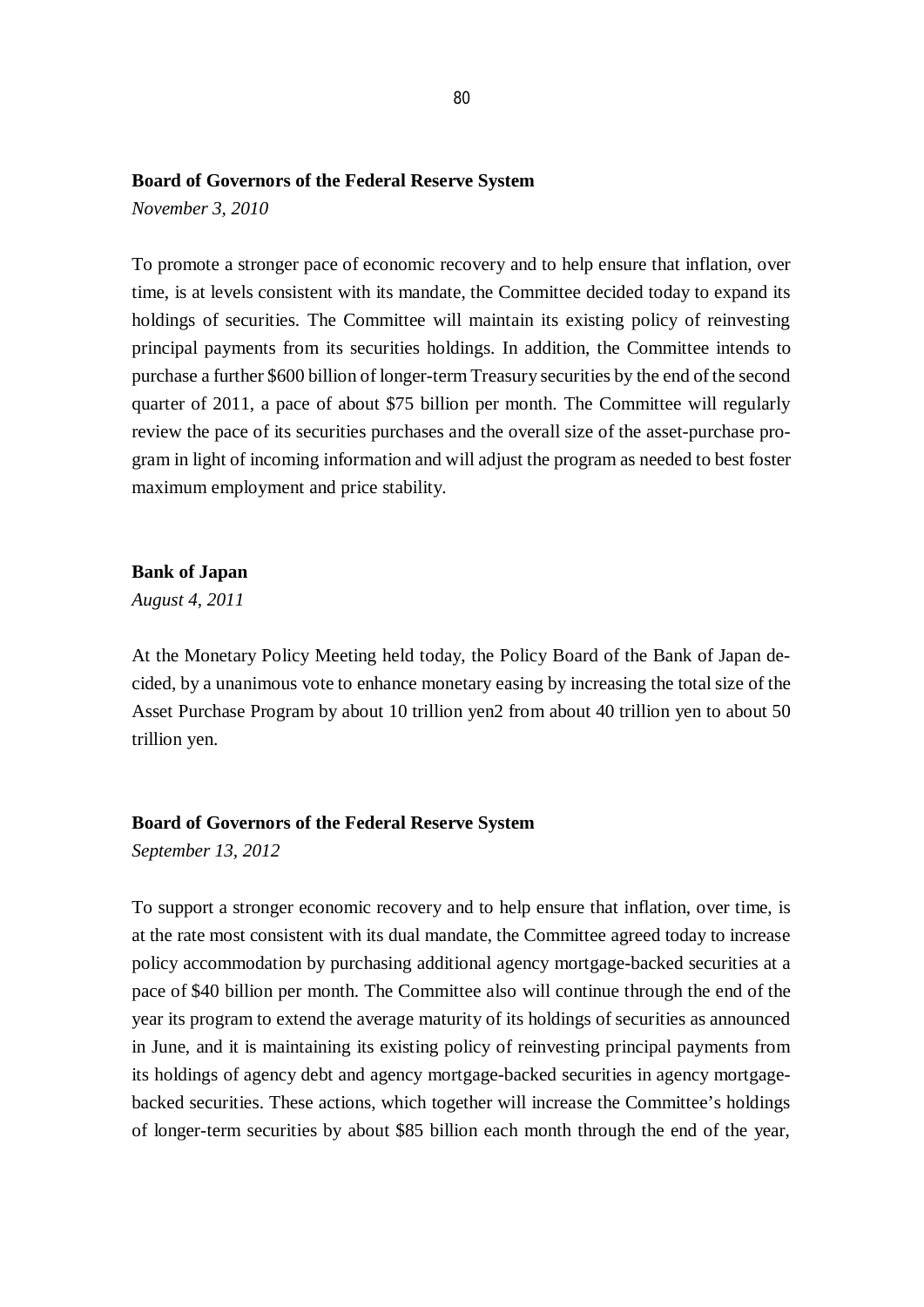**Board of Governors of the Federal Reserve System**

*November 3, 2010*

To promote a stronger pace of economic recovery and to help ensure that inflation, over time, is at levels consistent with its mandate, the Committee decided today to expand its holdings of securities. The Committee will maintain its existing policy of reinvesting principal payments from its securities holdings. In addition, the Committee intends to purchase a further \$600 billion of longer-term Treasury securities by the end of the second quarter of 2011, a pace of about \$75 billion per month. The Committee will regularly review the pace of its securities purchases and the overall size of the asset-purchase program in light of incoming information and will adjust the program as needed to best foster maximum employment and price stability.

**Bank of Japan**

*August 4, 2011*

At the Monetary Policy Meeting held today, the Policy Board of the Bank of Japan decided, by a unanimous vote to enhance monetary easing by increasing the total size of the Asset Purchase Program by about 10 trillion yen2 from about 40 trillion yen to about 50 trillion yen.

**Board of Governors of the Federal Reserve System**

*September 13, 2012*

To support a stronger economic recovery and to help ensure that inflation, over time, is at the rate most consistent with its dual mandate, the Committee agreed today to increase policy accommodation by purchasing additional agency mortgage-backed securities at a pace of \$40 billion per month. The Committee also will continue through the end of the year its program to extend the average maturity of its holdings of securities as announced in June, and it is maintaining its existing policy of reinvesting principal payments from its holdings of agency debt and agency mortgage-backed securities in agency mortgage-backed securities. These actions, which together will increase the Committee's holdings of longer-term securities by about \$85 billion each month through the end of the year,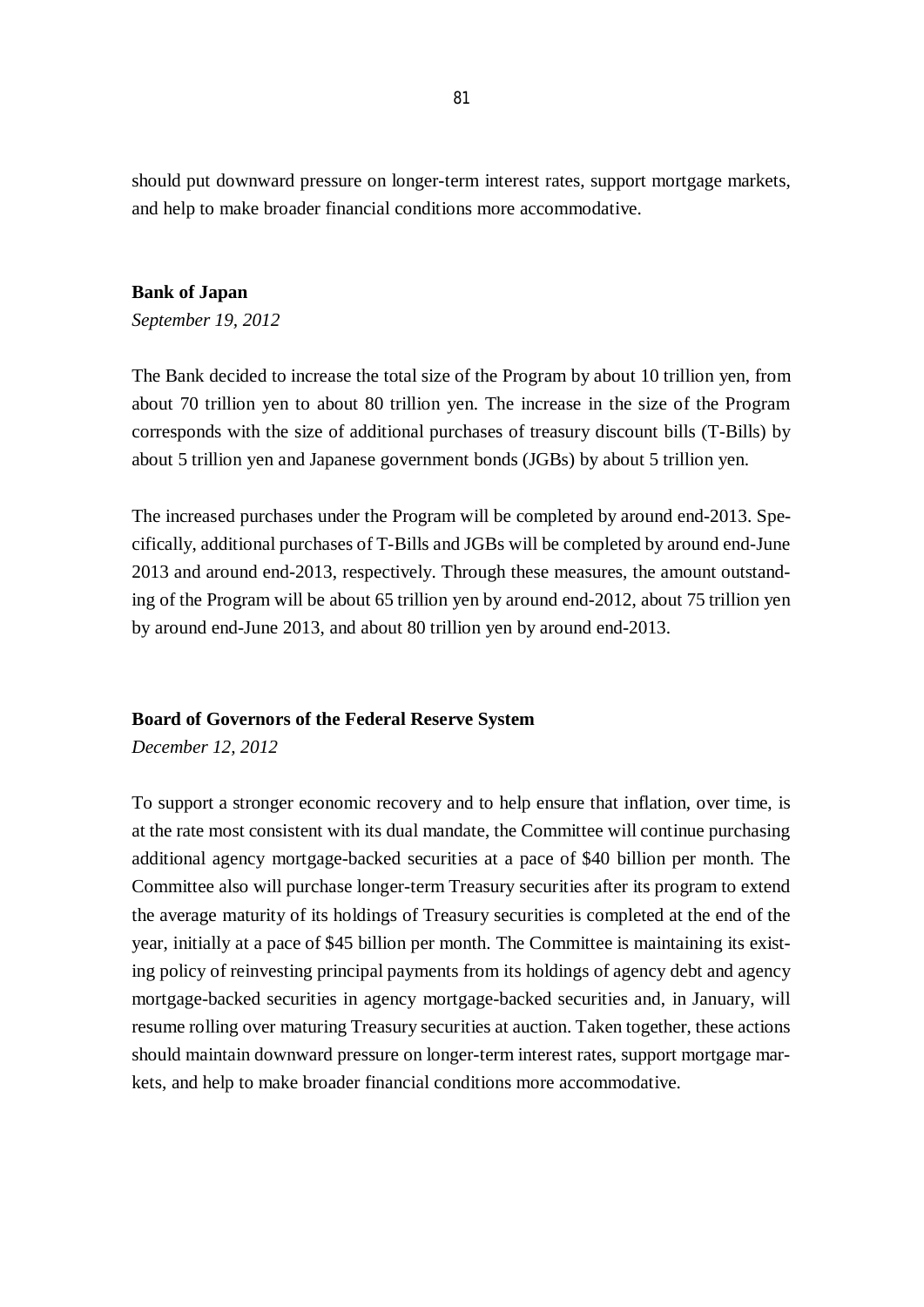should put downward pressure on longer-term interest rates, support mortgage markets, and help to make broader financial conditions more accommodative.

**Bank of Japan**

*September 19, 2012*

The Bank decided to increase the total size of the Program by about 10 trillion yen, from about 70 trillion yen to about 80 trillion yen. The increase in the size of the Program corresponds with the size of additional purchases of treasury discount bills (T-Bills) by about 5 trillion yen and Japanese government bonds (JGBs) by about 5 trillion yen.

The increased purchases under the Program will be completed by around end-2013. Specifically, additional purchases of T-Bills and JGBs will be completed by around end-June 2013 and around end-2013, respectively. Through these measures, the amount outstanding of the Program will be about 65 trillion yen by around end-2012, about 75 trillion yen by around end-June 2013, and about 80 trillion yen by around end-2013.

**Board of Governors of the Federal Reserve System**

*December 12, 2012*

To support a stronger economic recovery and to help ensure that inflation, over time, is at the rate most consistent with its dual mandate, the Committee will continue purchasing additional agency mortgage-backed securities at a pace of $40 billion per month. The Committee also will purchase longer-term Treasury securities after its program to extend the average maturity of its holdings of Treasury securities is completed at the end of the year, initially at a pace of $45 billion per month. The Committee is maintaining its existing policy of reinvesting principal payments from its holdings of agency debt and agency mortgage-backed securities in agency mortgage-backed securities and, in January, will resume rolling over maturing Treasury securities at auction. Taken together, these actions should maintain downward pressure on longer-term interest rates, support mortgage markets, and help to make broader financial conditions more accommodative.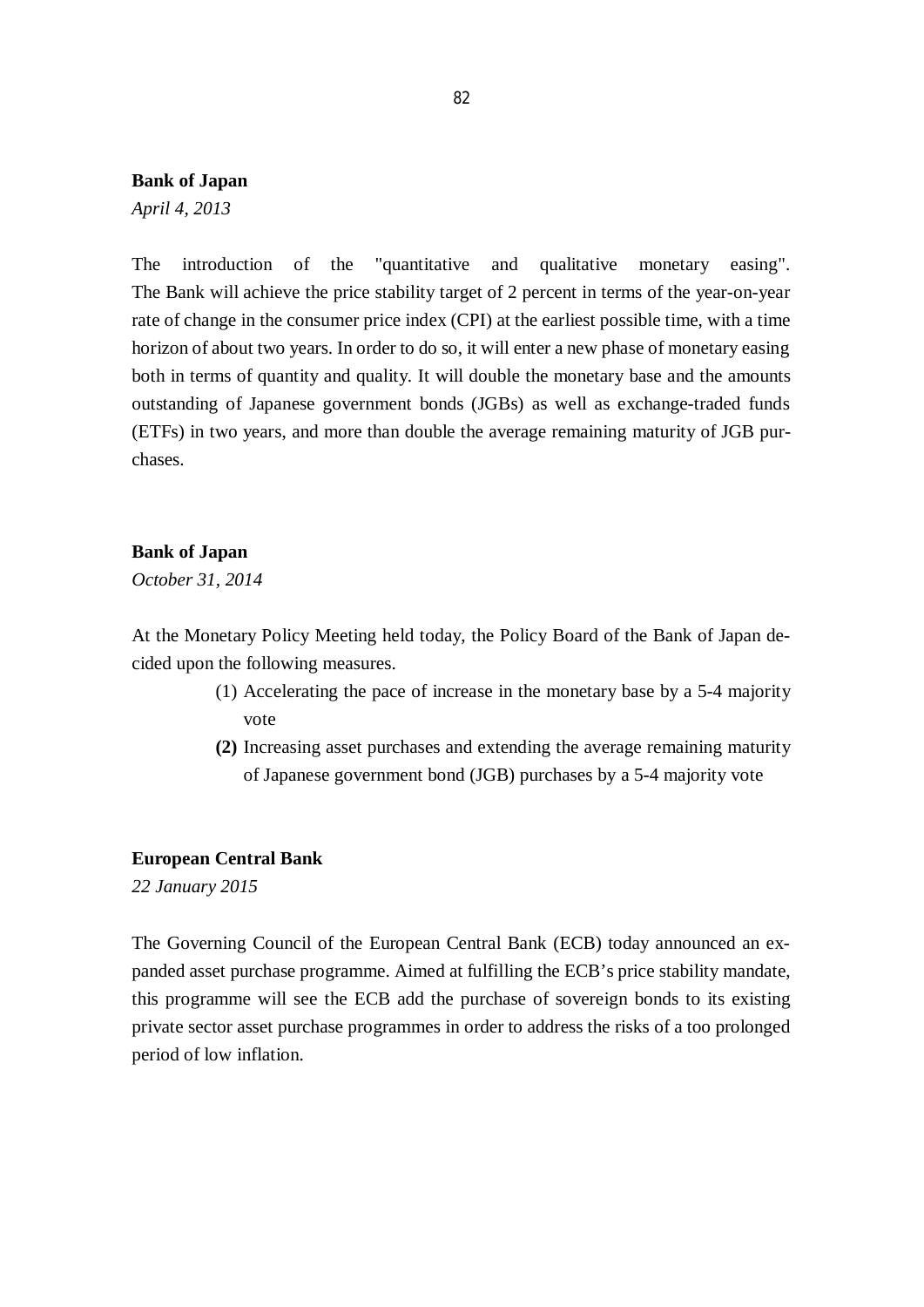**Bank of Japan**

*April 4, 2013*

The introduction of the "quantitative and qualitative monetary easing". The Bank will achieve the price stability target of 2 percent in terms of the year-on-year rate of change in the consumer price index (CPI) at the earliest possible time, with a time horizon of about two years. In order to do so, it will enter a new phase of monetary easing both in terms of quantity and quality. It will double the monetary base and the amounts outstanding of Japanese government bonds (JGBs) as well as exchange-traded funds (ETFs) in two years, and more than double the average remaining maturity of JGB purchases.

**Bank of Japan**

*October 31, 2014*

At the Monetary Policy Meeting held today, the Policy Board of the Bank of Japan decided upon the following measures.

(1) Accelerating the pace of increase in the monetary base by a 5-4 majority vote

**(2)** Increasing asset purchases and extending the average remaining maturity of Japanese government bond (JGB) purchases by a 5-4 majority vote

**European Central Bank**

*22 January 2015*

The Governing Council of the European Central Bank (ECB) today announced an expanded asset purchase programme. Aimed at fulfilling the ECB's price stability mandate, this programme will see the ECB add the purchase of sovereign bonds to its existing private sector asset purchase programmes in order to address the risks of a too prolonged period of low inflation.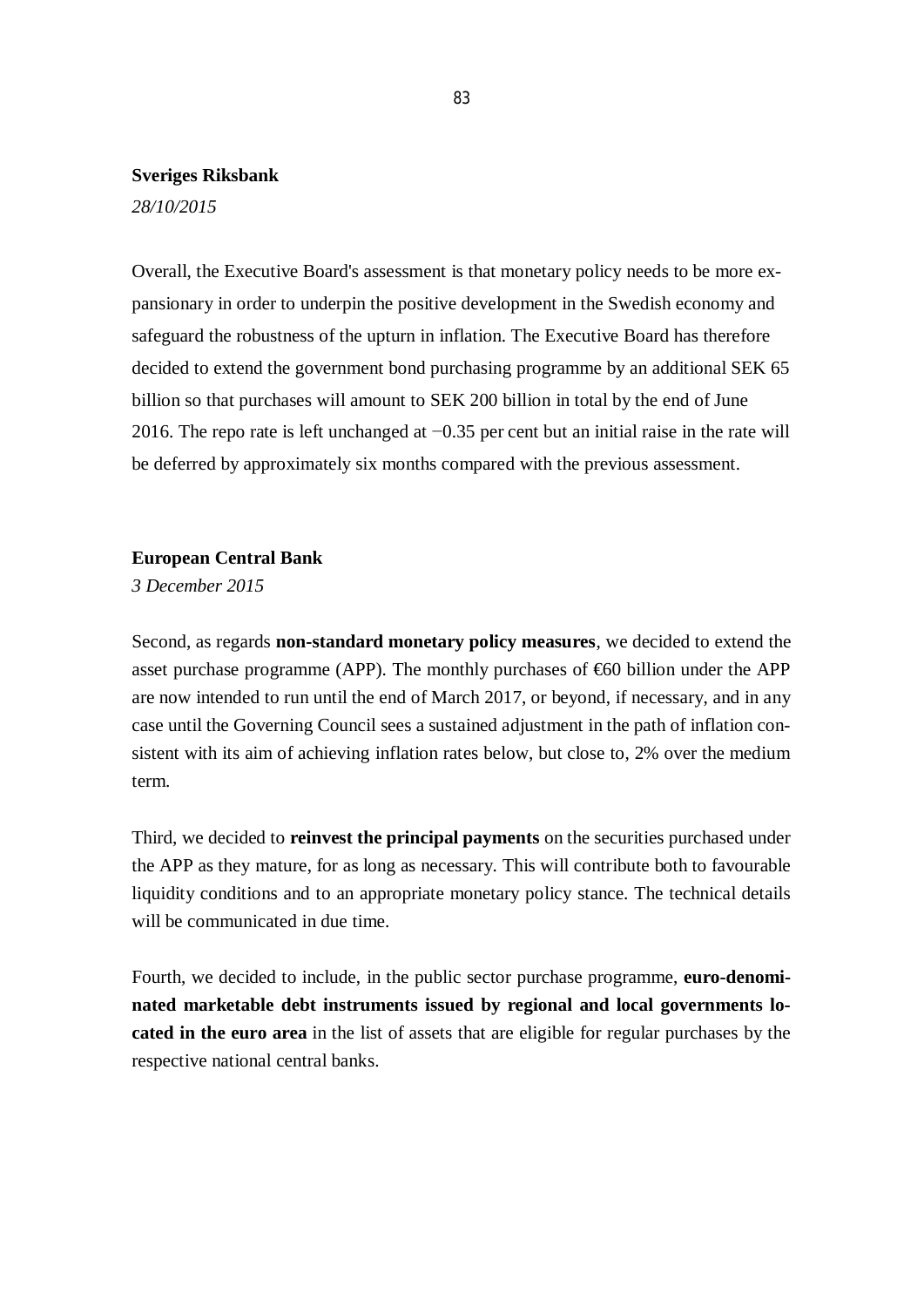**Sveriges Riksbank**

*28/10/2015*

Overall, the Executive Board's assessment is that monetary policy needs to be more expansionary in order to underpin the positive development in the Swedish economy and safeguard the robustness of the upturn in inflation. The Executive Board has therefore decided to extend the government bond purchasing programme by an additional SEK 65 billion so that purchases will amount to SEK 200 billion in total by the end of June 2016. The repo rate is left unchanged at −0.35 per cent but an initial raise in the rate will be deferred by approximately six months compared with the previous assessment.

**European Central Bank**

*3 December 2015*

Second, as regards **non-standard monetary policy measures**, we decided to extend the asset purchase programme (APP). The monthly purchases of €60 billion under the APP are now intended to run until the end of March 2017, or beyond, if necessary, and in any case until the Governing Council sees a sustained adjustment in the path of inflation consistent with its aim of achieving inflation rates below, but close to, 2% over the medium term.

Third, we decided to **reinvest the principal payments** on the securities purchased under the APP as they mature, for as long as necessary. This will contribute both to favourable liquidity conditions and to an appropriate monetary policy stance. The technical details will be communicated in due time.

Fourth, we decided to include, in the public sector purchase programme, **euro-denominated marketable debt instruments issued by regional and local governments located in the euro area** in the list of assets that are eligible for regular purchases by the respective national central banks.